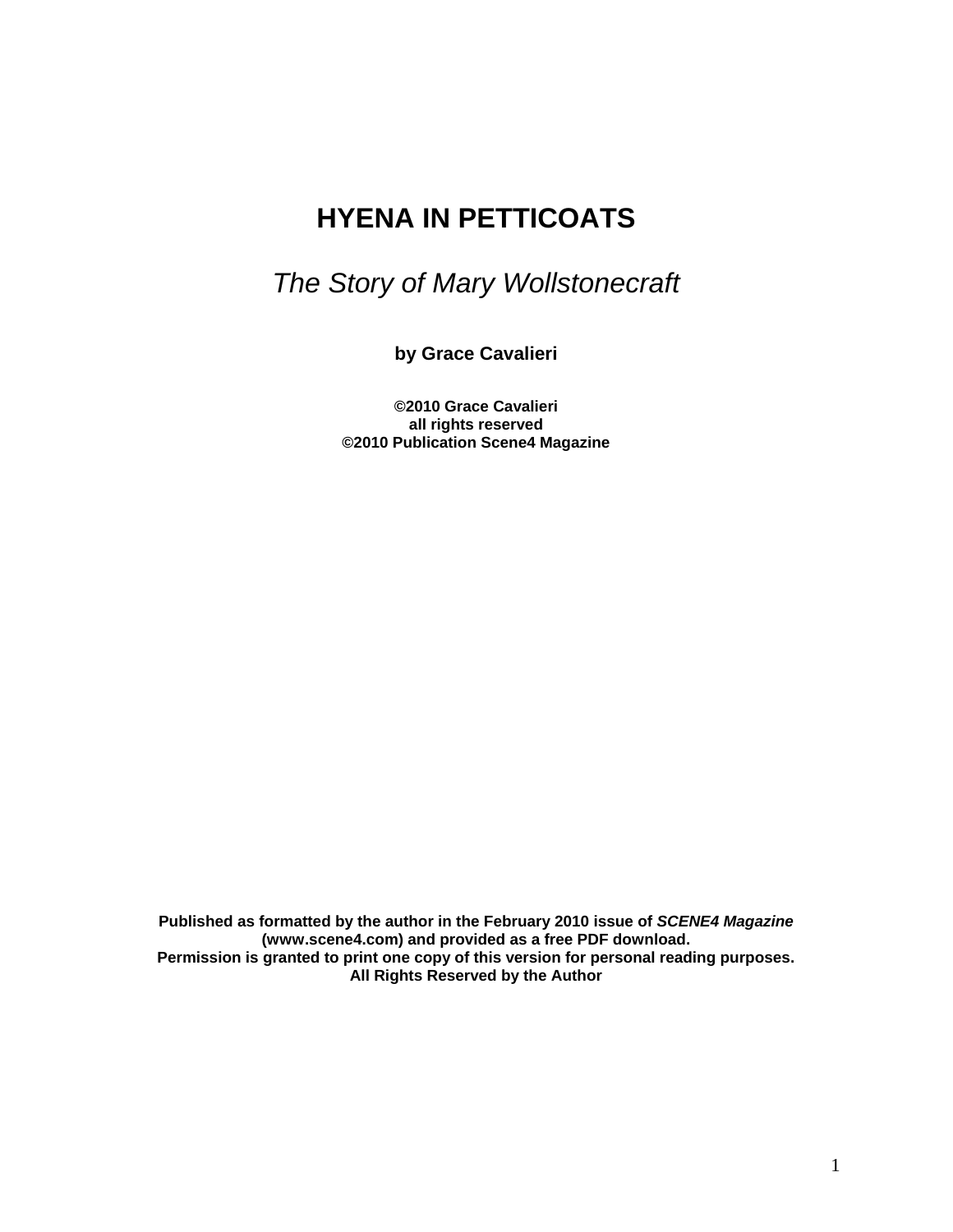# HYENA IN PETTICOATS

*The Story of Mary Wollstonecraft*

**by Grace Cavalieri**

**©2010 Grace Cavalieri**
**all rights reserved**
**©2010 Publication Scene4 Magazine**

**Published as formatted by the author in the February 2010 issue of *SCENE4 Magazine* (www.scene4.com) and provided as a free PDF download.**
**Permission is granted to print one copy of this version for personal reading purposes.**
**All Rights Reserved by the Author**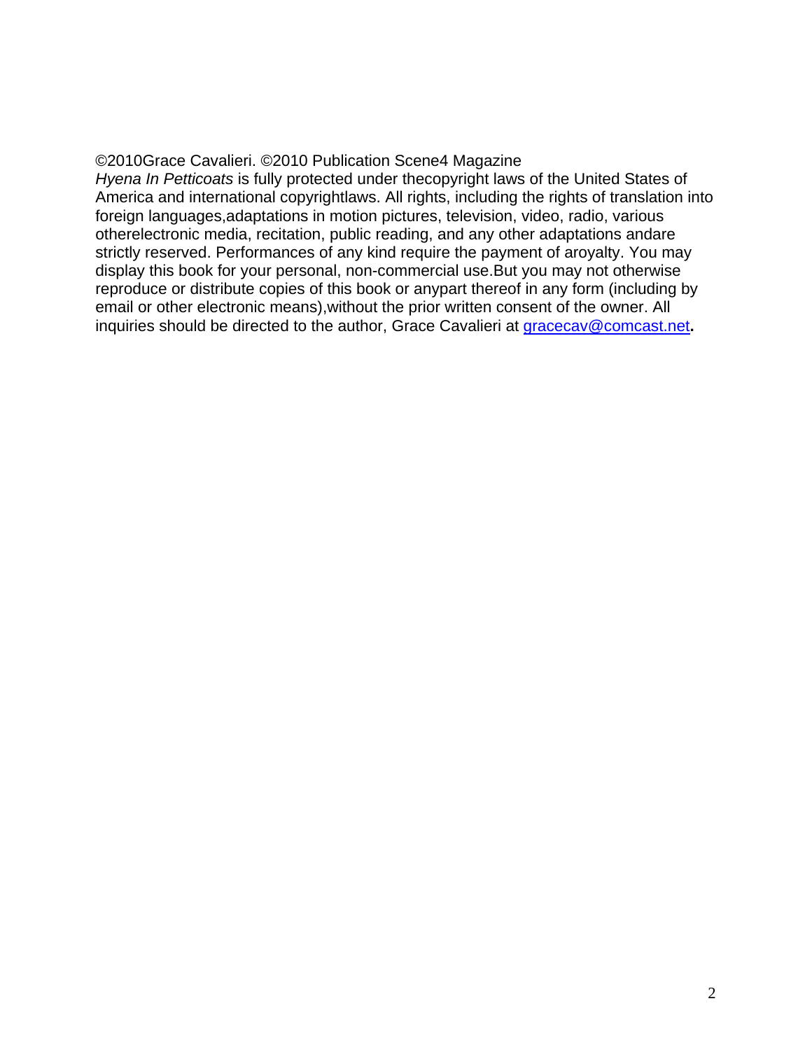©2010Grace Cavalieri. ©2010 Publication Scene4 Magazine
*Hyena In Petticoats* is fully protected under thecopyright laws of the United States of America and international copyrightlaws. All rights, including the rights of translation into foreign languages,adaptations in motion pictures, television, video, radio, various otherelectronic media, recitation, public reading, and any other adaptations andare strictly reserved. Performances of any kind require the payment of aroyalty. You may display this book for your personal, non-commercial use.But you may not otherwise reproduce or distribute copies of this book or anypart thereof in any form (including by email or other electronic means),without the prior written consent of the owner. All inquiries should be directed to the author, Grace Cavalieri at gracecav@comcast.net**.**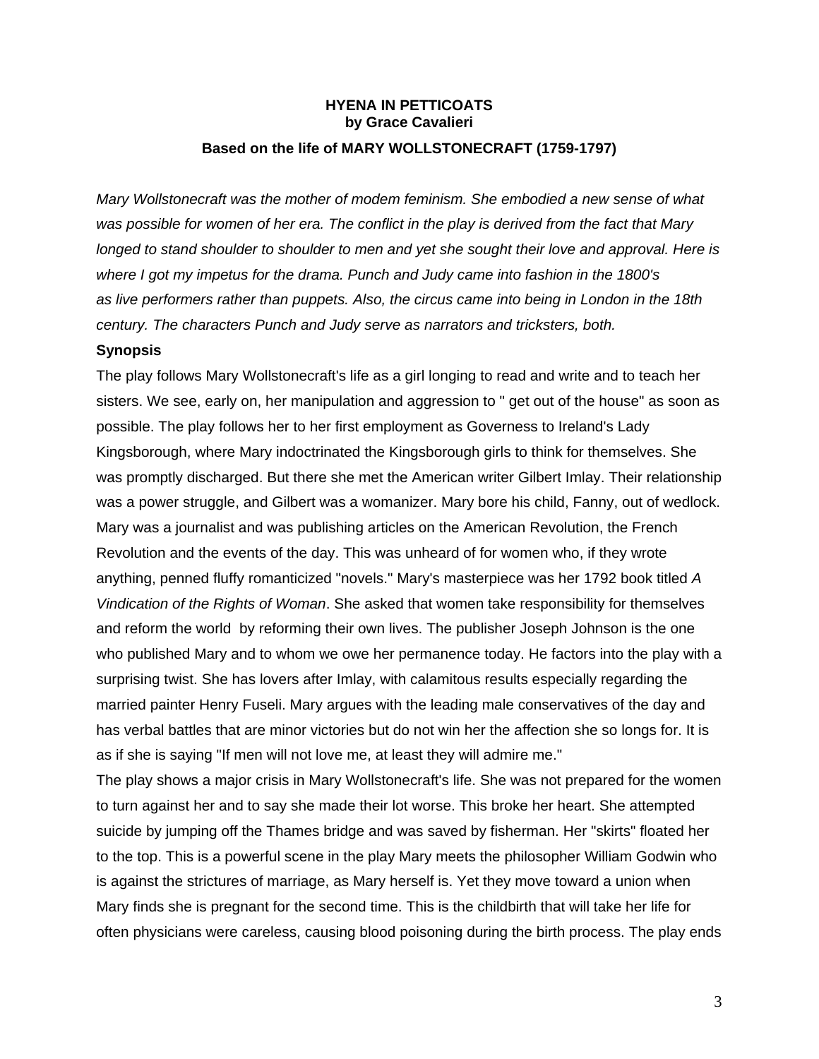**HYENA IN PETTICOATS**
**by Grace Cavalieri**

**Based on the life of MARY WOLLSTONECRAFT (1759-1797)**

*Mary Wollstonecraft was the mother of modem feminism. She embodied a new sense of what was possible for women of her era. The conflict in the play is derived from the fact that Mary longed to stand shoulder to shoulder to men and yet she sought their love and approval. Here is where I got my impetus for the drama. Punch and Judy came into fashion in the 1800's as live performers rather than puppets. Also, the circus came into being in London in the 18th century. The characters Punch and Judy serve as narrators and tricksters, both.*

**Synopsis**

The play follows Mary Wollstonecraft's life as a girl longing to read and write and to teach her sisters. We see, early on, her manipulation and aggression to " get out of the house" as soon as possible. The play follows her to her first employment as Governess to Ireland's Lady Kingsborough, where Mary indoctrinated the Kingsborough girls to think for themselves. She was promptly discharged. But there she met the American writer Gilbert Imlay. Their relationship was a power struggle, and Gilbert was a womanizer. Mary bore his child, Fanny, out of wedlock. Mary was a journalist and was publishing articles on the American Revolution, the French Revolution and the events of the day. This was unheard of for women who, if they wrote anything, penned fluffy romanticized "novels." Mary's masterpiece was her 1792 book titled *A Vindication of the Rights of Woman*. She asked that women take responsibility for themselves and reform the world by reforming their own lives. The publisher Joseph Johnson is the one who published Mary and to whom we owe her permanence today. He factors into the play with a surprising twist. She has lovers after Imlay, with calamitous results especially regarding the married painter Henry Fuseli. Mary argues with the leading male conservatives of the day and has verbal battles that are minor victories but do not win her the affection she so longs for. It is as if she is saying "If men will not love me, at least they will admire me."

The play shows a major crisis in Mary Wollstonecraft's life. She was not prepared for the women to turn against her and to say she made their lot worse. This broke her heart. She attempted suicide by jumping off the Thames bridge and was saved by fisherman. Her "skirts" floated her to the top. This is a powerful scene in the play Mary meets the philosopher William Godwin who is against the strictures of marriage, as Mary herself is. Yet they move toward a union when Mary finds she is pregnant for the second time. This is the childbirth that will take her life for often physicians were careless, causing blood poisoning during the birth process. The play ends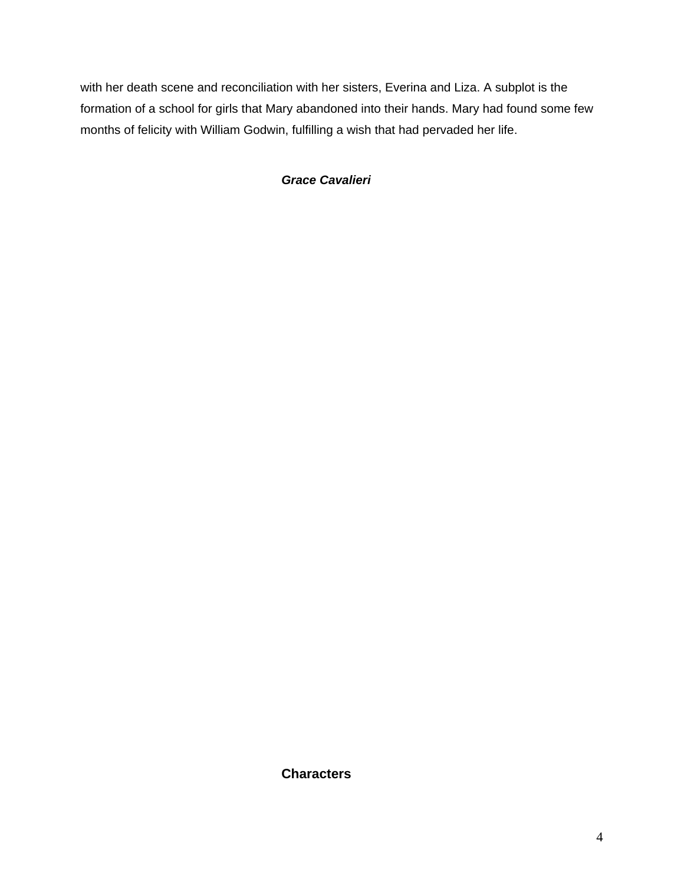with her death scene and reconciliation with her sisters, Everina and Liza. A subplot is the formation of a school for girls that Mary abandoned into their hands. Mary had found some few months of felicity with William Godwin, fulfilling a wish that had pervaded her life.

***Grace Cavalieri***

## Characters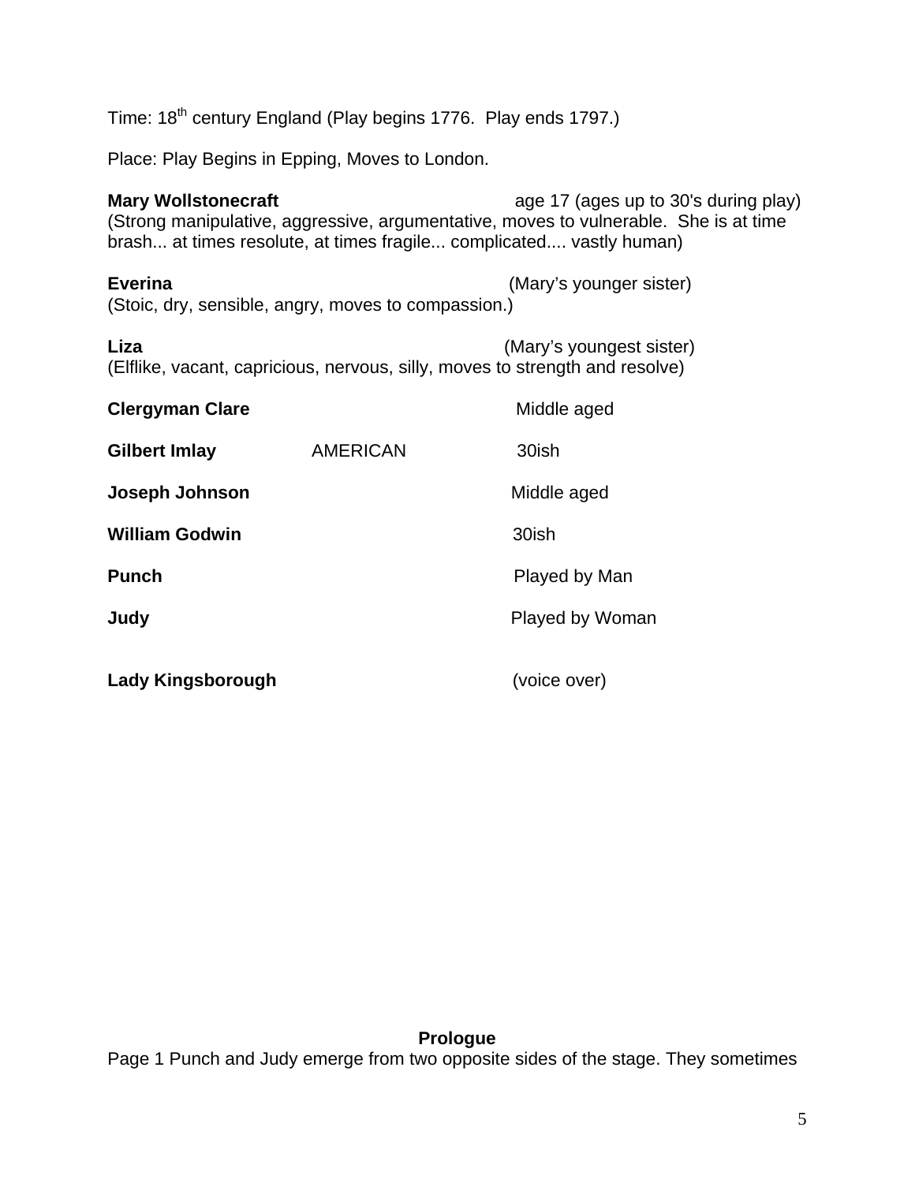Time: 18th century England (Play begins 1776. Play ends 1797.)

Place: Play Begins in Epping, Moves to London.

**Mary Wollstonecraft** age 17 (ages up to 30's during play)
(Strong manipulative, aggressive, argumentative, moves to vulnerable. She is at time brash... at times resolute, at times fragile... complicated.... vastly human)

**Everina** (Mary's younger sister)
(Stoic, dry, sensible, angry, moves to compassion.)

**Liza** (Mary's youngest sister)
(Elflike, vacant, capricious, nervous, silly, moves to strength and resolve)

**Clergyman Clare** Middle aged

**Gilbert Imlay** AMERICAN 30ish

**Joseph Johnson** Middle aged

**William Godwin** 30ish

**Punch** Played by Man

**Judy** Played by Woman

**Lady Kingsborough** (voice over)

**Prologue**

Page 1 Punch and Judy emerge from two opposite sides of the stage. They sometimes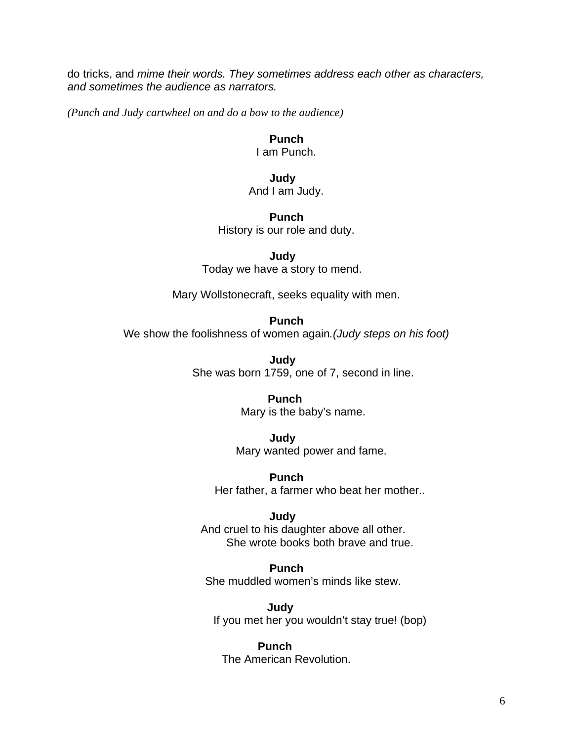do tricks, and *mime their words. They sometimes address each other as characters, and sometimes the audience as narrators.*

*(Punch and Judy cartwheel on and do a bow to the audience)*

**Punch**
I am Punch.

**Judy**
And I am Judy.

**Punch**
History is our role and duty.

**Judy**
Today we have a story to mend.

Mary Wollstonecraft, seeks equality with men.

**Punch**
We show the foolishness of women again.*(Judy steps on his foot)*

**Judy**
She was born 1759, one of 7, second in line.

**Punch**
Mary is the baby's name.

**Judy**
Mary wanted power and fame.

**Punch**
Her father, a farmer who beat her mother..

**Judy**
And cruel to his daughter above all other.
She wrote books both brave and true.

**Punch**
She muddled women's minds like stew.

**Judy**
If you met her you wouldn't stay true! (bop)

**Punch**
The American Revolution.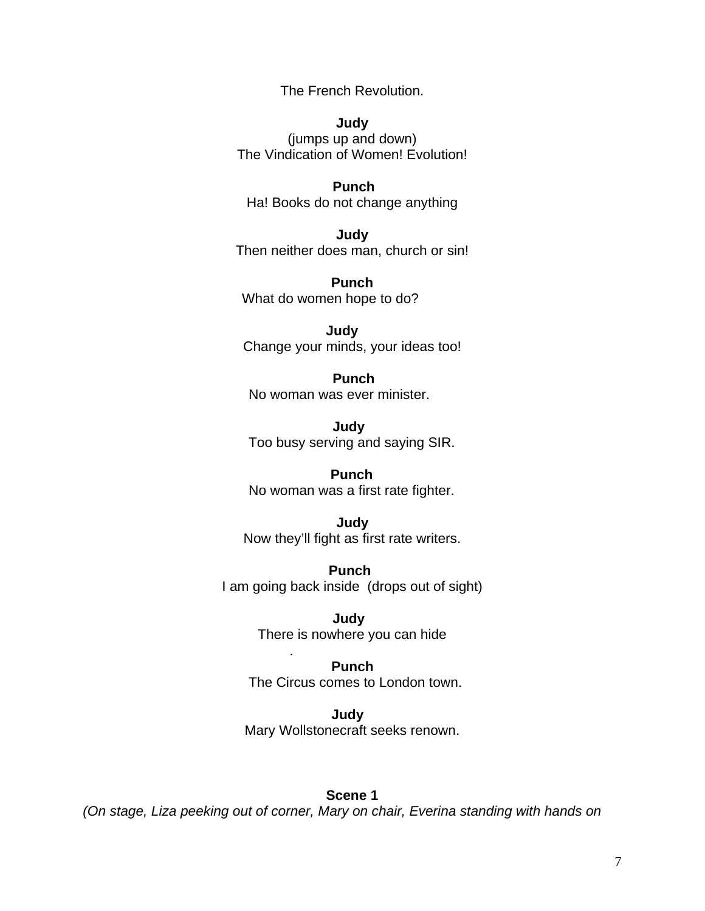The French Revolution.

**Judy**
(jumps up and down)
The Vindication of Women! Evolution!

**Punch**
Ha! Books do not change anything

**Judy**
Then neither does man, church or sin!

**Punch**
What do women hope to do?

**Judy**
Change your minds, your ideas too!

**Punch**
No woman was ever minister.

**Judy**
Too busy serving and saying SIR.

**Punch**
No woman was a first rate fighter.

**Judy**
Now they'll fight as first rate writers.

**Punch**
I am going back inside (drops out of sight)

**Judy**
There is nowhere you can hide

**Punch**
The Circus comes to London town.

**Judy**
Mary Wollstonecraft seeks renown.

**Scene 1**

*(On stage, Liza peeking out of corner, Mary on chair, Everina standing with hands on*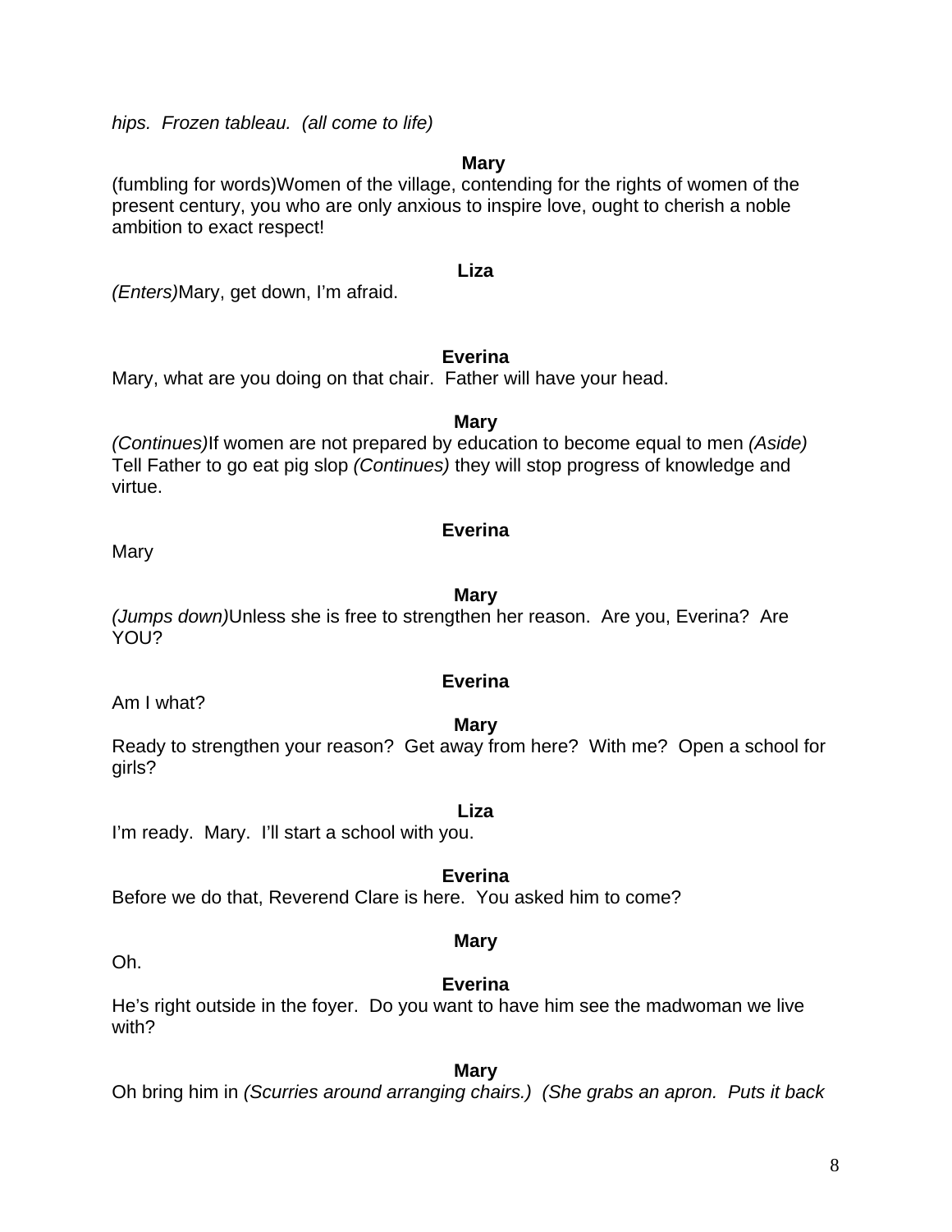*hips. Frozen tableau. (all come to life)*

**Mary**

(fumbling for words)Women of the village, contending for the rights of women of the present century, you who are only anxious to inspire love, ought to cherish a noble ambition to exact respect!

**Liza**

*(Enters)*Mary, get down, I'm afraid.

**Everina**

Mary, what are you doing on that chair. Father will have your head.

**Mary**

*(Continues)*If women are not prepared by education to become equal to men *(Aside)* Tell Father to go eat pig slop *(Continues)* they will stop progress of knowledge and virtue.

**Everina**

Mary

**Mary**

*(Jumps down)*Unless she is free to strengthen her reason. Are you, Everina? Are YOU?

**Everina**

Am I what?

**Mary**

Ready to strengthen your reason? Get away from here? With me? Open a school for girls?

**Liza**

I'm ready. Mary. I'll start a school with you.

**Everina**

Before we do that, Reverend Clare is here. You asked him to come?

**Mary**

Oh.

**Everina**

He's right outside in the foyer. Do you want to have him see the madwoman we live with?

**Mary**

Oh bring him in *(Scurries around arranging chairs.) (She grabs an apron. Puts it back*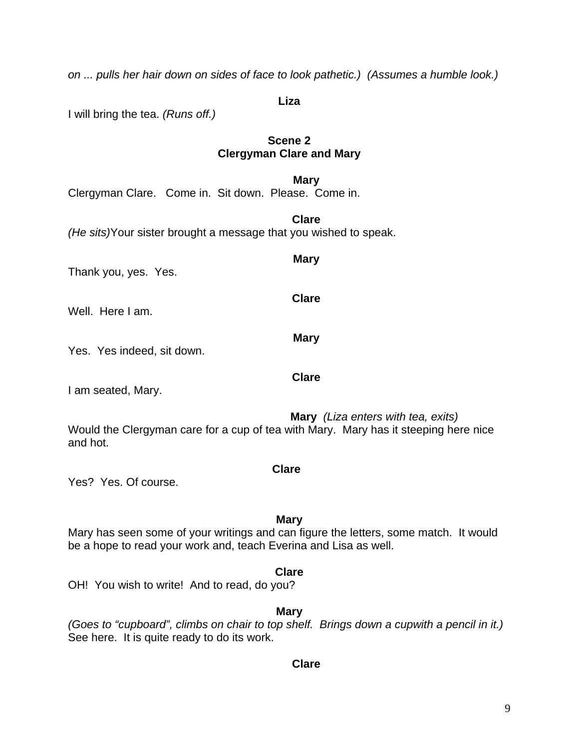*on ... pulls her hair down on sides of face to look pathetic.) (Assumes a humble look.)*

**Liza**

I will bring the tea. *(Runs off.)*

**Scene 2**
**Clergyman Clare and Mary**

**Mary**

Clergyman Clare. Come in. Sit down. Please. Come in.

**Clare**

*(He sits)*Your sister brought a message that you wished to speak.

**Mary**

Thank you, yes. Yes.

**Clare**

Well. Here I am.

**Mary**

Yes. Yes indeed, sit down.

**Clare**

I am seated, Mary.

**Mary** *(Liza enters with tea, exits)*

Would the Clergyman care for a cup of tea with Mary. Mary has it steeping here nice and hot.

**Clare**

Yes? Yes. Of course.

**Mary**

Mary has seen some of your writings and can figure the letters, some match. It would be a hope to read your work and, teach Everina and Lisa as well.

**Clare**

OH! You wish to write! And to read, do you?

**Mary**

*(Goes to "cupboard", climbs on chair to top shelf. Brings down a cupwith a pencil in it.)* See here. It is quite ready to do its work.

**Clare**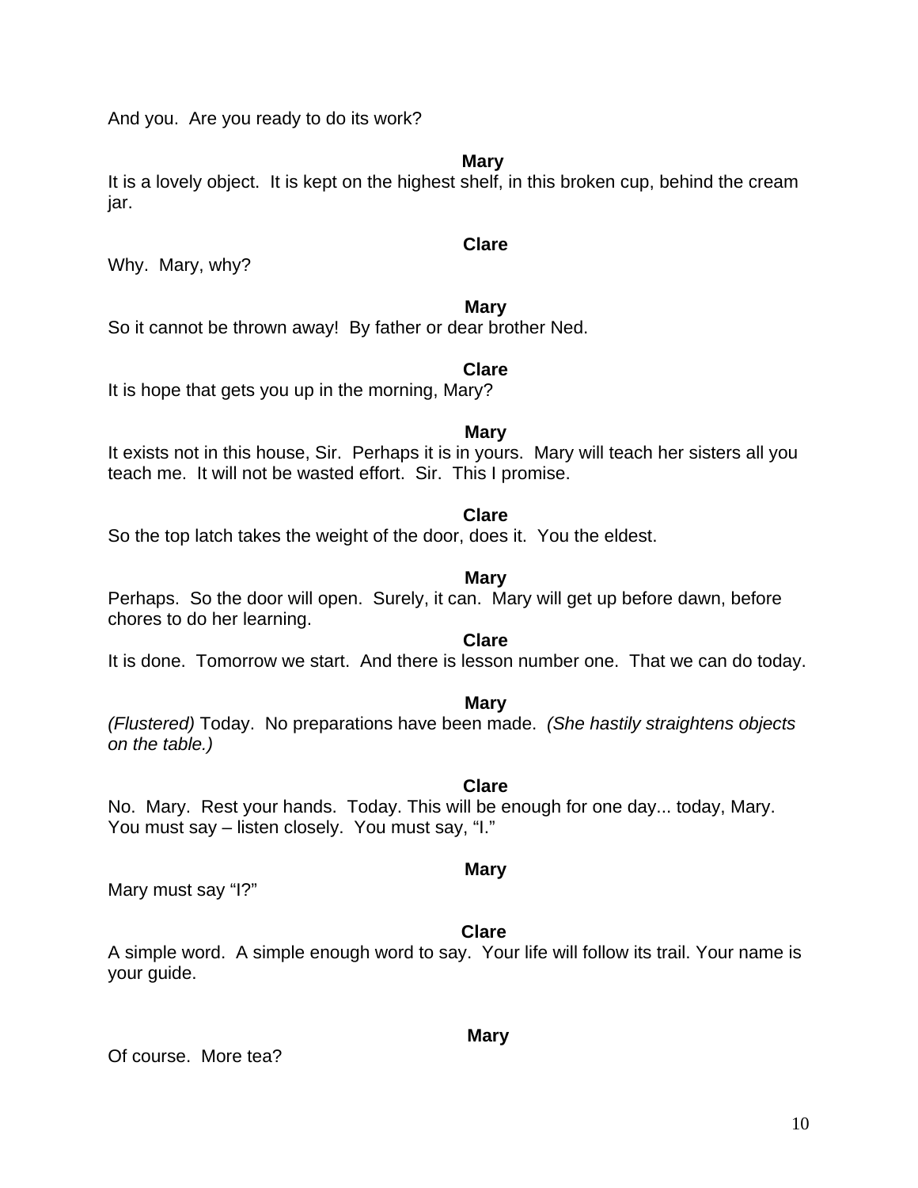And you. Are you ready to do its work?

**Mary**

It is a lovely object. It is kept on the highest shelf, in this broken cup, behind the cream jar.

**Clare**

Why. Mary, why?

**Mary**

So it cannot be thrown away! By father or dear brother Ned.

**Clare**

It is hope that gets you up in the morning, Mary?

**Mary**

It exists not in this house, Sir. Perhaps it is in yours. Mary will teach her sisters all you teach me. It will not be wasted effort. Sir. This I promise.

**Clare**

So the top latch takes the weight of the door, does it. You the eldest.

**Mary**

Perhaps. So the door will open. Surely, it can. Mary will get up before dawn, before chores to do her learning.

**Clare**

It is done. Tomorrow we start. And there is lesson number one. That we can do today.

**Mary**

*(Flustered)* Today. No preparations have been made. *(She hastily straightens objects on the table.)*

**Clare**

No. Mary. Rest your hands. Today. This will be enough for one day... today, Mary. You must say – listen closely. You must say, "I."

**Mary**

Mary must say "I?"

**Clare**

A simple word. A simple enough word to say. Your life will follow its trail. Your name is your guide.

**Mary**

Of course. More tea?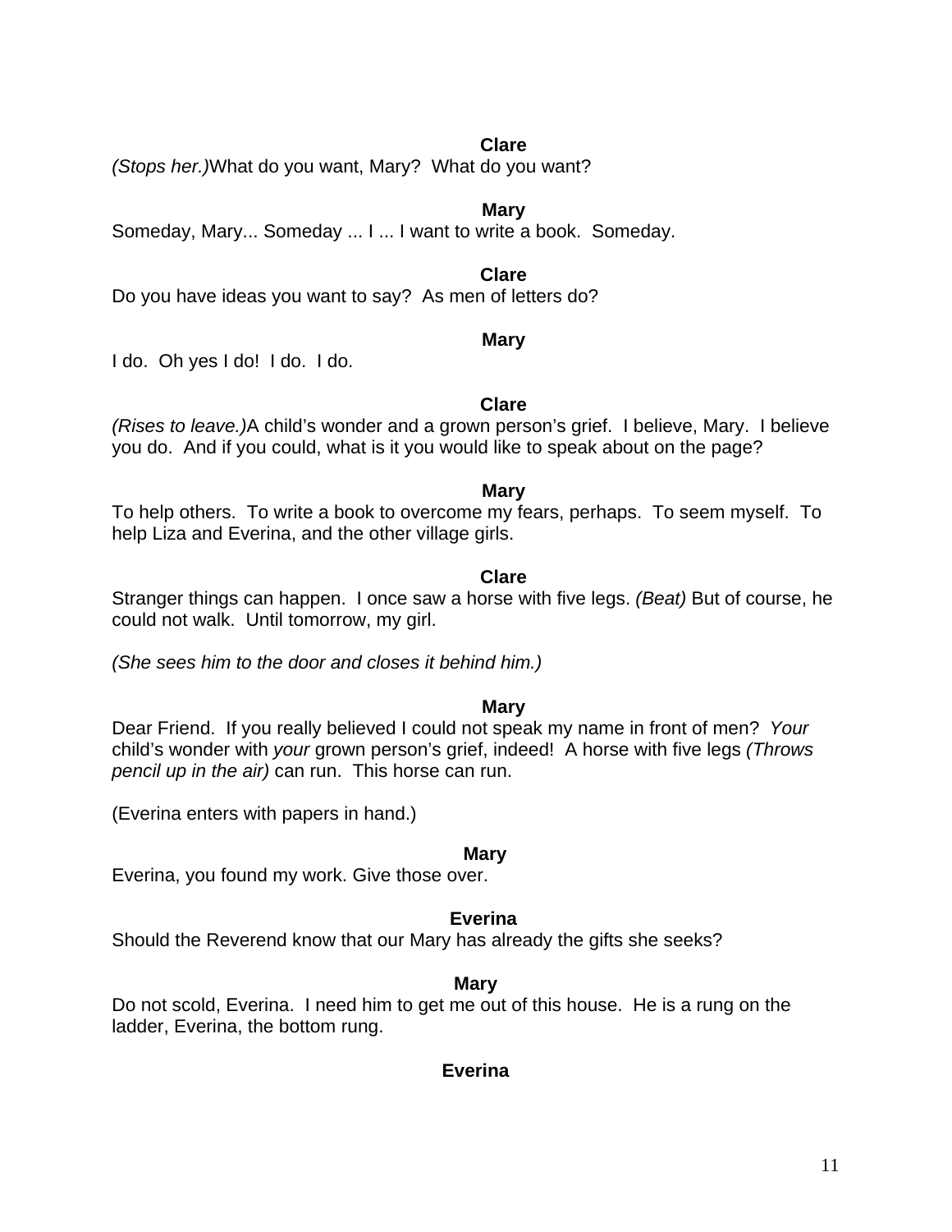**Clare**

*(Stops her.)*What do you want, Mary? What do you want?

**Mary**

Someday, Mary... Someday ... I ... I want to write a book. Someday.

**Clare**

Do you have ideas you want to say? As men of letters do?

**Mary**

I do. Oh yes I do! I do. I do.

**Clare**

*(Rises to leave.)*A child's wonder and a grown person's grief. I believe, Mary. I believe you do. And if you could, what is it you would like to speak about on the page?

**Mary**

To help others. To write a book to overcome my fears, perhaps. To seem myself. To help Liza and Everina, and the other village girls.

**Clare**

Stranger things can happen. I once saw a horse with five legs. *(Beat)* But of course, he could not walk. Until tomorrow, my girl.

*(She sees him to the door and closes it behind him.)*

**Mary**

Dear Friend. If you really believed I could not speak my name in front of men? *Your* child's wonder with *your* grown person's grief, indeed! A horse with five legs *(Throws pencil up in the air)* can run. This horse can run.

(Everina enters with papers in hand.)

**Mary**

Everina, you found my work. Give those over.

**Everina**

Should the Reverend know that our Mary has already the gifts she seeks?

**Mary**

Do not scold, Everina. I need him to get me out of this house. He is a rung on the ladder, Everina, the bottom rung.

**Everina**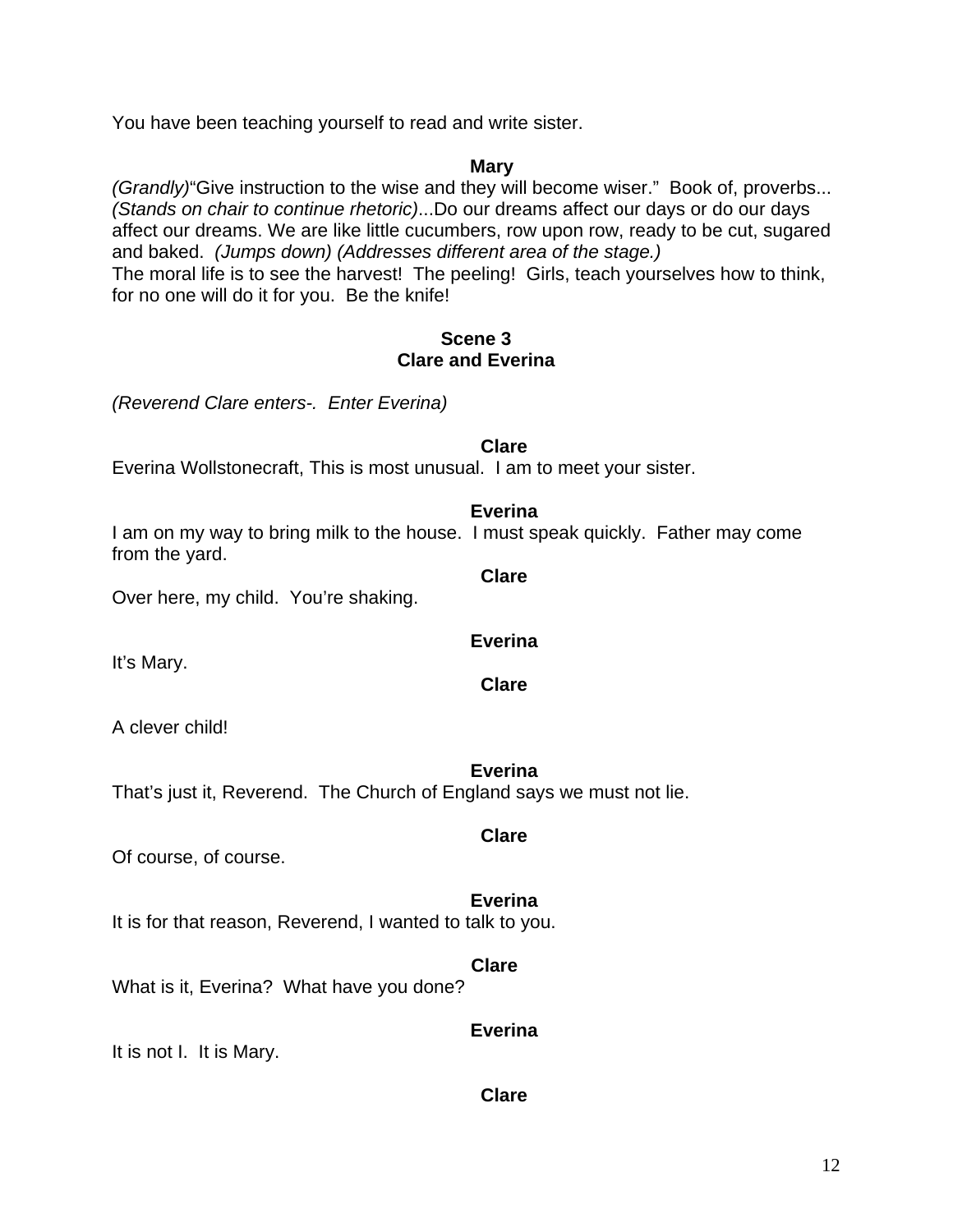You have been teaching yourself to read and write sister.

**Mary**

*(Grandly)*"Give instruction to the wise and they will become wiser." Book of, proverbs... *(Stands on chair to continue rhetoric)*...Do our dreams affect our days or do our days affect our dreams. We are like little cucumbers, row upon row, ready to be cut, sugared and baked. *(Jumps down) (Addresses different area of the stage.)*
The moral life is to see the harvest! The peeling! Girls, teach yourselves how to think, for no one will do it for you. Be the knife!

## Scene 3
## Clare and Everina

*(Reverend Clare enters-. Enter Everina)*

**Clare**

Everina Wollstonecraft, This is most unusual. I am to meet your sister.

**Everina**

I am on my way to bring milk to the house. I must speak quickly. Father may come from the yard.

**Clare**

Over here, my child. You're shaking.

**Everina**

It's Mary.

**Clare**

A clever child!

**Everina**

That's just it, Reverend. The Church of England says we must not lie.

**Clare**

Of course, of course.

**Everina**

It is for that reason, Reverend, I wanted to talk to you.

**Clare**

What is it, Everina? What have you done?

**Everina**

It is not I. It is Mary.

**Clare**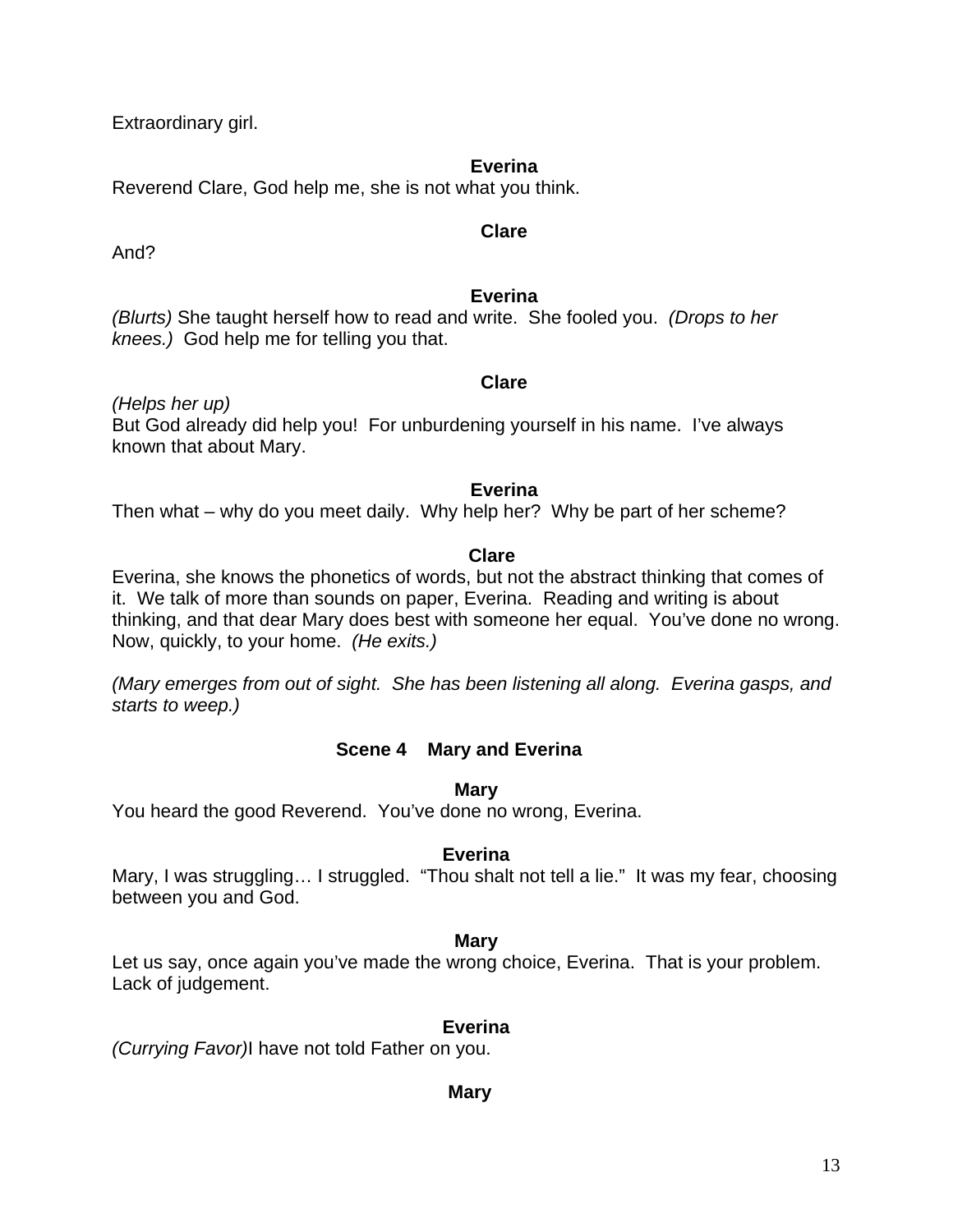Extraordinary girl.

**Everina**

Reverend Clare, God help me, she is not what you think.

**Clare**

And?

**Everina**

*(Blurts)* She taught herself how to read and write. She fooled you. *(Drops to her knees.)* God help me for telling you that.

**Clare**

*(Helps her up)*

But God already did help you! For unburdening yourself in his name. I've always known that about Mary.

**Everina**

Then what – why do you meet daily. Why help her? Why be part of her scheme?

**Clare**

Everina, she knows the phonetics of words, but not the abstract thinking that comes of it. We talk of more than sounds on paper, Everina. Reading and writing is about thinking, and that dear Mary does best with someone her equal. You've done no wrong. Now, quickly, to your home. *(He exits.)*

*(Mary emerges from out of sight. She has been listening all along. Everina gasps, and starts to weep.)*

**Scene 4 Mary and Everina**

**Mary**

You heard the good Reverend. You've done no wrong, Everina.

**Everina**

Mary, I was struggling… I struggled. "Thou shalt not tell a lie." It was my fear, choosing between you and God.

**Mary**

Let us say, once again you've made the wrong choice, Everina. That is your problem. Lack of judgement.

**Everina**

*(Currying Favor)*I have not told Father on you.

**Mary**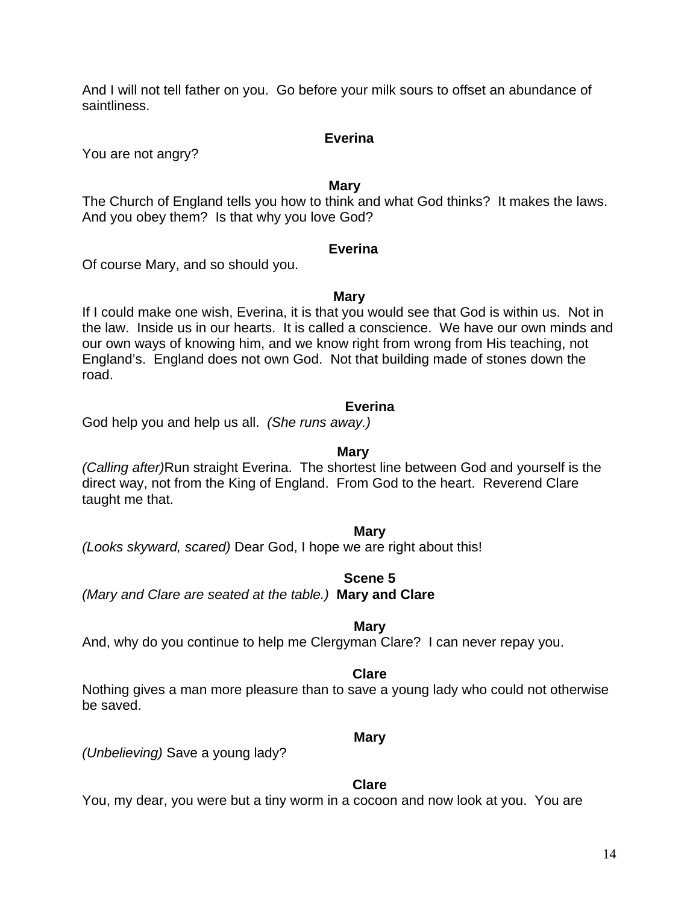And I will not tell father on you. Go before your milk sours to offset an abundance of saintliness.

**Everina**

You are not angry?

**Mary**

The Church of England tells you how to think and what God thinks? It makes the laws. And you obey them? Is that why you love God?

**Everina**

Of course Mary, and so should you.

**Mary**

If I could make one wish, Everina, it is that you would see that God is within us. Not in the law. Inside us in our hearts. It is called a conscience. We have our own minds and our own ways of knowing him, and we know right from wrong from His teaching, not England's. England does not own God. Not that building made of stones down the road.

**Everina**

God help you and help us all. *(She runs away.)*

**Mary**

*(Calling after)*Run straight Everina. The shortest line between God and yourself is the direct way, not from the King of England. From God to the heart. Reverend Clare taught me that.

**Mary**

*(Looks skyward, scared)* Dear God, I hope we are right about this!

**Scene 5**

*(Mary and Clare are seated at the table.)* **Mary and Clare**

**Mary**

And, why do you continue to help me Clergyman Clare? I can never repay you.

**Clare**

Nothing gives a man more pleasure than to save a young lady who could not otherwise be saved.

**Mary**

*(Unbelieving)* Save a young lady?

**Clare**

You, my dear, you were but a tiny worm in a cocoon and now look at you. You are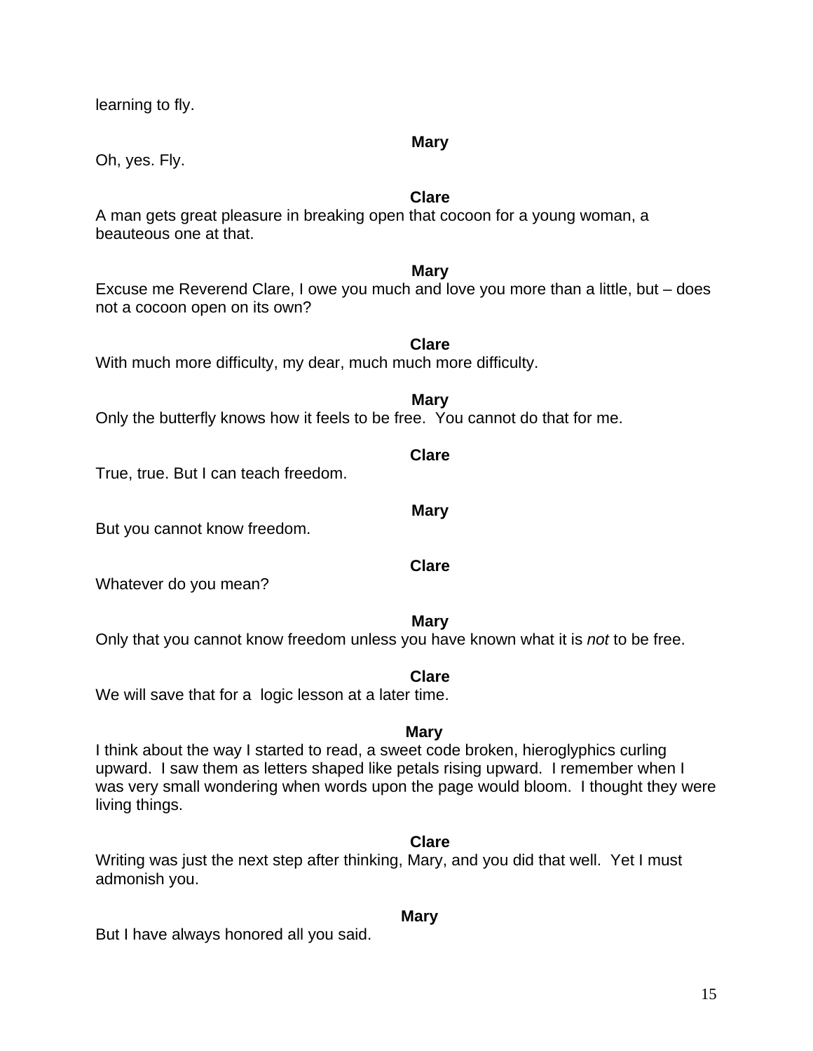learning to fly.

**Mary**

Oh, yes. Fly.

**Clare**

A man gets great pleasure in breaking open that cocoon for a young woman, a beauteous one at that.

**Mary**

Excuse me Reverend Clare, I owe you much and love you more than a little, but – does not a cocoon open on its own?

**Clare**

With much more difficulty, my dear, much much more difficulty.

**Mary**

Only the butterfly knows how it feels to be free. You cannot do that for me.

**Clare**

True, true. But I can teach freedom.

**Mary**

But you cannot know freedom.

**Clare**

Whatever do you mean?

**Mary**

Only that you cannot know freedom unless you have known what it is *not* to be free.

**Clare**

We will save that for a logic lesson at a later time.

**Mary**

I think about the way I started to read, a sweet code broken, hieroglyphics curling upward. I saw them as letters shaped like petals rising upward. I remember when I was very small wondering when words upon the page would bloom. I thought they were living things.

**Clare**

Writing was just the next step after thinking, Mary, and you did that well. Yet I must admonish you.

**Mary**

But I have always honored all you said.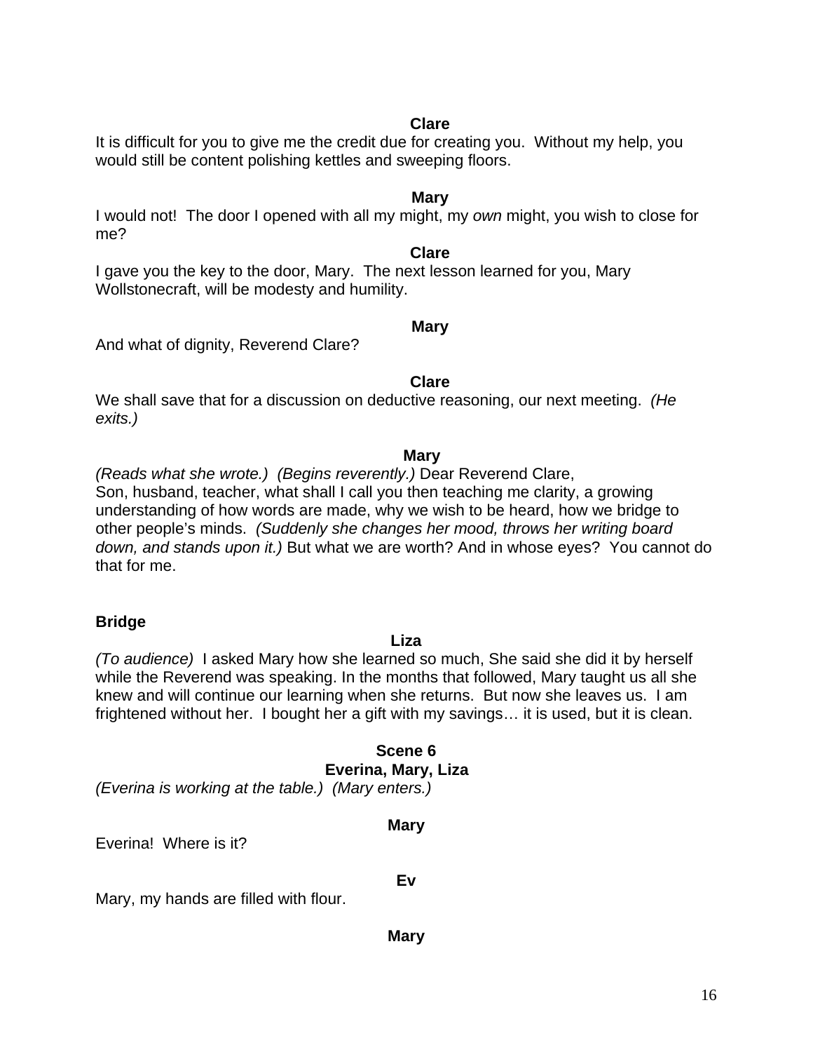**Clare**

It is difficult for you to give me the credit due for creating you. Without my help, you would still be content polishing kettles and sweeping floors.

**Mary**

I would not! The door I opened with all my might, my *own* might, you wish to close for me?

**Clare**

I gave you the key to the door, Mary. The next lesson learned for you, Mary Wollstonecraft, will be modesty and humility.

**Mary**

And what of dignity, Reverend Clare?

**Clare**

We shall save that for a discussion on deductive reasoning, our next meeting. *(He exits.)*

**Mary**

*(Reads what she wrote.) (Begins reverently.)* Dear Reverend Clare,
Son, husband, teacher, what shall I call you then teaching me clarity, a growing understanding of how words are made, why we wish to be heard, how we bridge to other people's minds. *(Suddenly she changes her mood, throws her writing board down, and stands upon it.)* But what we are worth? And in whose eyes? You cannot do that for me.

**Bridge**

**Liza**

*(To audience)* I asked Mary how she learned so much, She said she did it by herself while the Reverend was speaking. In the months that followed, Mary taught us all she knew and will continue our learning when she returns. But now she leaves us. I am frightened without her. I bought her a gift with my savings… it is used, but it is clean.

## Scene 6
### Everina, Mary, Liza

*(Everina is working at the table.) (Mary enters.)*

**Mary**

Everina! Where is it?

**Ev**

Mary, my hands are filled with flour.

**Mary**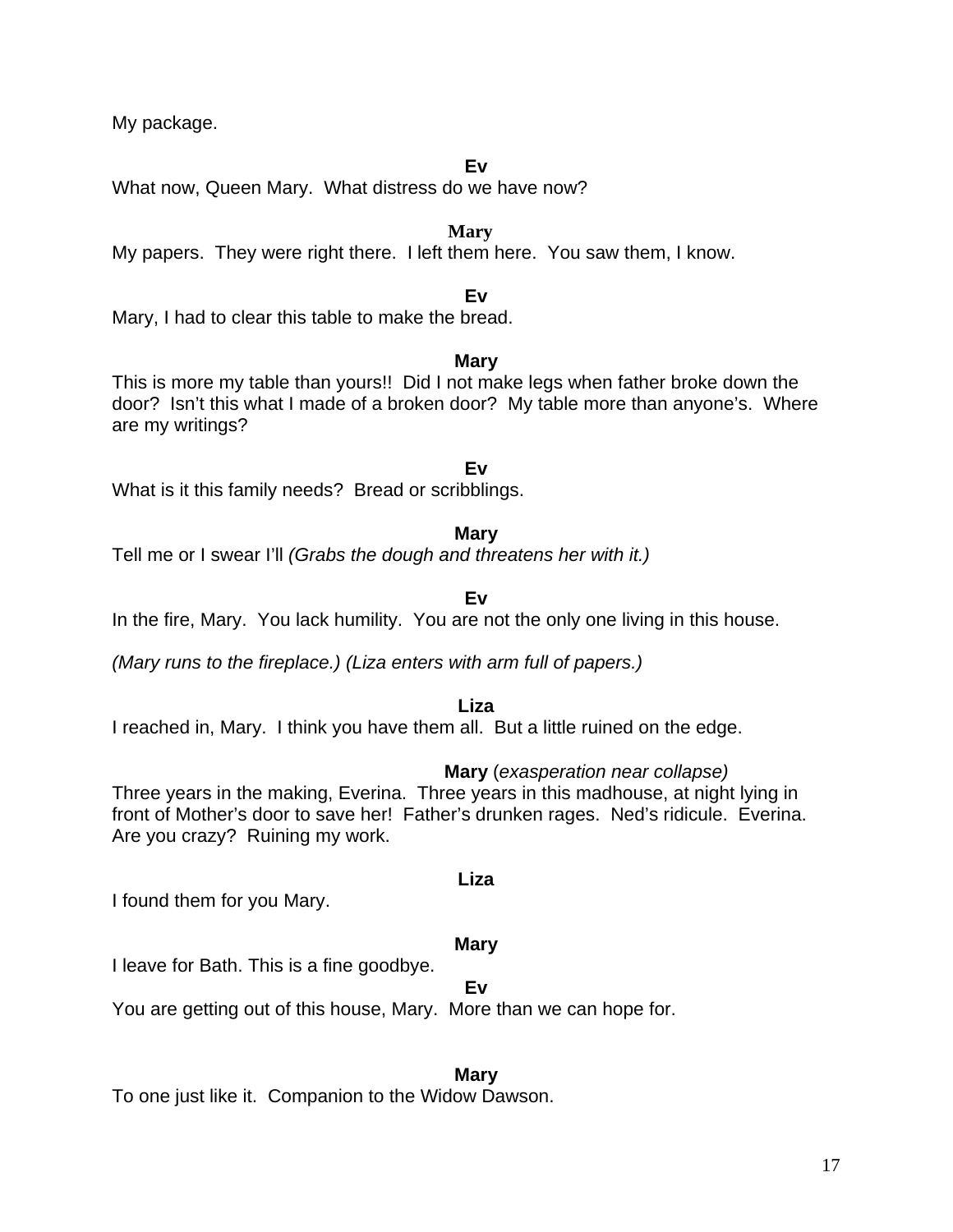My package.

**Ev**

What now, Queen Mary.  What distress do we have now?

**Mary**

My papers.  They were right there.  I left them here.  You saw them, I know.

**Ev**

Mary, I had to clear this table to make the bread.

**Mary**

This is more my table than yours!!  Did I not make legs when father broke down the door?  Isn't this what I made of a broken door?  My table more than anyone's.  Where are my writings?

**Ev**

What is it this family needs?  Bread or scribblings.

**Mary**

Tell me or I swear I'll *(Grabs the dough and threatens her with it.)*

**Ev**

In the fire, Mary.  You lack humility.  You are not the only one living in this house.

*(Mary runs to the fireplace.) (Liza enters with arm full of papers.)*

**Liza**

I reached in, Mary.  I think you have them all.  But a little ruined on the edge.

**Mary** (*exasperation near collapse)*

Three years in the making, Everina.  Three years in this madhouse, at night lying in front of Mother's door to save her!  Father's drunken rages.  Ned's ridicule.  Everina.  Are you crazy?  Ruining my work.

**Liza**

I found them for you Mary.

**Mary**

I leave for Bath. This is a fine goodbye.

**Ev**

You are getting out of this house, Mary.  More than we can hope for.

**Mary**

To one just like it.  Companion to the Widow Dawson.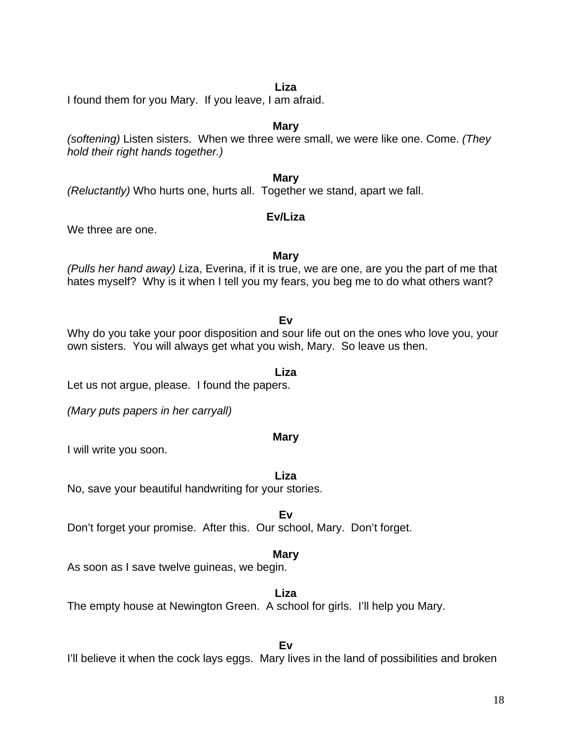**Liza**

I found them for you Mary.  If you leave, I am afraid.

**Mary**

*(softening)* Listen sisters.  When we three were small, we were like one. Come. *(They hold their right hands together.)*

**Mary**

*(Reluctantly)* Who hurts one, hurts all.  Together we stand, apart we fall.

**Ev/Liza**

We three are one.

**Mary**

*(Pulls her hand away) L*iza, Everina, if it is true, we are one, are you the part of me that hates myself?  Why is it when I tell you my fears, you beg me to do what others want?

**Ev**

Why do you take your poor disposition and sour life out on the ones who love you, your own sisters.  You will always get what you wish, Mary.  So leave us then.

**Liza**

Let us not argue, please.  I found the papers.

*(Mary puts papers in her carryall)*

**Mary**

I will write you soon.

**Liza**

No, save your beautiful handwriting for your stories.

**Ev**

Don't forget your promise.  After this.  Our school, Mary.  Don't forget.

**Mary**

As soon as I save twelve guineas, we begin.

**Liza**

The empty house at Newington Green.  A school for girls.  I'll help you Mary.

**Ev**

I'll believe it when the cock lays eggs.  Mary lives in the land of possibilities and broken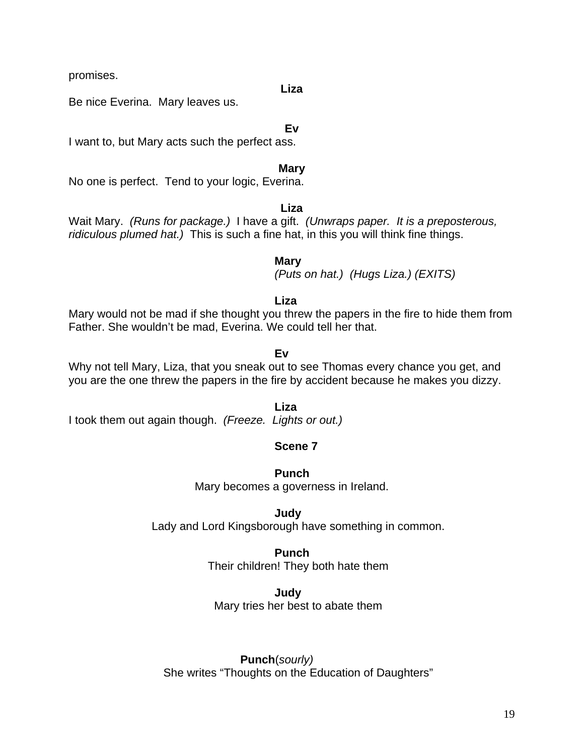promises.

**Liza**

Be nice Everina.  Mary leaves us.

**Ev**

I want to, but Mary acts such the perfect ass.

**Mary**

No one is perfect.  Tend to your logic, Everina.

**Liza**

Wait Mary.  *(Runs for package.)*  I have a gift.  *(Unwraps paper.  It is a preposterous, ridiculous plumed hat.)*  This is such a fine hat, in this you will think fine things.

**Mary**

*(Puts on hat.)  (Hugs Liza.) (EXITS)*

**Liza**

Mary would not be mad if she thought you threw the papers in the fire to hide them from Father. She wouldn't be mad, Everina. We could tell her that.

**Ev**

Why not tell Mary, Liza, that you sneak out to see Thomas every chance you get, and you are the one threw the papers in the fire by accident because he makes you dizzy.

**Liza**

I took them out again though.  *(Freeze.  Lights or out.)*

**Scene 7**

**Punch**

Mary becomes a governess in Ireland.

**Judy**

Lady and Lord Kingsborough have something in common.

**Punch**

Their children! They both hate them

**Judy**

Mary tries her best to abate them

**Punch***(sourly)*

She writes "Thoughts on the Education of Daughters"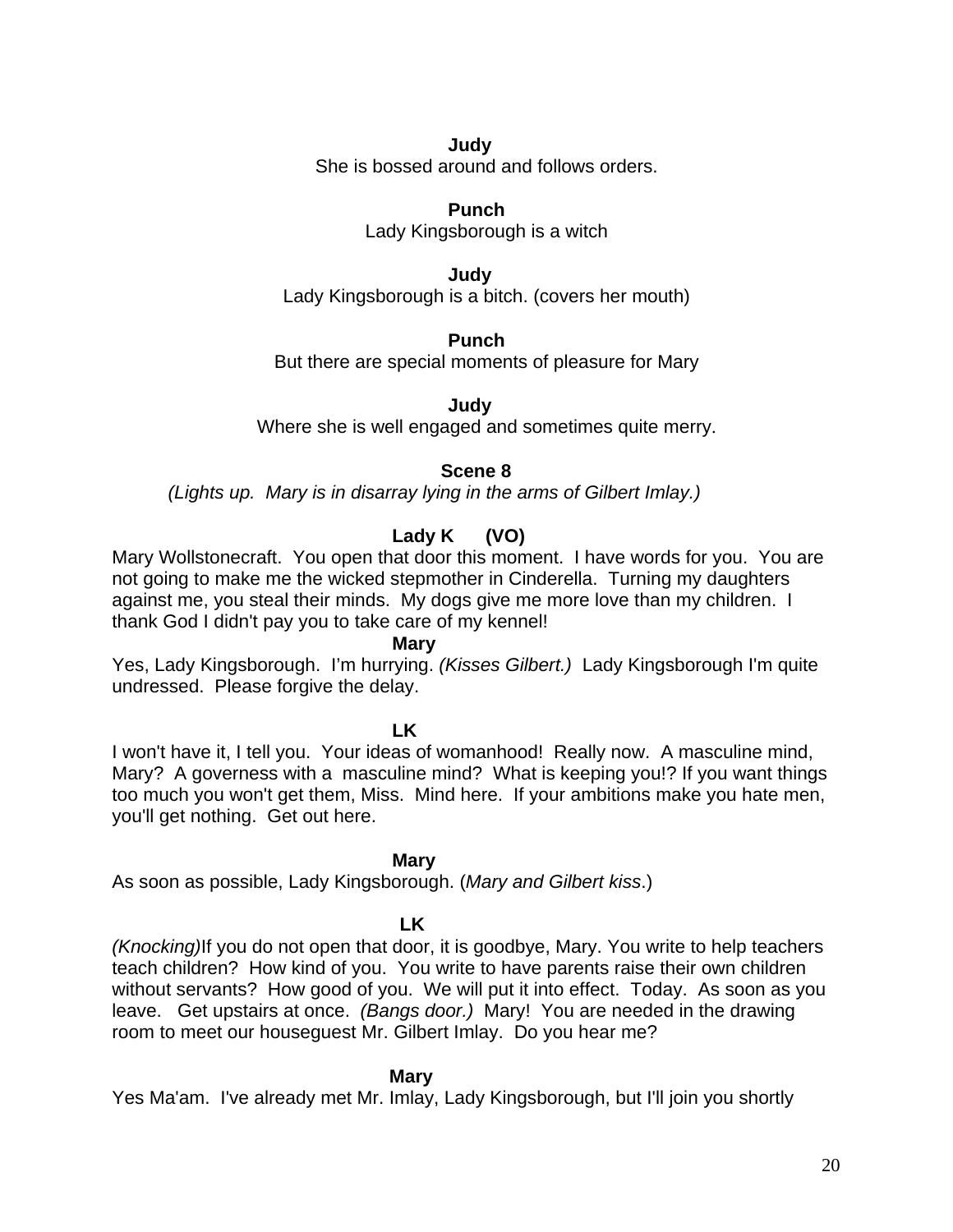**Judy**

She is bossed around and follows orders.

**Punch**

Lady Kingsborough is a witch

**Judy**

Lady Kingsborough is a bitch. (covers her mouth)

**Punch**

But there are special moments of pleasure for Mary

**Judy**

Where she is well engaged and sometimes quite merry.

**Scene 8**

*(Lights up. Mary is in disarray lying in the arms of Gilbert Imlay.)*

**Lady K (VO)**

Mary Wollstonecraft. You open that door this moment. I have words for you. You are not going to make me the wicked stepmother in Cinderella. Turning my daughters against me, you steal their minds. My dogs give me more love than my children. I thank God I didn't pay you to take care of my kennel!

**Mary**

Yes, Lady Kingsborough. I'm hurrying. *(Kisses Gilbert.)* Lady Kingsborough I'm quite undressed. Please forgive the delay.

**LK**

I won't have it, I tell you. Your ideas of womanhood! Really now. A masculine mind, Mary? A governess with a masculine mind? What is keeping you!? If you want things too much you won't get them, Miss. Mind here. If your ambitions make you hate men, you'll get nothing. Get out here.

**Mary**

As soon as possible, Lady Kingsborough. (*Mary and Gilbert kiss*.)

**LK**

*(Knocking)*If you do not open that door, it is goodbye, Mary. You write to help teachers teach children? How kind of you. You write to have parents raise their own children without servants? How good of you. We will put it into effect. Today. As soon as you leave. Get upstairs at once. *(Bangs door.)* Mary! You are needed in the drawing room to meet our houseguest Mr. Gilbert Imlay. Do you hear me?

**Mary**

Yes Ma'am. I've already met Mr. Imlay, Lady Kingsborough, but I'll join you shortly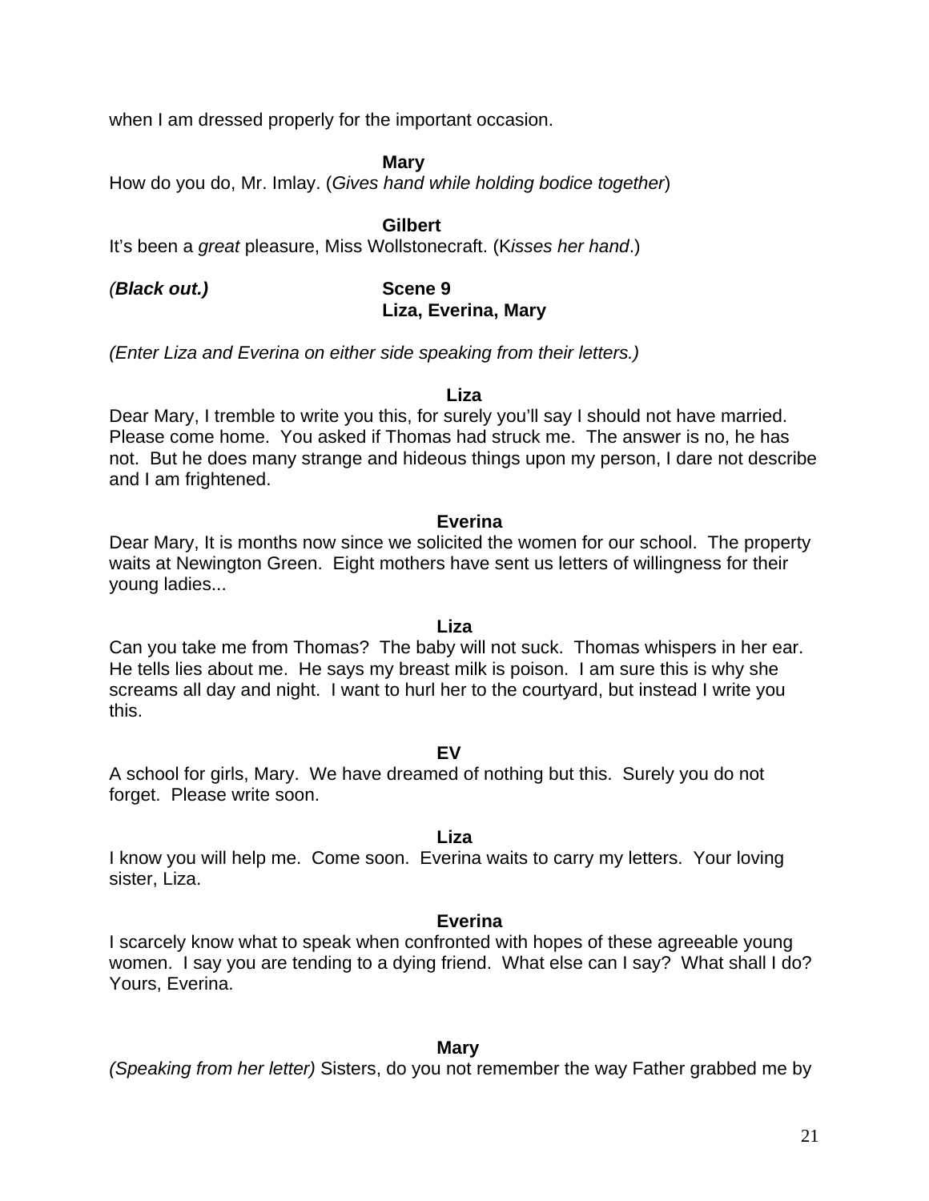when I am dressed properly for the important occasion.

**Mary**

How do you do, Mr. Imlay. (*Gives hand while holding bodice together*)

**Gilbert**

It's been a *great* pleasure, Miss Wollstonecraft. (K*isses her hand*.)

(***Black out.)***

**Scene 9**
**Liza, Everina, Mary**

*(Enter Liza and Everina on either side speaking from their letters.)*

**Liza**

Dear Mary, I tremble to write you this, for surely you'll say I should not have married. Please come home. You asked if Thomas had struck me. The answer is no, he has not. But he does many strange and hideous things upon my person, I dare not describe and I am frightened.

**Everina**

Dear Mary, It is months now since we solicited the women for our school. The property waits at Newington Green. Eight mothers have sent us letters of willingness for their young ladies...

**Liza**

Can you take me from Thomas? The baby will not suck. Thomas whispers in her ear. He tells lies about me. He says my breast milk is poison. I am sure this is why she screams all day and night. I want to hurl her to the courtyard, but instead I write you this.

**EV**

A school for girls, Mary. We have dreamed of nothing but this. Surely you do not forget. Please write soon.

**Liza**

I know you will help me. Come soon. Everina waits to carry my letters. Your loving sister, Liza.

**Everina**

I scarcely know what to speak when confronted with hopes of these agreeable young women. I say you are tending to a dying friend. What else can I say? What shall I do? Yours, Everina.

**Mary**

*(Speaking from her letter)* Sisters, do you not remember the way Father grabbed me by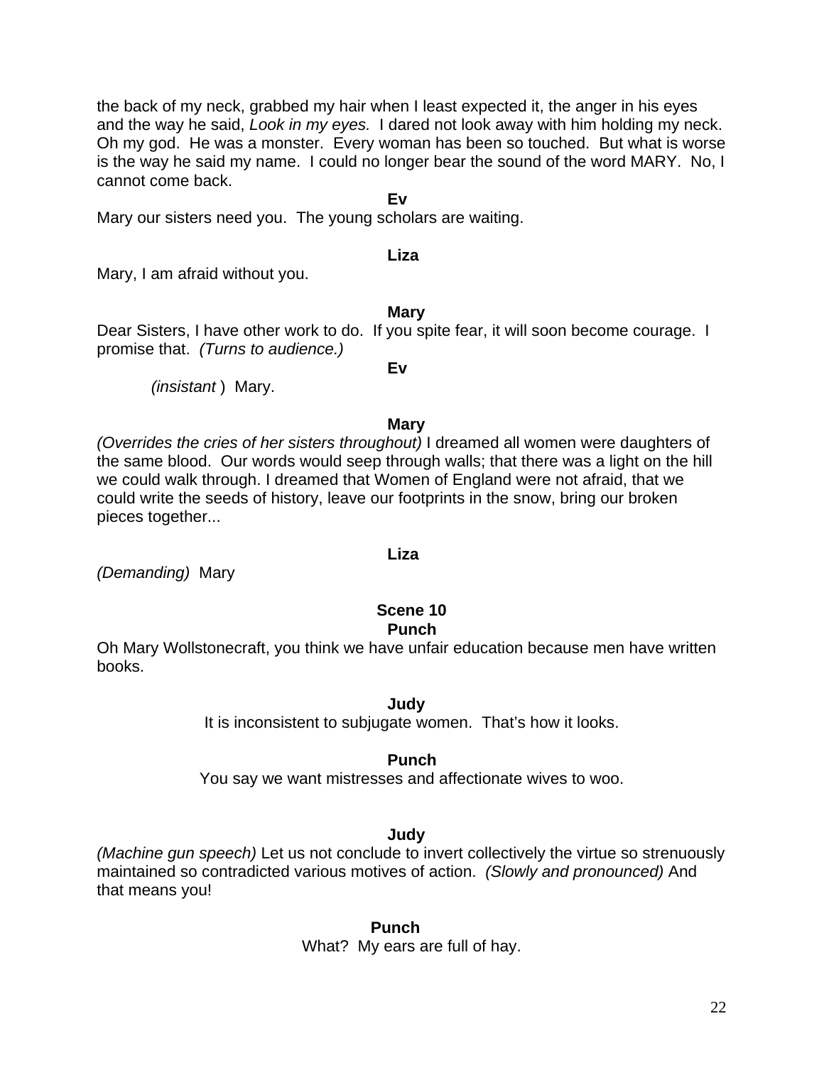the back of my neck, grabbed my hair when I least expected it, the anger in his eyes and the way he said, *Look in my eyes.* I dared not look away with him holding my neck. Oh my god. He was a monster. Every woman has been so touched. But what is worse is the way he said my name. I could no longer bear the sound of the word MARY. No, I cannot come back.

**Ev**

Mary our sisters need you. The young scholars are waiting.

**Liza**

Mary, I am afraid without you.

**Mary**

Dear Sisters, I have other work to do. If you spite fear, it will soon become courage. I promise that. *(Turns to audience.)*

**Ev**

*(insistant )* Mary.

**Mary**

*(Overrides the cries of her sisters throughout)* I dreamed all women were daughters of the same blood. Our words would seep through walls; that there was a light on the hill we could walk through. I dreamed that Women of England were not afraid, that we could write the seeds of history, leave our footprints in the snow, bring our broken pieces together...

**Liza**

*(Demanding)* Mary

## Scene 10

**Punch**

Oh Mary Wollstonecraft, you think we have unfair education because men have written books.

**Judy**

It is inconsistent to subjugate women. That's how it looks.

**Punch**

You say we want mistresses and affectionate wives to woo.

**Judy**

*(Machine gun speech)* Let us not conclude to invert collectively the virtue so strenuously maintained so contradicted various motives of action. *(Slowly and pronounced)* And that means you!

**Punch**

What? My ears are full of hay.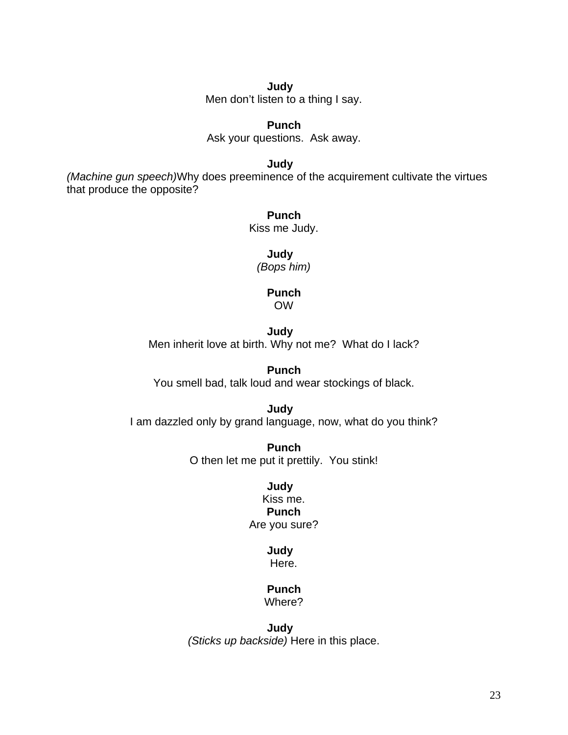**Judy**
Men don't listen to a thing I say.

**Punch**
Ask your questions.  Ask away.

**Judy**
*(Machine gun speech)*Why does preeminence of the acquirement cultivate the virtues that produce the opposite?

**Punch**
Kiss me Judy.

**Judy**
*(Bops him)*

**Punch**
OW

**Judy**
Men inherit love at birth. Why not me?  What do I lack?

**Punch**
You smell bad, talk loud and wear stockings of black.

**Judy**
I am dazzled only by grand language, now, what do you think?

**Punch**
O then let me put it prettily.  You stink!

**Judy**
Kiss me.

**Punch**
Are you sure?

**Judy**
Here.

**Punch**
Where?

**Judy**
*(Sticks up backside)* Here in this place.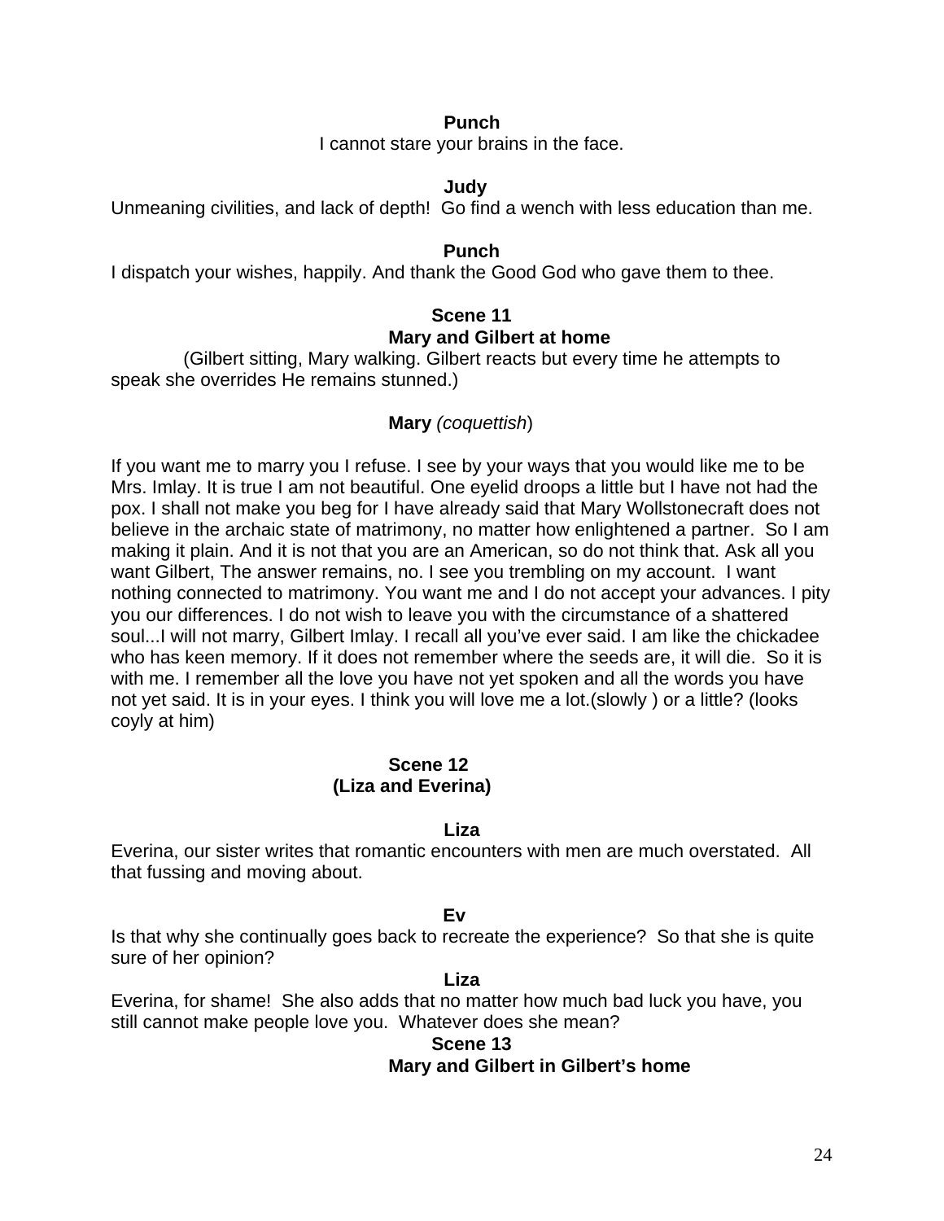**Punch**

I cannot stare your brains in the face.

**Judy**

Unmeaning civilities, and lack of depth! Go find a wench with less education than me.

**Punch**

I dispatch your wishes, happily. And thank the Good God who gave them to thee.

### Scene 11
### Mary and Gilbert at home

(Gilbert sitting, Mary walking. Gilbert reacts but every time he attempts to speak she overrides He remains stunned.)

**Mary** *(coquettish*)

If you want me to marry you I refuse. I see by your ways that you would like me to be Mrs. Imlay. It is true I am not beautiful. One eyelid droops a little but I have not had the pox. I shall not make you beg for I have already said that Mary Wollstonecraft does not believe in the archaic state of matrimony, no matter how enlightened a partner. So I am making it plain. And it is not that you are an American, so do not think that. Ask all you want Gilbert, The answer remains, no. I see you trembling on my account. I want nothing connected to matrimony. You want me and I do not accept your advances. I pity you our differences. I do not wish to leave you with the circumstance of a shattered soul...I will not marry, Gilbert Imlay. I recall all you've ever said. I am like the chickadee who has keen memory. If it does not remember where the seeds are, it will die. So it is with me. I remember all the love you have not yet spoken and all the words you have not yet said. It is in your eyes. I think you will love me a lot.(slowly ) or a little? (looks coyly at him)

### Scene 12
### (Liza and Everina)

**Liza**

Everina, our sister writes that romantic encounters with men are much overstated. All that fussing and moving about.

**Ev**

Is that why she continually goes back to recreate the experience? So that she is quite sure of her opinion?

**Liza**

Everina, for shame! She also adds that no matter how much bad luck you have, you still cannot make people love you. Whatever does she mean?

### Scene 13
### Mary and Gilbert in Gilbert's home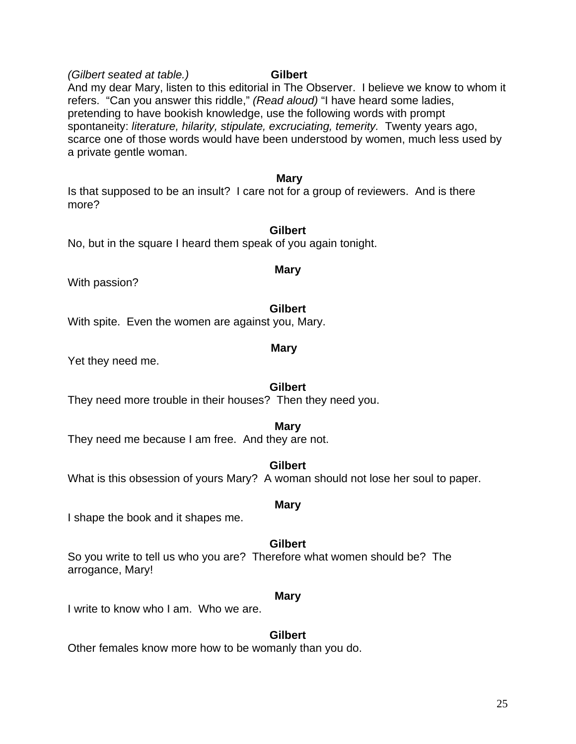*(Gilbert seated at table.)*

**Gilbert**

And my dear Mary, listen to this editorial in The Observer. I believe we know to whom it refers. "Can you answer this riddle," *(Read aloud)* "I have heard some ladies, pretending to have bookish knowledge, use the following words with prompt spontaneity: *literature, hilarity, stipulate, excruciating, temerity.* Twenty years ago, scarce one of those words would have been understood by women, much less used by a private gentle woman.

**Mary**

Is that supposed to be an insult? I care not for a group of reviewers. And is there more?

**Gilbert**

No, but in the square I heard them speak of you again tonight.

**Mary**

With passion?

**Gilbert**

With spite. Even the women are against you, Mary.

**Mary**

Yet they need me.

**Gilbert**

They need more trouble in their houses? Then they need you.

**Mary**

They need me because I am free. And they are not.

**Gilbert**

What is this obsession of yours Mary? A woman should not lose her soul to paper.

**Mary**

I shape the book and it shapes me.

**Gilbert**

So you write to tell us who you are? Therefore what women should be? The arrogance, Mary!

**Mary**

I write to know who I am. Who we are.

**Gilbert**

Other females know more how to be womanly than you do.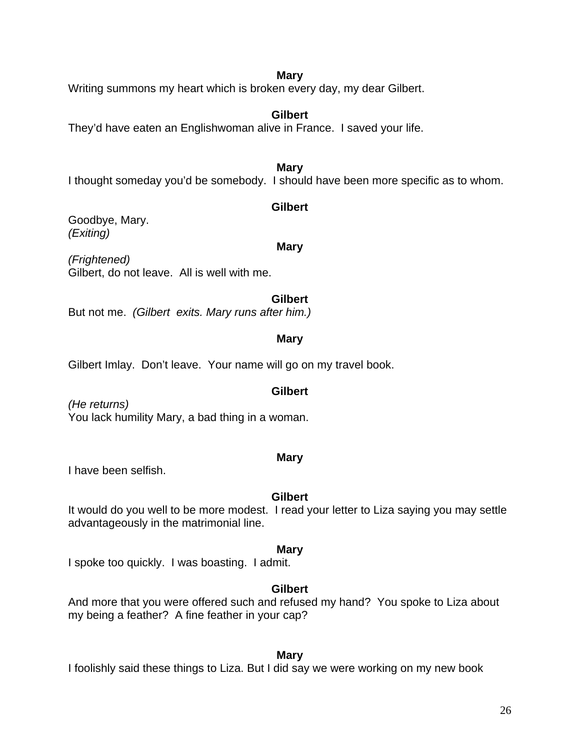**Mary**

Writing summons my heart which is broken every day, my dear Gilbert.

**Gilbert**

They'd have eaten an Englishwoman alive in France. I saved your life.

**Mary**

I thought someday you'd be somebody. I should have been more specific as to whom.

**Gilbert**

Goodbye, Mary.
*(Exiting)*

**Mary**

*(Frightened)*
Gilbert, do not leave. All is well with me.

**Gilbert**

But not me. *(Gilbert exits. Mary runs after him.)*

**Mary**

Gilbert Imlay. Don't leave. Your name will go on my travel book.

**Gilbert**

*(He returns)*
You lack humility Mary, a bad thing in a woman.

**Mary**

I have been selfish.

**Gilbert**

It would do you well to be more modest. I read your letter to Liza saying you may settle advantageously in the matrimonial line.

**Mary**

I spoke too quickly. I was boasting. I admit.

**Gilbert**

And more that you were offered such and refused my hand? You spoke to Liza about my being a feather? A fine feather in your cap?

**Mary**

I foolishly said these things to Liza. But I did say we were working on my new book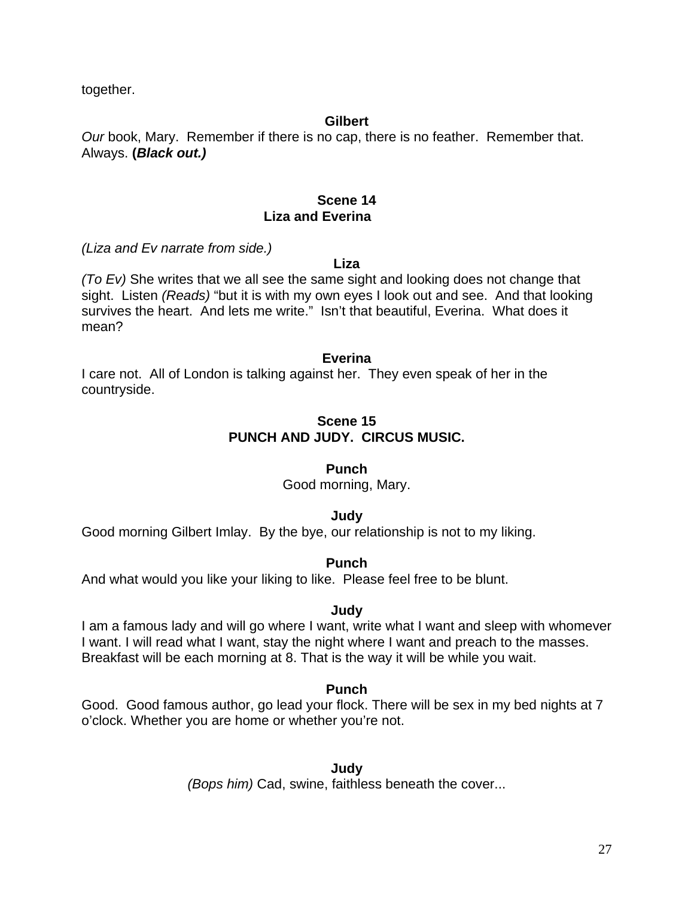together.

**Gilbert**

*Our* book, Mary. Remember if there is no cap, there is no feather. Remember that. Always. **(*Black out.)***

**Scene 14**
**Liza and Everina**

*(Liza and Ev narrate from side.)*

**Liza**

*(To Ev)* She writes that we all see the same sight and looking does not change that sight. Listen *(Reads)* “but it is with my own eyes I look out and see. And that looking survives the heart. And lets me write.” Isn’t that beautiful, Everina. What does it mean?

**Everina**

I care not. All of London is talking against her. They even speak of her in the countryside.

**Scene 15**
**PUNCH AND JUDY. CIRCUS MUSIC.**

**Punch**

Good morning, Mary.

**Judy**

Good morning Gilbert Imlay. By the bye, our relationship is not to my liking.

**Punch**

And what would you like your liking to like. Please feel free to be blunt.

**Judy**

I am a famous lady and will go where I want, write what I want and sleep with whomever I want. I will read what I want, stay the night where I want and preach to the masses. Breakfast will be each morning at 8. That is the way it will be while you wait.

**Punch**

Good. Good famous author, go lead your flock. There will be sex in my bed nights at 7 o’clock. Whether you are home or whether you’re not.

**Judy**

*(Bops him)* Cad, swine, faithless beneath the cover...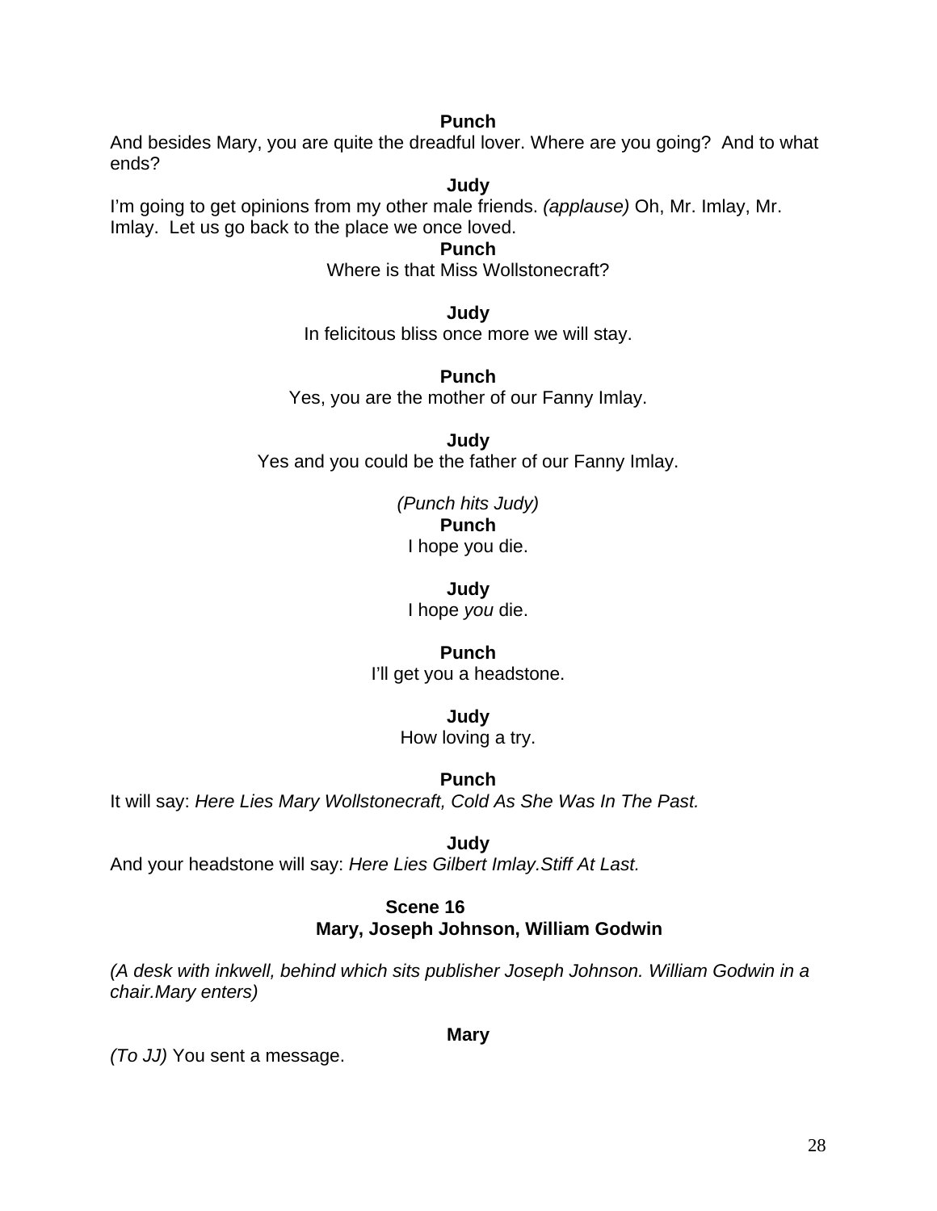**Punch**

And besides Mary, you are quite the dreadful lover. Where are you going? And to what ends?

**Judy**

I'm going to get opinions from my other male friends. *(applause)* Oh, Mr. Imlay, Mr. Imlay. Let us go back to the place we once loved.

**Punch**

Where is that Miss Wollstonecraft?

**Judy**

In felicitous bliss once more we will stay.

**Punch**

Yes, you are the mother of our Fanny Imlay.

**Judy**

Yes and you could be the father of our Fanny Imlay.

*(Punch hits Judy)*

**Punch**

I hope you die.

**Judy**

I hope *you* die.

**Punch**

I'll get you a headstone.

**Judy**

How loving a try.

**Punch**

It will say: *Here Lies Mary Wollstonecraft, Cold As She Was In The Past.*

**Judy**

And your headstone will say: *Here Lies Gilbert Imlay.Stiff At Last.*

**Scene 16**

**Mary, Joseph Johnson, William Godwin**

*(A desk with inkwell, behind which sits publisher Joseph Johnson. William Godwin in a chair.Mary enters)*

**Mary**

*(To JJ)* You sent a message.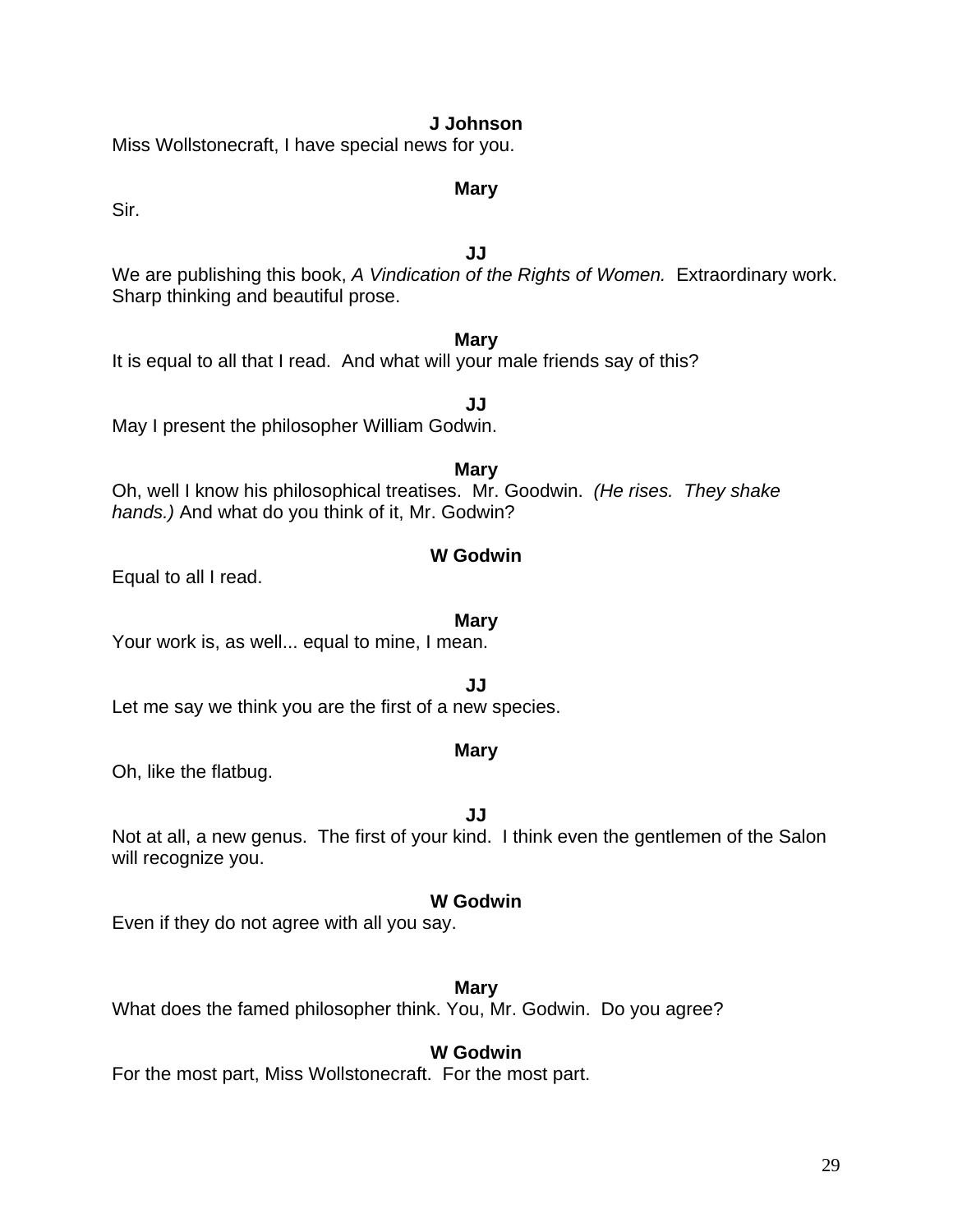**J Johnson**

Miss Wollstonecraft, I have special news for you.

**Mary**

Sir.

**JJ**

We are publishing this book, *A Vindication of the Rights of Women.* Extraordinary work. Sharp thinking and beautiful prose.

**Mary**

It is equal to all that I read. And what will your male friends say of this?

**JJ**

May I present the philosopher William Godwin.

**Mary**

Oh, well I know his philosophical treatises. Mr. Goodwin. *(He rises. They shake hands.)* And what do you think of it, Mr. Godwin?

**W Godwin**

Equal to all I read.

**Mary**

Your work is, as well... equal to mine, I mean.

**JJ**

Let me say we think you are the first of a new species.

**Mary**

Oh, like the flatbug.

**JJ**

Not at all, a new genus. The first of your kind. I think even the gentlemen of the Salon will recognize you.

**W Godwin**

Even if they do not agree with all you say.

**Mary**

What does the famed philosopher think. You, Mr. Godwin. Do you agree?

**W Godwin**

For the most part, Miss Wollstonecraft. For the most part.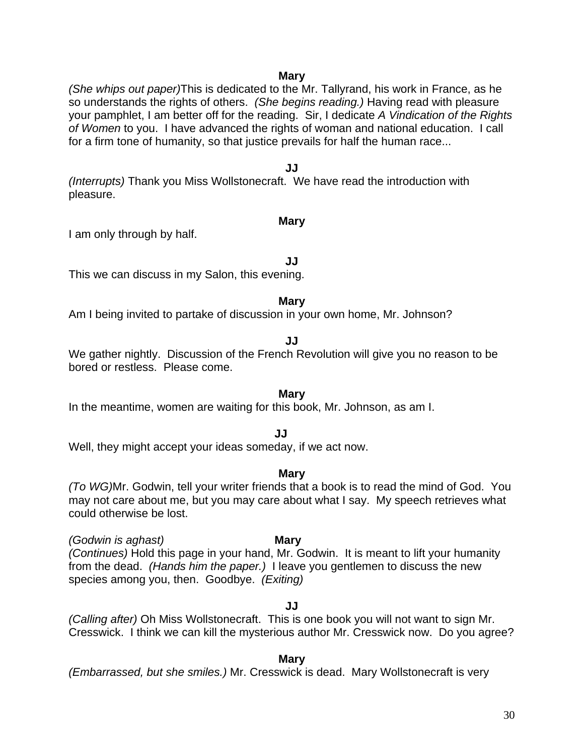**Mary**

*(She whips out paper)*This is dedicated to the Mr. Tallyrand, his work in France, as he so understands the rights of others. *(She begins reading.)* Having read with pleasure your pamphlet, I am better off for the reading. Sir, I dedicate *A Vindication of the Rights of Women* to you. I have advanced the rights of woman and national education. I call for a firm tone of humanity, so that justice prevails for half the human race...

**JJ**

*(Interrupts)* Thank you Miss Wollstonecraft. We have read the introduction with pleasure.

**Mary**

I am only through by half.

**JJ**

This we can discuss in my Salon, this evening.

**Mary**

Am I being invited to partake of discussion in your own home, Mr. Johnson?

**JJ**

We gather nightly. Discussion of the French Revolution will give you no reason to be bored or restless. Please come.

**Mary**

In the meantime, women are waiting for this book, Mr. Johnson, as am I.

**JJ**

Well, they might accept your ideas someday, if we act now.

**Mary**

*(To WG)*Mr. Godwin, tell your writer friends that a book is to read the mind of God. You may not care about me, but you may care about what I say. My speech retrieves what could otherwise be lost.

*(Godwin is aghast)* **Mary**

*(Continues)* Hold this page in your hand, Mr. Godwin. It is meant to lift your humanity from the dead. *(Hands him the paper.)* I leave you gentlemen to discuss the new species among you, then. Goodbye. *(Exiting)*

**JJ**

*(Calling after)* Oh Miss Wollstonecraft. This is one book you will not want to sign Mr. Cresswick. I think we can kill the mysterious author Mr. Cresswick now. Do you agree?

**Mary**

*(Embarrassed, but she smiles.)* Mr. Cresswick is dead. Mary Wollstonecraft is very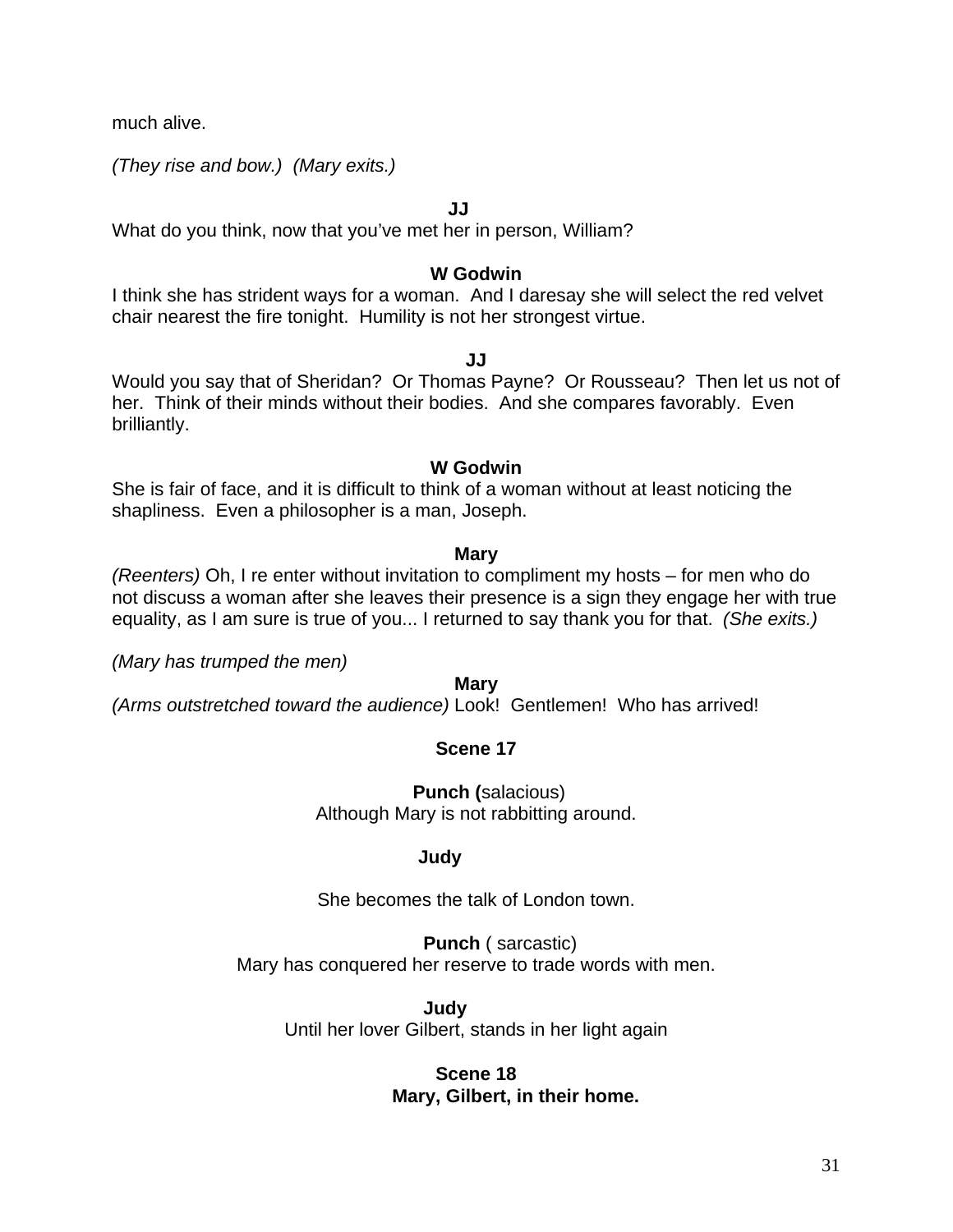much alive.

*(They rise and bow.)* *(Mary exits.)*

**JJ**

What do you think, now that you've met her in person, William?

**W Godwin**

I think she has strident ways for a woman. And I daresay she will select the red velvet chair nearest the fire tonight. Humility is not her strongest virtue.

**JJ**

Would you say that of Sheridan? Or Thomas Payne? Or Rousseau? Then let us not of her. Think of their minds without their bodies. And she compares favorably. Even brilliantly.

**W Godwin**

She is fair of face, and it is difficult to think of a woman without at least noticing the shapliness. Even a philosopher is a man, Joseph.

**Mary**

*(Reenters)* Oh, I re enter without invitation to compliment my hosts – for men who do not discuss a woman after she leaves their presence is a sign they engage her with true equality, as I am sure is true of you... I returned to say thank you for that. *(She exits.)*

*(Mary has trumped the men)*

**Mary**

*(Arms outstretched toward the audience)* Look! Gentlemen! Who has arrived!

**Scene 17**

**Punch (**salacious)
Although Mary is not rabbitting around.

**Judy**

She becomes the talk of London town.

**Punch** ( sarcastic)
Mary has conquered her reserve to trade words with men.

**Judy**
Until her lover Gilbert, stands in her light again

**Scene 18**
**Mary, Gilbert, in their home.**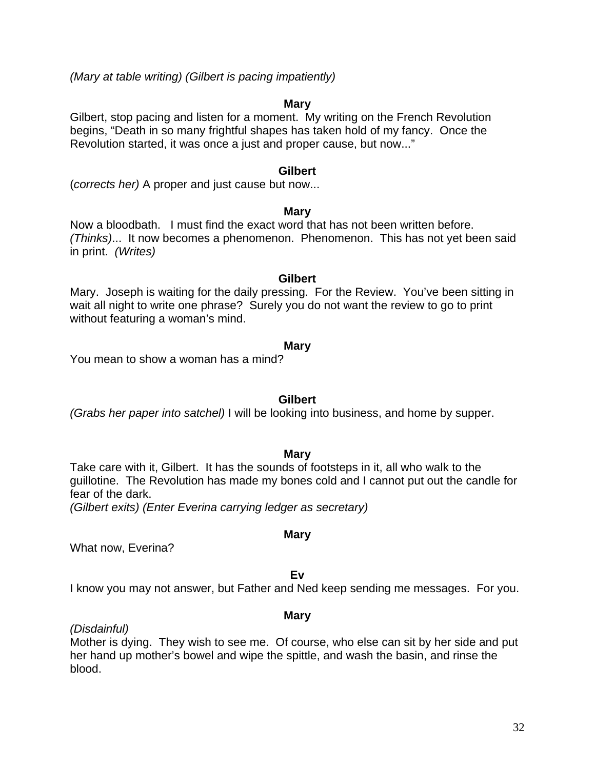*(Mary at table writing) (Gilbert is pacing impatiently)*

**Mary**

Gilbert, stop pacing and listen for a moment. My writing on the French Revolution begins, “Death in so many frightful shapes has taken hold of my fancy. Once the Revolution started, it was once a just and proper cause, but now...”

**Gilbert**

(*corrects her)* A proper and just cause but now...

**Mary**

Now a bloodbath. I must find the exact word that has not been written before. *(Thinks)*... It now becomes a phenomenon. Phenomenon. This has not yet been said in print. *(Writes)*

**Gilbert**

Mary. Joseph is waiting for the daily pressing. For the Review. You’ve been sitting in wait all night to write one phrase? Surely you do not want the review to go to print without featuring a woman’s mind.

**Mary**

You mean to show a woman has a mind?

**Gilbert**

*(Grabs her paper into satchel)* I will be looking into business, and home by supper.

**Mary**

Take care with it, Gilbert. It has the sounds of footsteps in it, all who walk to the guillotine. The Revolution has made my bones cold and I cannot put out the candle for fear of the dark.

*(Gilbert exits) (Enter Everina carrying ledger as secretary)*

**Mary**

What now, Everina?

**Ev**

I know you may not answer, but Father and Ned keep sending me messages. For you.

**Mary**

*(Disdainful)*

Mother is dying. They wish to see me. Of course, who else can sit by her side and put her hand up mother’s bowel and wipe the spittle, and wash the basin, and rinse the blood.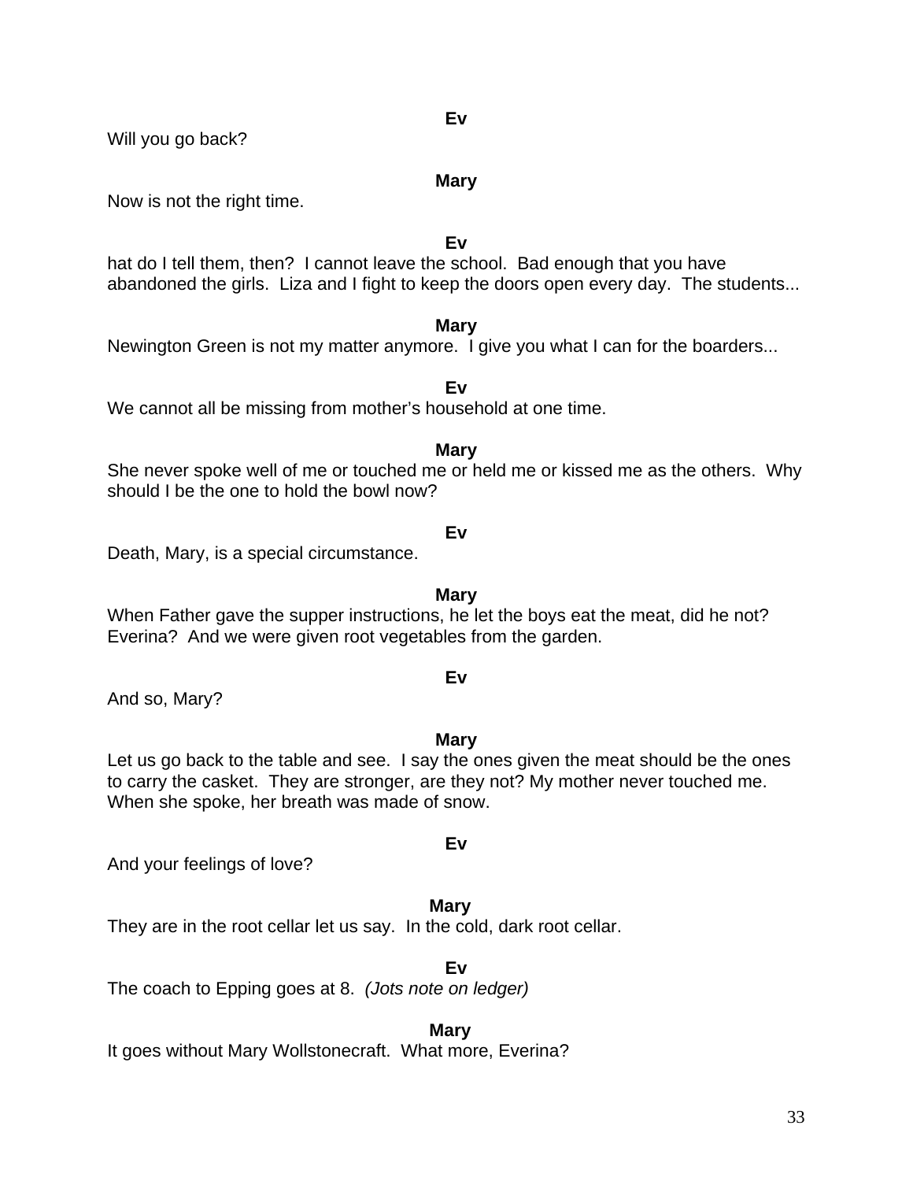**Ev**

Will you go back?

**Mary**

Now is not the right time.

**Ev**

hat do I tell them, then? I cannot leave the school. Bad enough that you have abandoned the girls. Liza and I fight to keep the doors open every day. The students...

**Mary**

Newington Green is not my matter anymore. I give you what I can for the boarders...

**Ev**

We cannot all be missing from mother's household at one time.

**Mary**

She never spoke well of me or touched me or held me or kissed me as the others. Why should I be the one to hold the bowl now?

**Ev**

Death, Mary, is a special circumstance.

**Mary**

When Father gave the supper instructions, he let the boys eat the meat, did he not? Everina? And we were given root vegetables from the garden.

**Ev**

And so, Mary?

**Mary**

Let us go back to the table and see. I say the ones given the meat should be the ones to carry the casket. They are stronger, are they not? My mother never touched me. When she spoke, her breath was made of snow.

**Ev**

And your feelings of love?

**Mary**

They are in the root cellar let us say. In the cold, dark root cellar.

**Ev**

The coach to Epping goes at 8. *(Jots note on ledger)*

**Mary**

It goes without Mary Wollstonecraft. What more, Everina?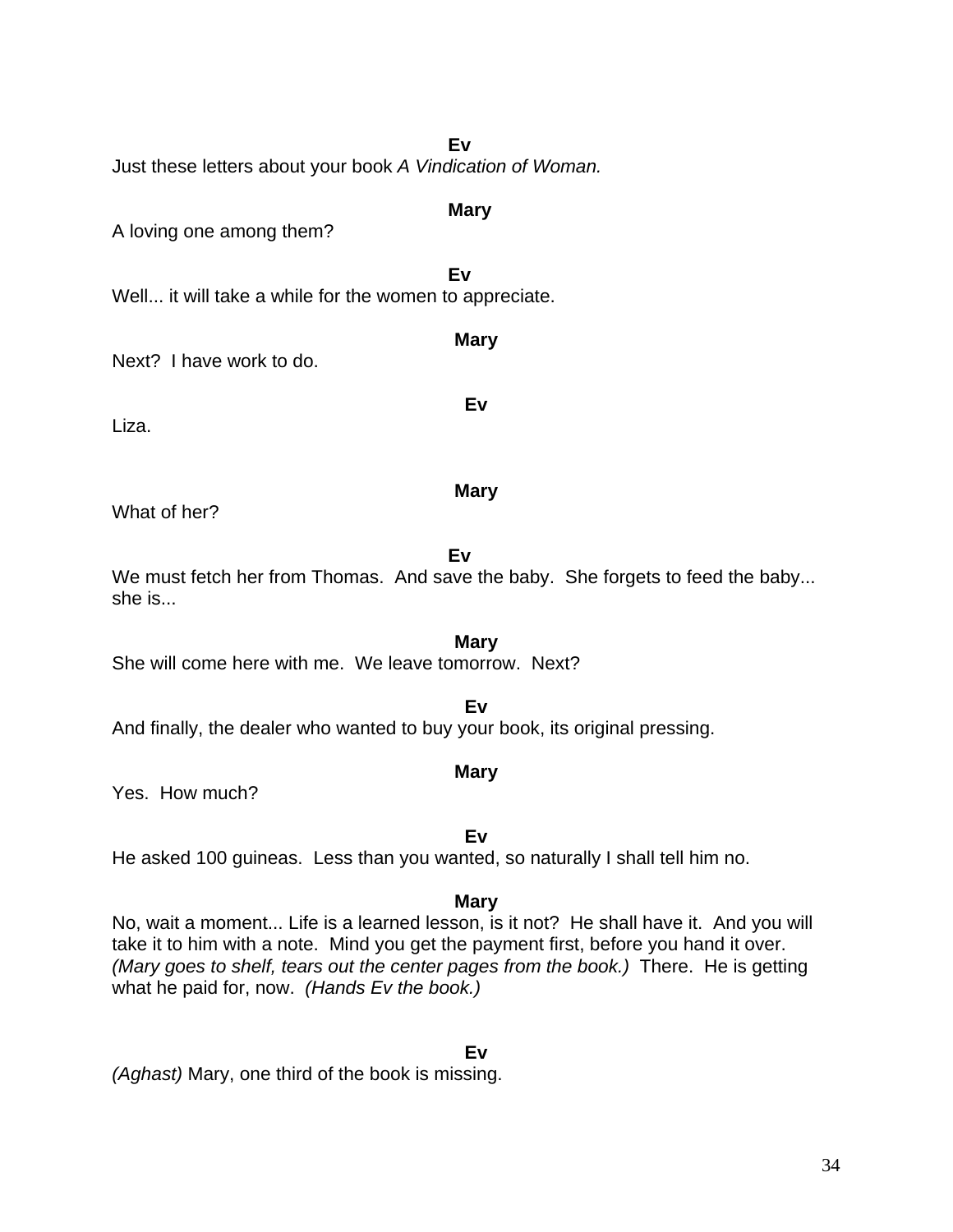**Ev**

Just these letters about your book *A Vindication of Woman.*

**Mary**

A loving one among them?

**Ev**

Well... it will take a while for the women to appreciate.

**Mary**

Next? I have work to do.

**Ev**

Liza.

**Mary**

What of her?

**Ev**

We must fetch her from Thomas. And save the baby. She forgets to feed the baby... she is...

**Mary**

She will come here with me. We leave tomorrow. Next?

**Ev**

And finally, the dealer who wanted to buy your book, its original pressing.

**Mary**

Yes. How much?

**Ev**

He asked 100 guineas. Less than you wanted, so naturally I shall tell him no.

**Mary**

No, wait a moment... Life is a learned lesson, is it not? He shall have it. And you will take it to him with a note. Mind you get the payment first, before you hand it over. *(Mary goes to shelf, tears out the center pages from the book.)* There. He is getting what he paid for, now. *(Hands Ev the book.)*

**Ev**

*(Aghast)* Mary, one third of the book is missing.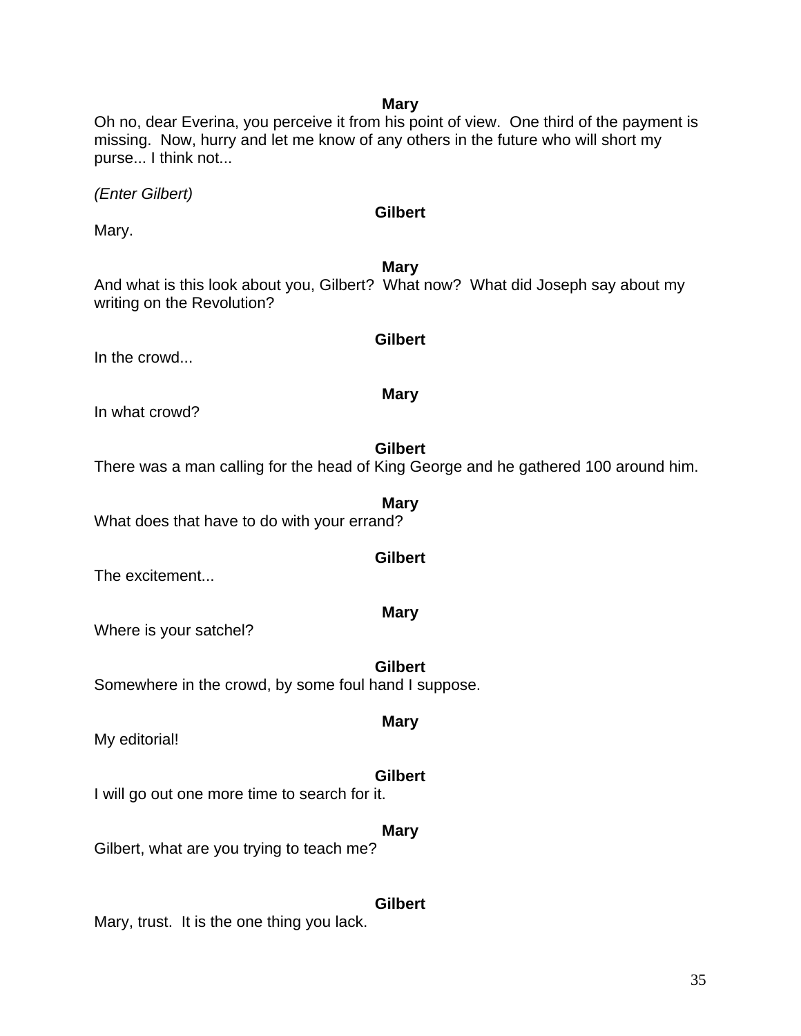**Mary**

Oh no, dear Everina, you perceive it from his point of view. One third of the payment is missing. Now, hurry and let me know of any others in the future who will short my purse... I think not...

*(Enter Gilbert)*

**Gilbert**

Mary.

**Mary**

And what is this look about you, Gilbert? What now? What did Joseph say about my writing on the Revolution?

**Gilbert**

In the crowd...

**Mary**

In what crowd?

**Gilbert**

There was a man calling for the head of King George and he gathered 100 around him.

**Mary**

What does that have to do with your errand?

**Gilbert**

The excitement...

**Mary**

Where is your satchel?

**Gilbert**

Somewhere in the crowd, by some foul hand I suppose.

**Mary**

My editorial!

**Gilbert**

I will go out one more time to search for it.

**Mary**

Gilbert, what are you trying to teach me?

**Gilbert**

Mary, trust. It is the one thing you lack.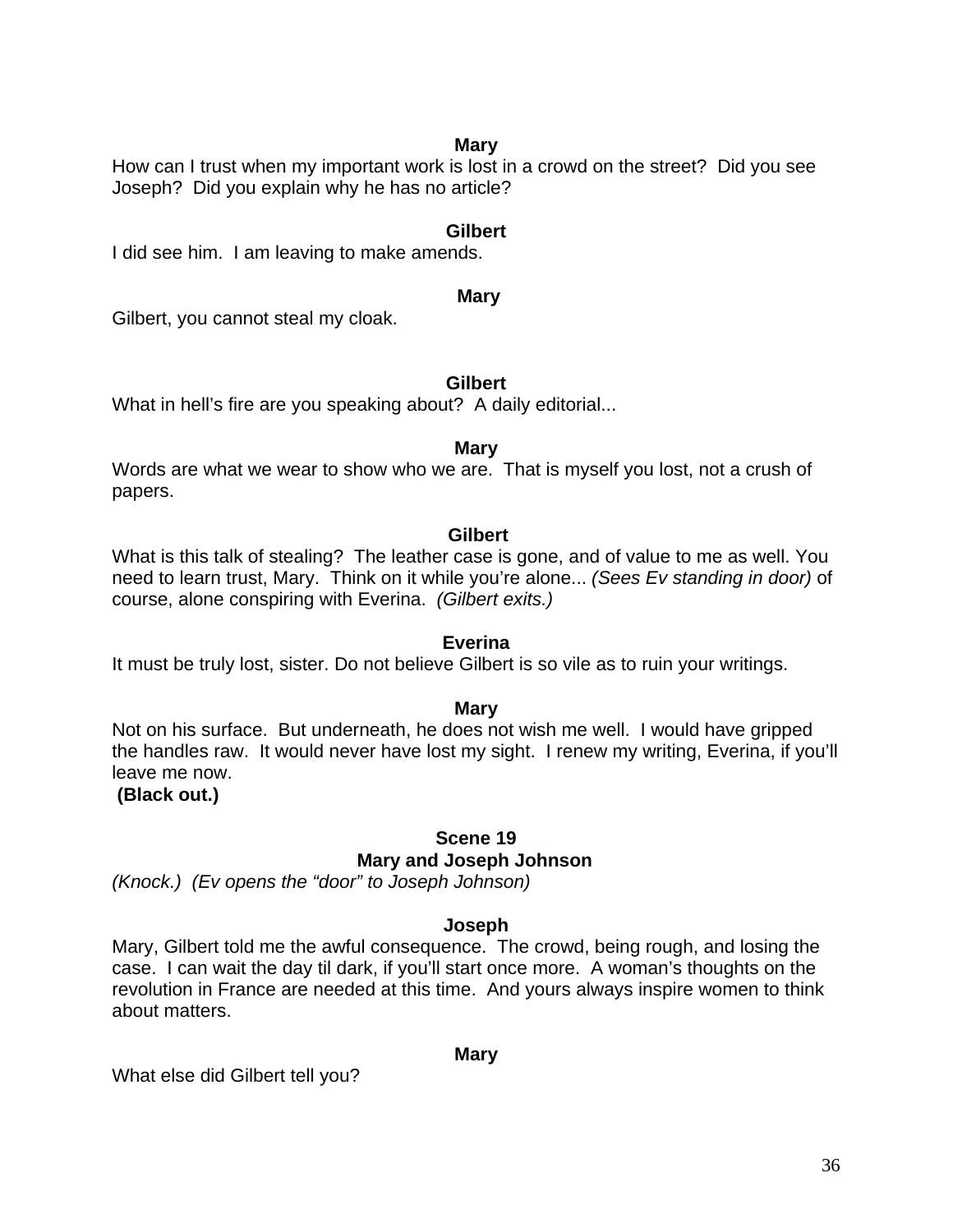**Mary**

How can I trust when my important work is lost in a crowd on the street? Did you see Joseph? Did you explain why he has no article?

**Gilbert**

I did see him. I am leaving to make amends.

**Mary**

Gilbert, you cannot steal my cloak.

**Gilbert**

What in hell's fire are you speaking about? A daily editorial...

**Mary**

Words are what we wear to show who we are. That is myself you lost, not a crush of papers.

**Gilbert**

What is this talk of stealing? The leather case is gone, and of value to me as well. You need to learn trust, Mary. Think on it while you're alone... *(Sees Ev standing in door)* of course, alone conspiring with Everina. *(Gilbert exits.)*

**Everina**

It must be truly lost, sister. Do not believe Gilbert is so vile as to ruin your writings.

**Mary**

Not on his surface. But underneath, he does not wish me well. I would have gripped the handles raw. It would never have lost my sight. I renew my writing, Everina, if you'll leave me now.

**(Black out.)**

## Scene 19
### Mary and Joseph Johnson

*(Knock.) (Ev opens the "door" to Joseph Johnson)*

**Joseph**

Mary, Gilbert told me the awful consequence. The crowd, being rough, and losing the case. I can wait the day til dark, if you'll start once more. A woman's thoughts on the revolution in France are needed at this time. And yours always inspire women to think about matters.

**Mary**

What else did Gilbert tell you?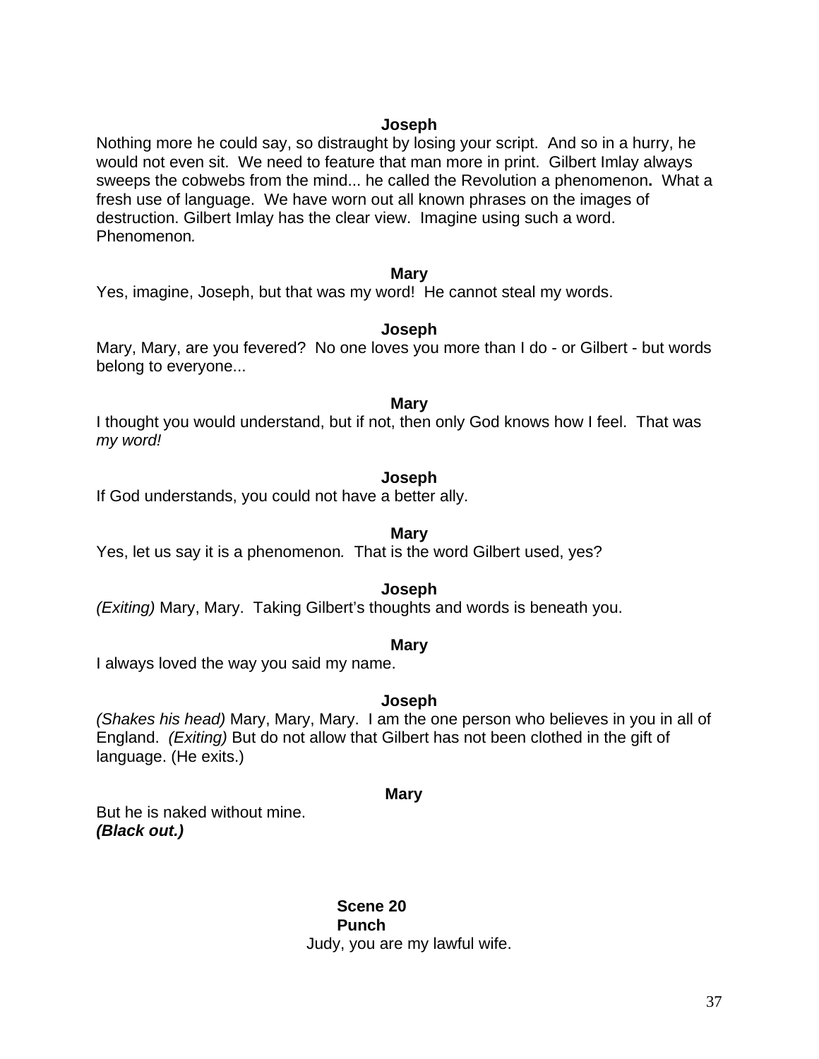**Joseph**

Nothing more he could say, so distraught by losing your script. And so in a hurry, he would not even sit. We need to feature that man more in print. Gilbert Imlay always sweeps the cobwebs from the mind... he called the Revolution a phenomenon**.** What a fresh use of language. We have worn out all known phrases on the images of destruction. Gilbert Imlay has the clear view. Imagine using such a word. Phenomenon*.*

**Mary**

Yes, imagine, Joseph, but that was my word! He cannot steal my words.

**Joseph**

Mary, Mary, are you fevered? No one loves you more than I do - or Gilbert - but words belong to everyone...

**Mary**

I thought you would understand, but if not, then only God knows how I feel. That was *my word!*

**Joseph**

If God understands, you could not have a better ally.

**Mary**

Yes, let us say it is a phenomenon*.* That is the word Gilbert used, yes?

**Joseph**

*(Exiting)* Mary, Mary. Taking Gilbert's thoughts and words is beneath you.

**Mary**

I always loved the way you said my name.

**Joseph**

*(Shakes his head)* Mary, Mary, Mary. I am the one person who believes in you in all of England. *(Exiting)* But do not allow that Gilbert has not been clothed in the gift of language. (He exits.)

**Mary**

But he is naked without mine.
***(Black out.)***

**Scene 20**

**Punch**

Judy, you are my lawful wife.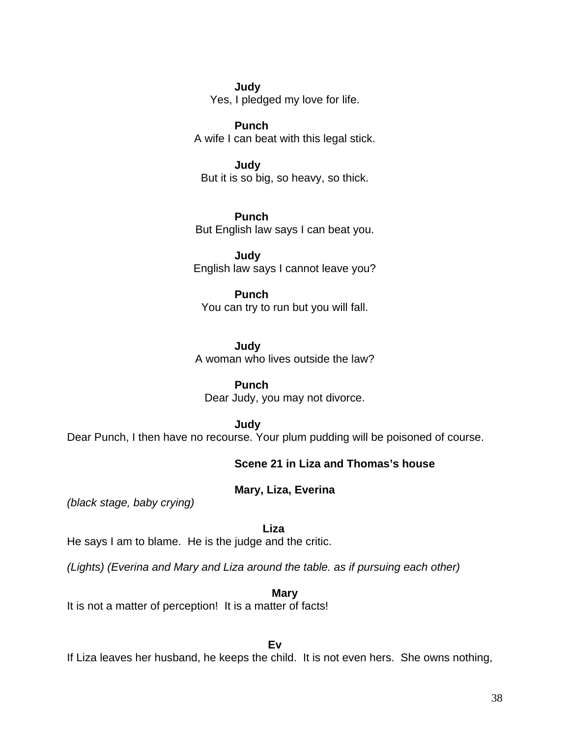**Judy**

Yes, I pledged my love for life.

**Punch**

A wife I can beat with this legal stick.

**Judy**

But it is so big, so heavy, so thick.

**Punch**

But English law says I can beat you.

**Judy**

English law says I cannot leave you?

**Punch**

You can try to run but you will fall.

**Judy**

A woman who lives outside the law?

**Punch**

Dear Judy, you may not divorce.

**Judy**

Dear Punch, I then have no recourse. Your plum pudding will be poisoned of course.

**Scene 21 in Liza and Thomas's house**

**Mary, Liza, Everina**

*(black stage, baby crying)*

**Liza**

He says I am to blame. He is the judge and the critic.

*(Lights) (Everina and Mary and Liza around the table. as if pursuing each other)*

**Mary**

It is not a matter of perception! It is a matter of facts!

**Ev**

If Liza leaves her husband, he keeps the child. It is not even hers. She owns nothing,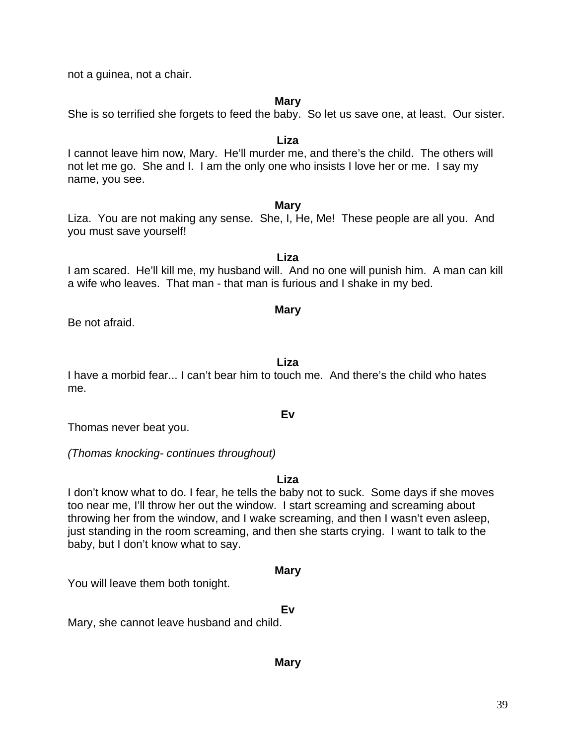not a guinea, not a chair.

**Mary**

She is so terrified she forgets to feed the baby. So let us save one, at least. Our sister.

**Liza**

I cannot leave him now, Mary. He'll murder me, and there's the child. The others will not let me go. She and I. I am the only one who insists I love her or me. I say my name, you see.

**Mary**

Liza. You are not making any sense. She, I, He, Me! These people are all you. And you must save yourself!

**Liza**

I am scared. He'll kill me, my husband will. And no one will punish him. A man can kill a wife who leaves. That man - that man is furious and I shake in my bed.

**Mary**

Be not afraid.

**Liza**

I have a morbid fear... I can't bear him to touch me. And there's the child who hates me.

**Ev**

Thomas never beat you.

*(Thomas knocking- continues throughout)*

**Liza**

I don't know what to do. I fear, he tells the baby not to suck. Some days if she moves too near me, I'll throw her out the window. I start screaming and screaming about throwing her from the window, and I wake screaming, and then I wasn't even asleep, just standing in the room screaming, and then she starts crying. I want to talk to the baby, but I don't know what to say.

**Mary**

You will leave them both tonight.

**Ev**

Mary, she cannot leave husband and child.

**Mary**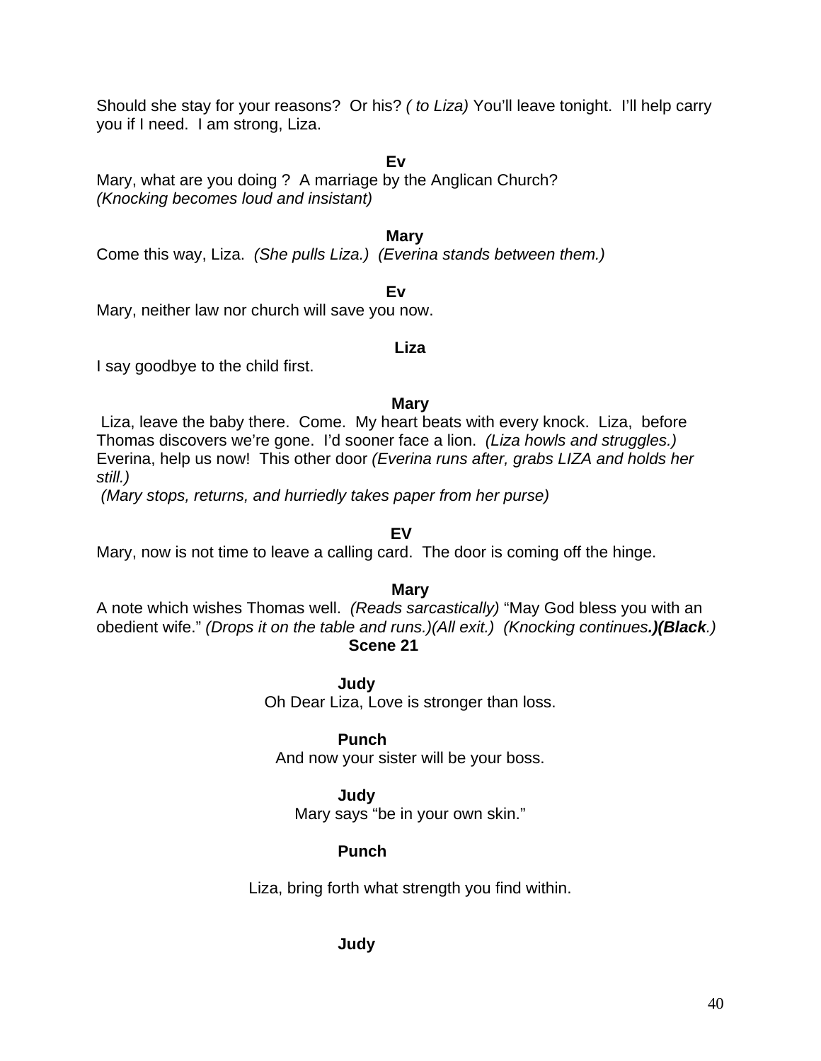Should she stay for your reasons? Or his? *( to Liza)* You'll leave tonight. I'll help carry you if I need. I am strong, Liza.

**Ev**

Mary, what are you doing ? A marriage by the Anglican Church?
*(Knocking becomes loud and insistant)*

**Mary**

Come this way, Liza. *(She pulls Liza.) (Everina stands between them.)*

**Ev**

Mary, neither law nor church will save you now.

**Liza**

I say goodbye to the child first.

**Mary**

Liza, leave the baby there. Come. My heart beats with every knock. Liza, before Thomas discovers we're gone. I'd sooner face a lion. *(Liza howls and struggles.)* Everina, help us now! This other door *(Everina runs after, grabs LIZA and holds her still.)*
*(Mary stops, returns, and hurriedly takes paper from her purse)*

**EV**

Mary, now is not time to leave a calling card. The door is coming off the hinge.

**Mary**

A note which wishes Thomas well. *(Reads sarcastically)* "May God bless you with an obedient wife." *(Drops it on the table and runs.)(All exit.) (Knocking continues.)(Black.)*

**Scene 21**

**Judy**

Oh Dear Liza, Love is stronger than loss.

**Punch**

And now your sister will be your boss.

**Judy**

Mary says "be in your own skin."

**Punch**

Liza, bring forth what strength you find within.

**Judy**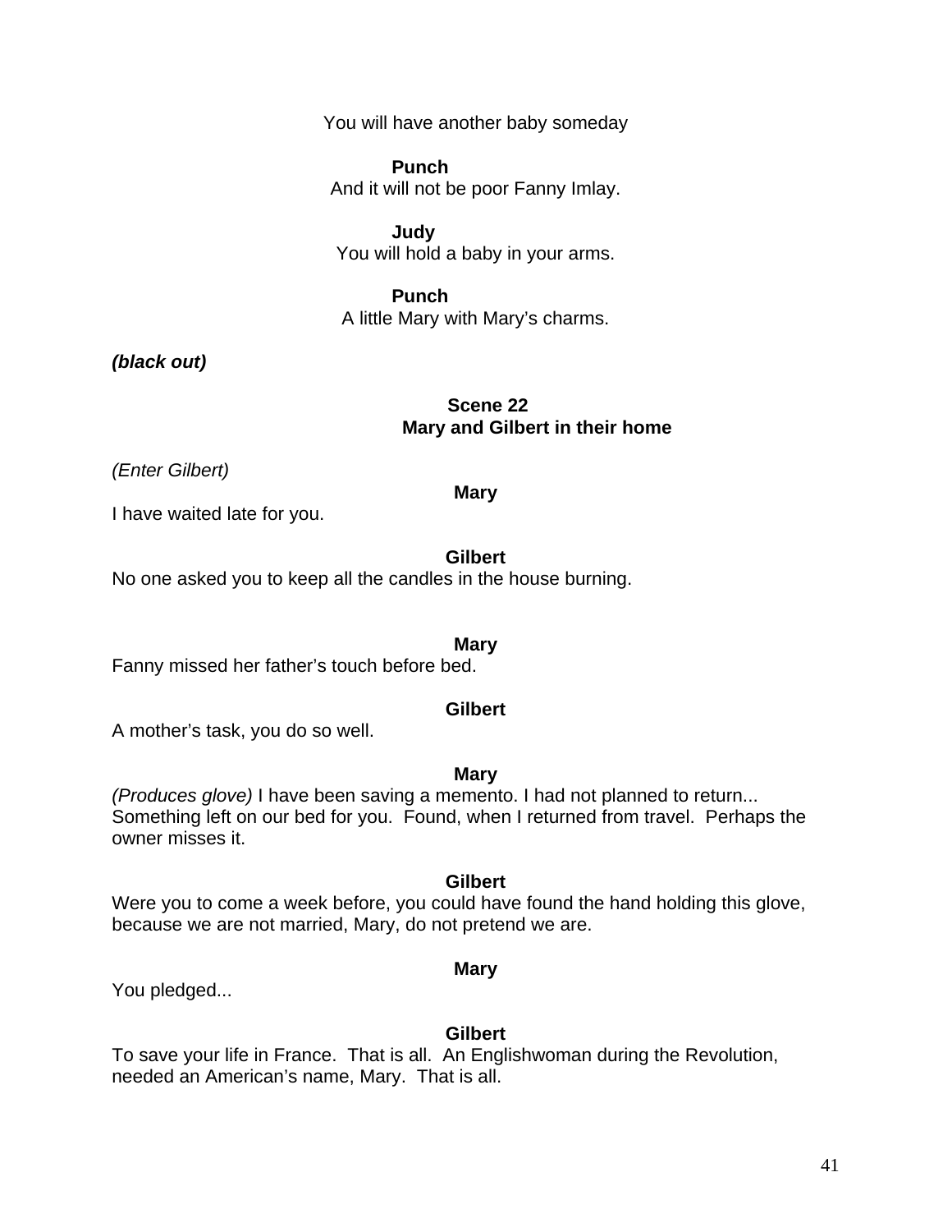You will have another baby someday

**Punch**
And it will not be poor Fanny Imlay.

**Judy**
You will hold a baby in your arms.

**Punch**
A little Mary with Mary's charms.

***(black out)***

**Scene 22**
**Mary and Gilbert in their home**

*(Enter Gilbert)*

**Mary**
I have waited late for you.

**Gilbert**
No one asked you to keep all the candles in the house burning.

**Mary**
Fanny missed her father's touch before bed.

**Gilbert**
A mother's task, you do so well.

**Mary**
*(Produces glove)* I have been saving a memento. I had not planned to return... Something left on our bed for you. Found, when I returned from travel. Perhaps the owner misses it.

**Gilbert**
Were you to come a week before, you could have found the hand holding this glove, because we are not married, Mary, do not pretend we are.

**Mary**
You pledged...

**Gilbert**
To save your life in France. That is all. An Englishwoman during the Revolution, needed an American's name, Mary. That is all.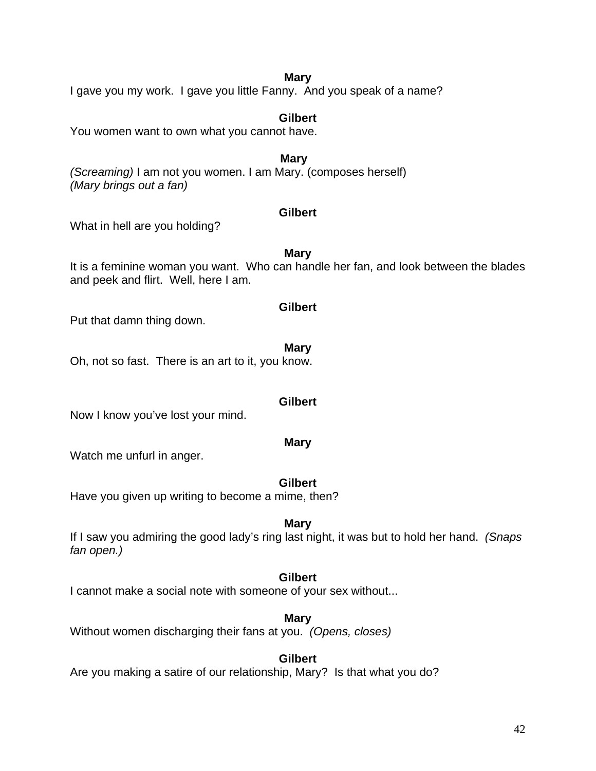**Mary**

I gave you my work. I gave you little Fanny. And you speak of a name?

**Gilbert**

You women want to own what you cannot have.

**Mary**

*(Screaming)* I am not you women. I am Mary. (composes herself)
*(Mary brings out a fan)*

**Gilbert**

What in hell are you holding?

**Mary**

It is a feminine woman you want. Who can handle her fan, and look between the blades and peek and flirt. Well, here I am.

**Gilbert**

Put that damn thing down.

**Mary**

Oh, not so fast. There is an art to it, you know.

**Gilbert**

Now I know you've lost your mind.

**Mary**

Watch me unfurl in anger.

**Gilbert**

Have you given up writing to become a mime, then?

**Mary**

If I saw you admiring the good lady's ring last night, it was but to hold her hand. *(Snaps fan open.)*

**Gilbert**

I cannot make a social note with someone of your sex without...

**Mary**

Without women discharging their fans at you. *(Opens, closes)*

**Gilbert**

Are you making a satire of our relationship, Mary? Is that what you do?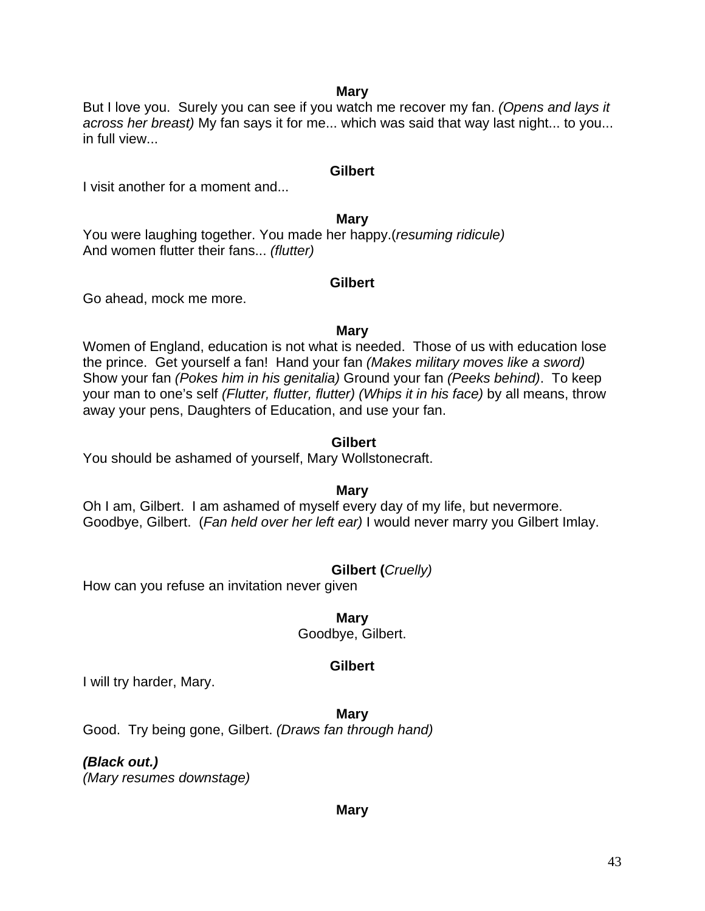**Mary**

But I love you. Surely you can see if you watch me recover my fan. *(Opens and lays it across her breast)* My fan says it for me... which was said that way last night... to you... in full view...

**Gilbert**

I visit another for a moment and...

**Mary**

You were laughing together. You made her happy.(*resuming ridicule)*
And women flutter their fans... *(flutter)*

**Gilbert**

Go ahead, mock me more.

**Mary**

Women of England, education is not what is needed. Those of us with education lose the prince. Get yourself a fan! Hand your fan *(Makes military moves like a sword)* Show your fan *(Pokes him in his genitalia)* Ground your fan *(Peeks behind)*. To keep your man to one's self *(Flutter, flutter, flutter) (Whips it in his face)* by all means, throw away your pens, Daughters of Education, and use your fan.

**Gilbert**

You should be ashamed of yourself, Mary Wollstonecraft.

**Mary**

Oh I am, Gilbert. I am ashamed of myself every day of my life, but nevermore. Goodbye, Gilbert. (*Fan held over her left ear)* I would never marry you Gilbert Imlay.

**Gilbert (***Cruelly)*

How can you refuse an invitation never given

**Mary**

Goodbye, Gilbert.

**Gilbert**

I will try harder, Mary.

**Mary**

Good. Try being gone, Gilbert. *(Draws fan through hand)*

***(Black out.)***
*(Mary resumes downstage)*

**Mary**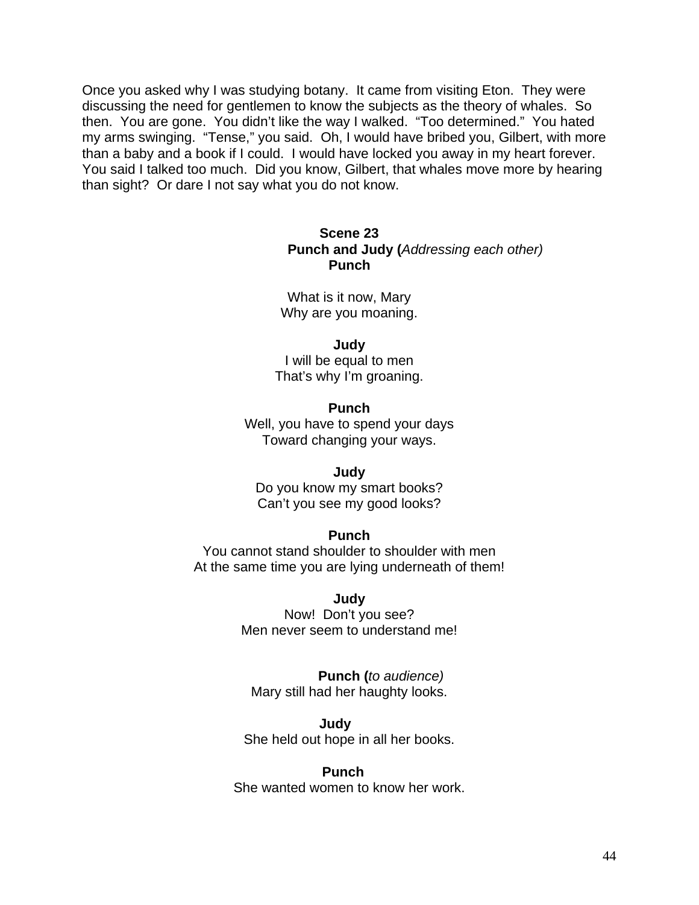Once you asked why I was studying botany. It came from visiting Eton. They were discussing the need for gentlemen to know the subjects as the theory of whales. So then. You are gone. You didn't like the way I walked. "Too determined." You hated my arms swinging. "Tense," you said. Oh, I would have bribed you, Gilbert, with more than a baby and a book if I could. I would have locked you away in my heart forever. You said I talked too much. Did you know, Gilbert, that whales move more by hearing than sight? Or dare I not say what you do not know.

**Scene 23**

**Punch and Judy (***Addressing each other)*

**Punch**

What is it now, Mary
Why are you moaning.

**Judy**
I will be equal to men
That's why I'm groaning.

**Punch**
Well, you have to spend your days
Toward changing your ways.

**Judy**
Do you know my smart books?
Can't you see my good looks?

**Punch**
You cannot stand shoulder to shoulder with men
At the same time you are lying underneath of them!

**Judy**
Now! Don't you see?
Men never seem to understand me!

**Punch (***to audience)*
Mary still had her haughty looks.

**Judy**
She held out hope in all her books.

**Punch**
She wanted women to know her work.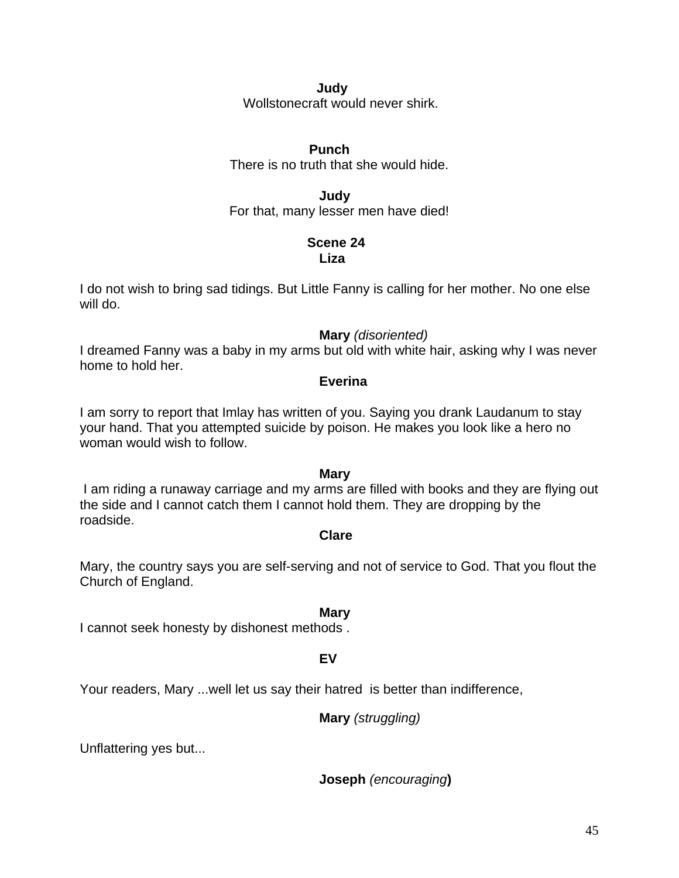**Judy**
Wollstonecraft would never shirk.

**Punch**
There is no truth that she would hide.

**Judy**
For that, many lesser men have died!

**Scene 24**
**Liza**

I do not wish to bring sad tidings. But Little Fanny is calling for her mother. No one else will do.

**Mary** *(disoriented)*
I dreamed Fanny was a baby in my arms but old with white hair, asking why I was never home to hold her.

**Everina**

I am sorry to report that Imlay has written of you. Saying you drank Laudanum to stay your hand. That you attempted suicide by poison. He makes you look like a hero no woman would wish to follow.

**Mary**
I am riding a runaway carriage and my arms are filled with books and they are flying out the side and I cannot catch them I cannot hold them. They are dropping by the roadside.

**Clare**

Mary, the country says you are self-serving and not of service to God. That you flout the Church of England.

**Mary**
I cannot seek honesty by dishonest methods .

**EV**

Your readers, Mary ...well let us say their hatred is better than indifference,

**Mary** *(struggling)*

Unflattering yes but...

**Joseph** *(encouraging)*)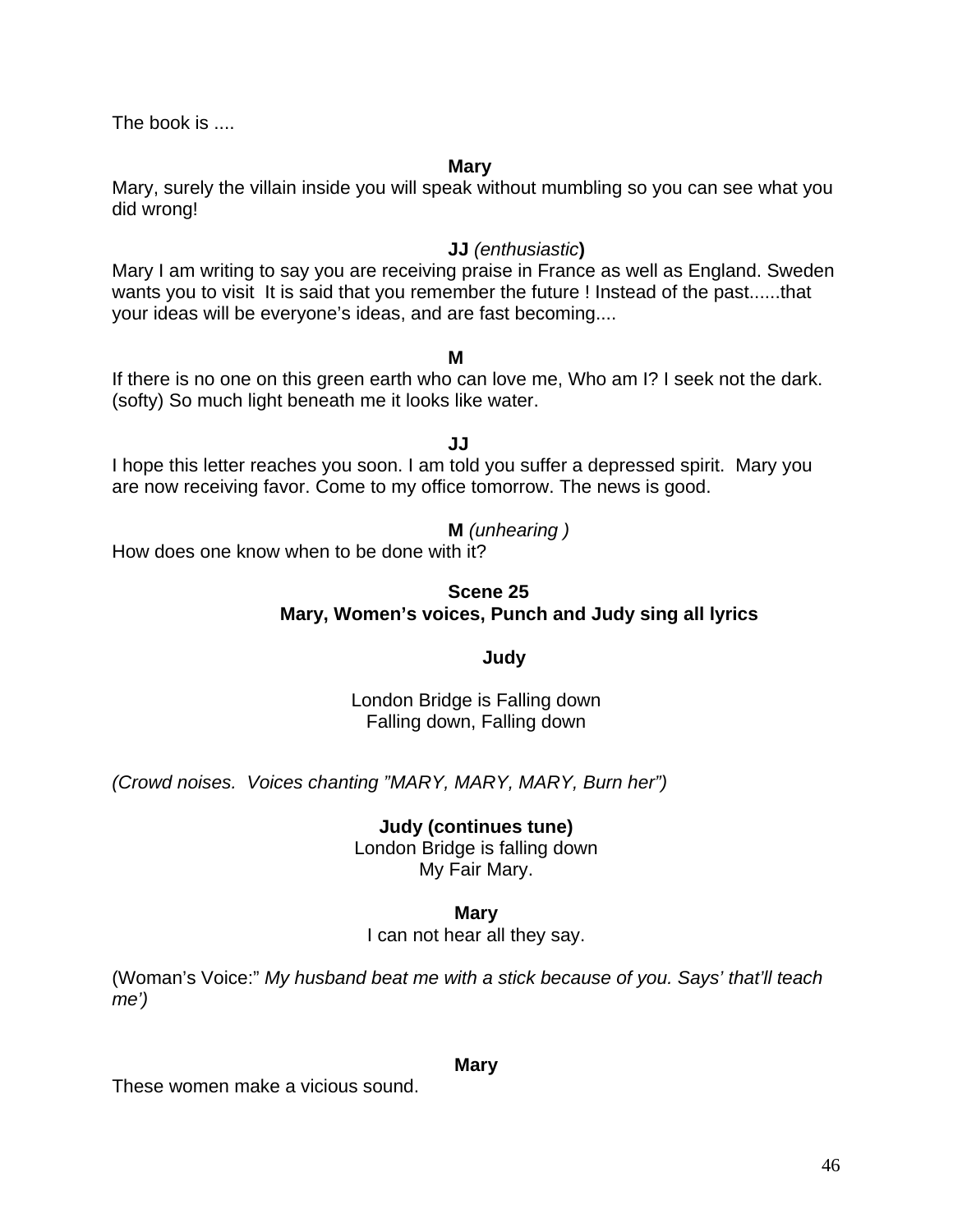The book is ....

**Mary**

Mary, surely the villain inside you will speak without mumbling so you can see what you did wrong!

**JJ** *(enthusiastic)*

Mary I am writing to say you are receiving praise in France as well as England. Sweden wants you to visit It is said that you remember the future ! Instead of the past......that your ideas will be everyone's ideas, and are fast becoming....

**M**

If there is no one on this green earth who can love me, Who am I? I seek not the dark. (softy) So much light beneath me it looks like water.

**JJ**

I hope this letter reaches you soon. I am told you suffer a depressed spirit. Mary you are now receiving favor. Come to my office tomorrow. The news is good.

**M** *(unhearing )*

How does one know when to be done with it?

**Scene 25**
**Mary, Women's voices, Punch and Judy sing all lyrics**

**Judy**

London Bridge is Falling down
Falling down, Falling down

*(Crowd noises. Voices chanting "MARY, MARY, MARY, Burn her")*

**Judy (continues tune)**

London Bridge is falling down
My Fair Mary.

**Mary**

I can not hear all they say.

(Woman's Voice:" *My husband beat me with a stick because of you. Says' that'll teach me')*

**Mary**

These women make a vicious sound.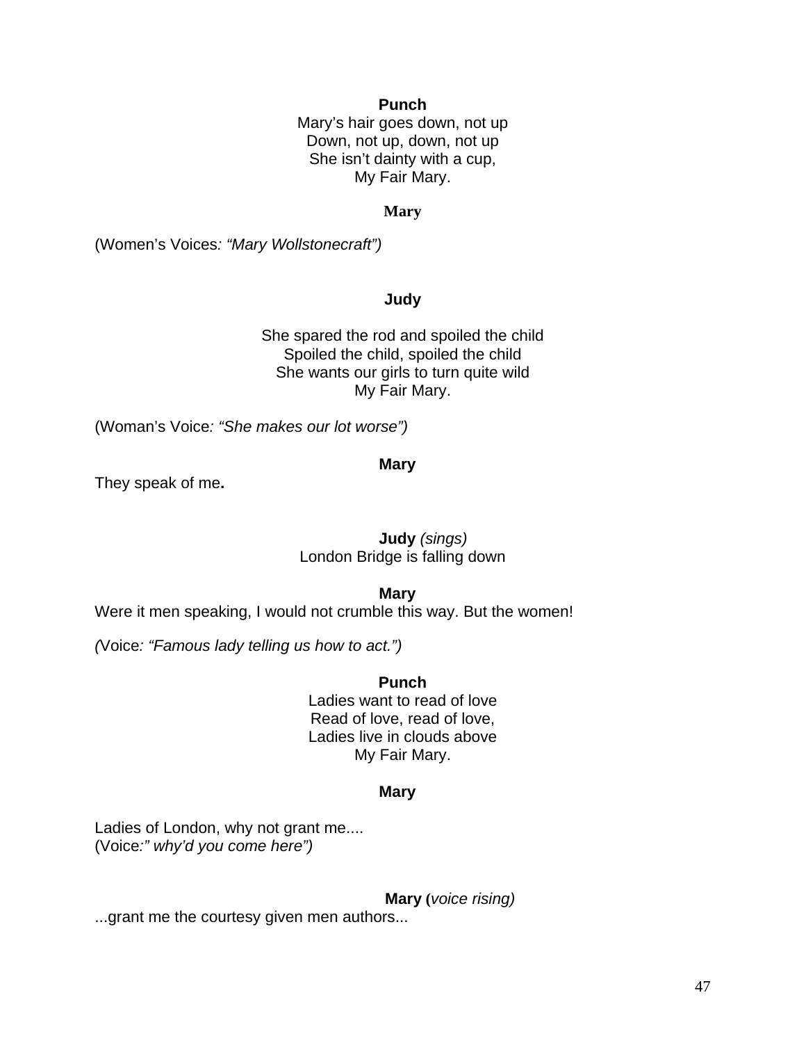**Punch**

Mary's hair goes down, not up
Down, not up, down, not up
She isn't dainty with a cup,
My Fair Mary.

**Mary**

(Women's Voices*: "Mary Wollstonecraft")*

**Judy**

She spared the rod and spoiled the child
Spoiled the child, spoiled the child
She wants our girls to turn quite wild
My Fair Mary.

(Woman's Voice*: "She makes our lot worse")*

**Mary**

They speak of me**.**

**Judy** *(sings)*
London Bridge is falling down

**Mary**

Were it men speaking, I would not crumble this way. But the women!

*(*Voice*: "Famous lady telling us how to act.")*

**Punch**

Ladies want to read of love
Read of love, read of love,
Ladies live in clouds above
My Fair Mary.

**Mary**

Ladies of London, why not grant me....
(Voice*:" why'd you come here")*

**Mary (***voice rising)*

...grant me the courtesy given men authors...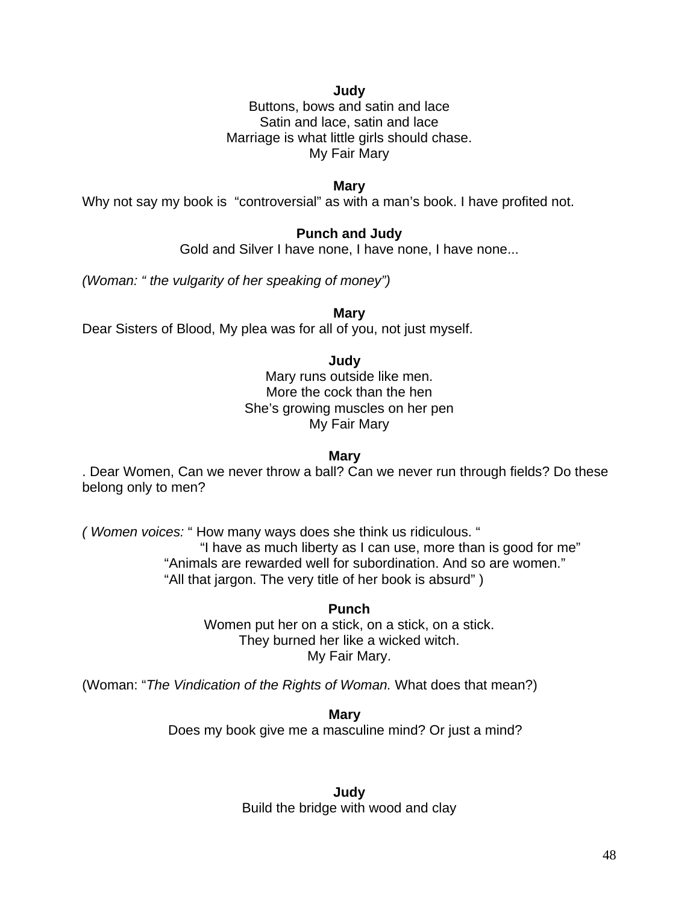**Judy**

Buttons, bows and satin and lace
Satin and lace, satin and lace
Marriage is what little girls should chase.
My Fair Mary

**Mary**

Why not say my book is "controversial" as with a man's book. I have profited not.

**Punch and Judy**

Gold and Silver I have none, I have none, I have none...

*(Woman: " the vulgarity of her speaking of money")*

**Mary**

Dear Sisters of Blood, My plea was for all of you, not just myself.

**Judy**

Mary runs outside like men.
More the cock than the hen
She's growing muscles on her pen
My Fair Mary

**Mary**

. Dear Women, Can we never throw a ball? Can we never run through fields? Do these belong only to men?

*( Women voices:* " How many ways does she think us ridiculous. "
"I have as much liberty as I can use, more than is good for me"
"Animals are rewarded well for subordination. And so are women."
"All that jargon. The very title of her book is absurd" )

**Punch**

Women put her on a stick, on a stick, on a stick.
They burned her like a wicked witch.
My Fair Mary.

(Woman: "*The Vindication of the Rights of Woman.* What does that mean?)

**Mary**

Does my book give me a masculine mind? Or just a mind?

**Judy**

Build the bridge with wood and clay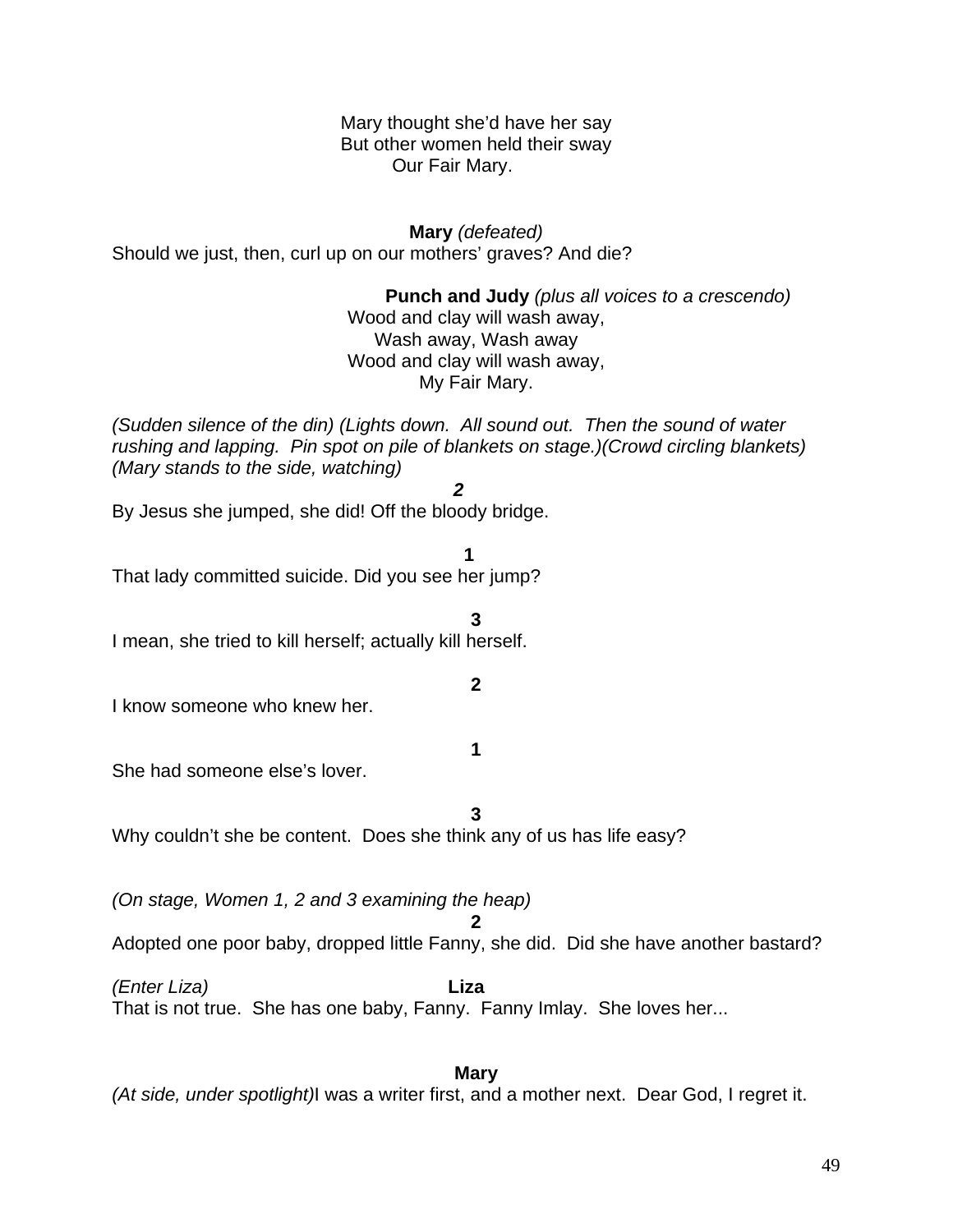Mary thought she'd have her say
But other women held their sway
Our Fair Mary.

**Mary** *(defeated)*
Should we just, then, curl up on our mothers' graves? And die?

**Punch and Judy** *(plus all voices to a crescendo)*
Wood and clay will wash away,
Wash away, Wash away
Wood and clay will wash away,
My Fair Mary.

*(Sudden silence of the din) (Lights down. All sound out. Then the sound of water rushing and lapping. Pin spot on pile of blankets on stage.)(Crowd circling blankets) (Mary stands to the side, watching)*

***2***
By Jesus she jumped, she did! Off the bloody bridge.

**1**
That lady committed suicide. Did you see her jump?

**3**
I mean, she tried to kill herself; actually kill herself.

**2**
I know someone who knew her.

**1**
She had someone else's lover.

**3**
Why couldn't she be content. Does she think any of us has life easy?

*(On stage, Women 1, 2 and 3 examining the heap)*

**2**
Adopted one poor baby, dropped little Fanny, she did. Did she have another bastard?

*(Enter Liza)* **Liza**
That is not true. She has one baby, Fanny. Fanny Imlay. She loves her...

**Mary**
*(At side, under spotlight)*I was a writer first, and a mother next. Dear God, I regret it.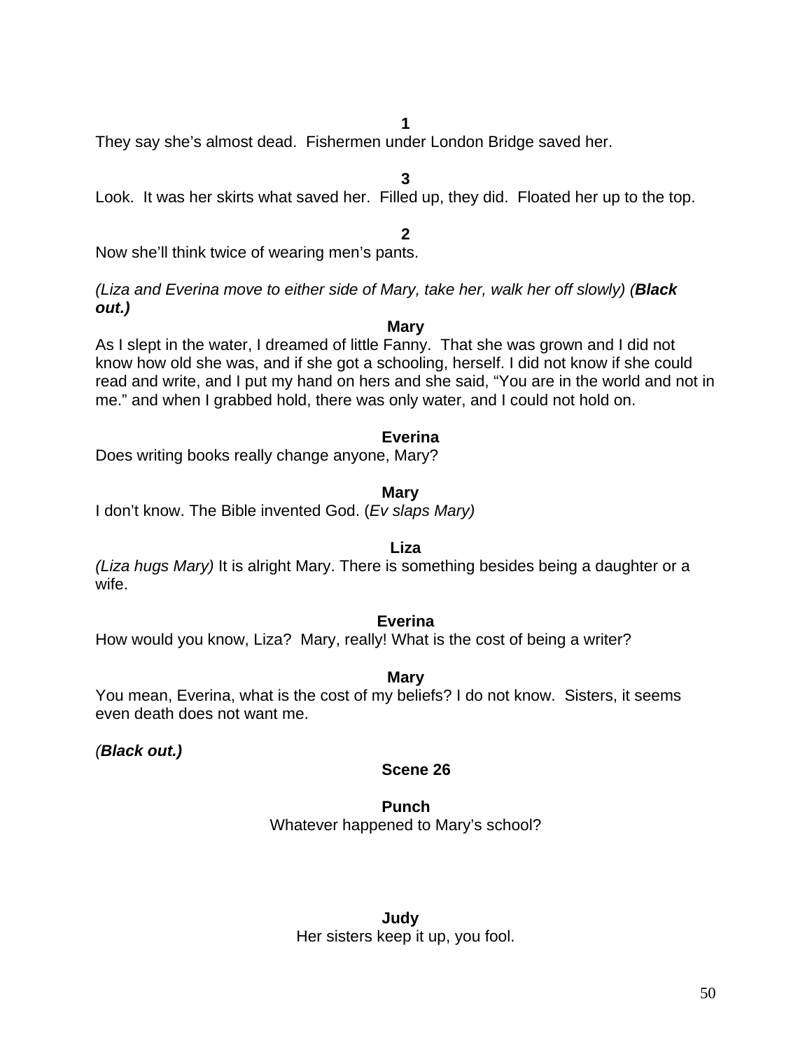**1**
They say she's almost dead. Fishermen under London Bridge saved her.

**3**
Look. It was her skirts what saved her. Filled up, they did. Floated her up to the top.

**2**
Now she'll think twice of wearing men's pants.

*(Liza and Everina move to either side of Mary, take her, walk her off slowly) (**Black out.)***

**Mary**
As I slept in the water, I dreamed of little Fanny. That she was grown and I did not know how old she was, and if she got a schooling, herself. I did not know if she could read and write, and I put my hand on hers and she said, "You are in the world and not in me." and when I grabbed hold, there was only water, and I could not hold on.

**Everina**
Does writing books really change anyone, Mary?

**Mary**
I don't know. The Bible invented God. (*Ev slaps Mary)*

**Liza**
*(Liza hugs Mary)* It is alright Mary. There is something besides being a daughter or a wife.

**Everina**
How would you know, Liza? Mary, really! What is the cost of being a writer?

**Mary**
You mean, Everina, what is the cost of my beliefs? I do not know. Sisters, it seems even death does not want me.

(***Black out.)***

**Scene 26**

**Punch**
Whatever happened to Mary's school?

**Judy**
Her sisters keep it up, you fool.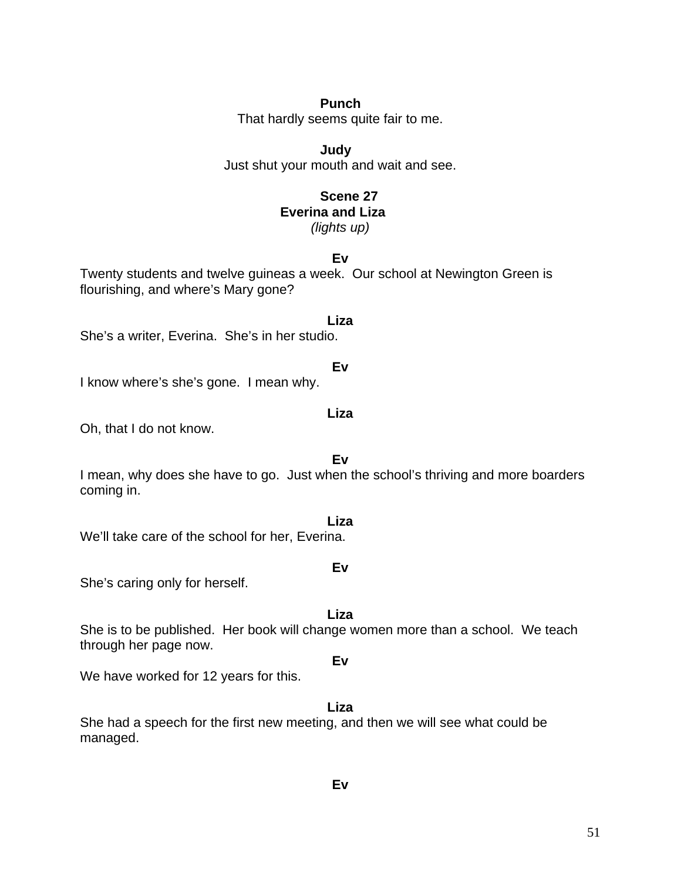**Punch**
That hardly seems quite fair to me.

**Judy**
Just shut your mouth and wait and see.

**Scene 27**
**Everina and Liza**
*(lights up)*

**Ev**
Twenty students and twelve guineas a week. Our school at Newington Green is flourishing, and where's Mary gone?

**Liza**
She's a writer, Everina. She's in her studio.

**Ev**
I know where's she's gone. I mean why.

**Liza**
Oh, that I do not know.

**Ev**
I mean, why does she have to go. Just when the school's thriving and more boarders coming in.

**Liza**
We'll take care of the school for her, Everina.

**Ev**
She's caring only for herself.

**Liza**
She is to be published. Her book will change women more than a school. We teach through her page now.

**Ev**
We have worked for 12 years for this.

**Liza**
She had a speech for the first new meeting, and then we will see what could be managed.

**Ev**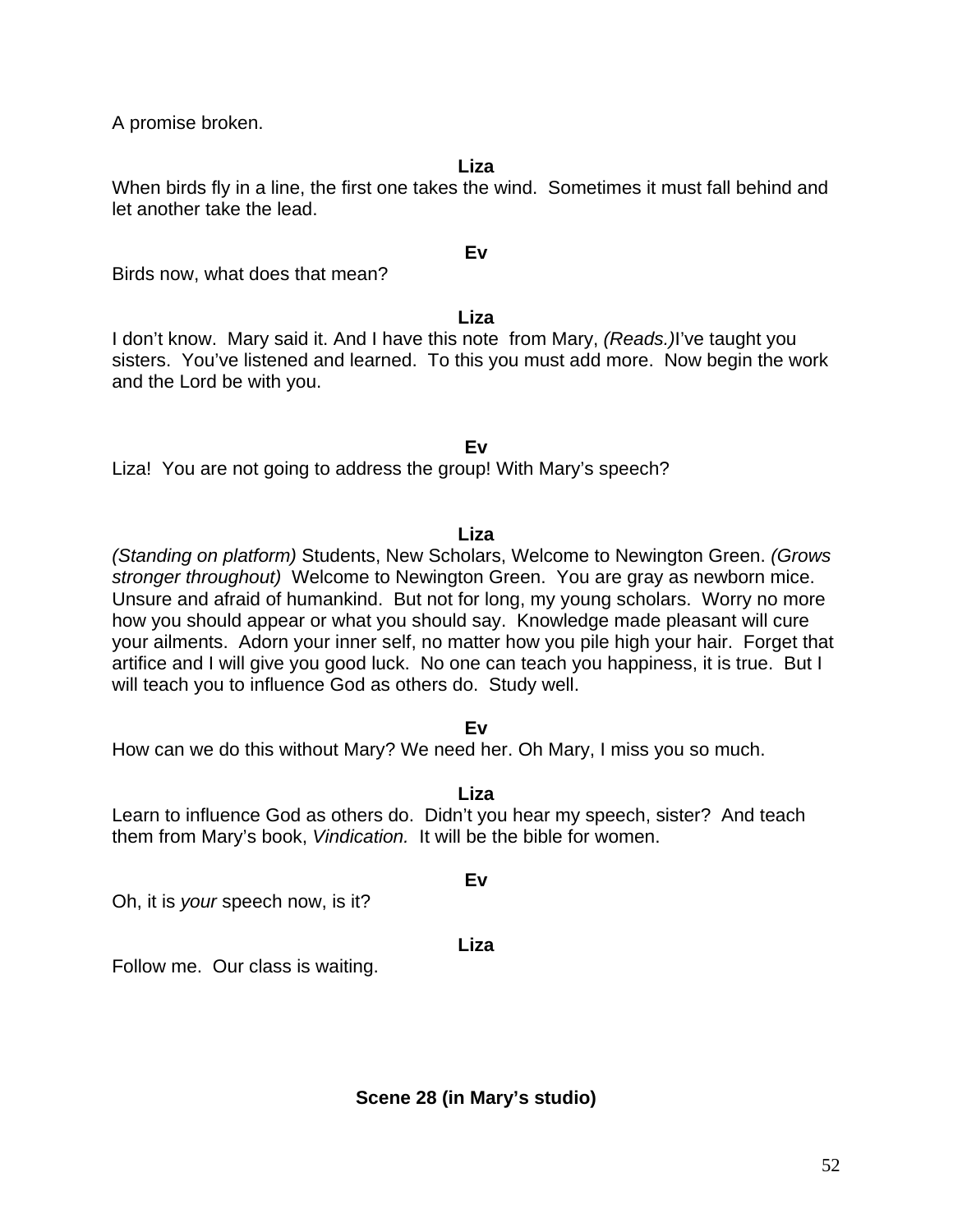A promise broken.

**Liza**

When birds fly in a line, the first one takes the wind. Sometimes it must fall behind and let another take the lead.

**Ev**

Birds now, what does that mean?

**Liza**

I don't know. Mary said it. And I have this note from Mary, *(Reads.)*I've taught you sisters. You've listened and learned. To this you must add more. Now begin the work and the Lord be with you.

**Ev**

Liza! You are not going to address the group! With Mary's speech?

**Liza**

*(Standing on platform)* Students, New Scholars, Welcome to Newington Green. *(Grows stronger throughout)* Welcome to Newington Green. You are gray as newborn mice. Unsure and afraid of humankind. But not for long, my young scholars. Worry no more how you should appear or what you should say. Knowledge made pleasant will cure your ailments. Adorn your inner self, no matter how you pile high your hair. Forget that artifice and I will give you good luck. No one can teach you happiness, it is true. But I will teach you to influence God as others do. Study well.

**Ev**

How can we do this without Mary? We need her. Oh Mary, I miss you so much.

**Liza**

Learn to influence God as others do. Didn't you hear my speech, sister? And teach them from Mary's book, *Vindication.* It will be the bible for women.

**Ev**

Oh, it is *your* speech now, is it?

**Liza**

Follow me. Our class is waiting.

**Scene 28 (in Mary's studio)**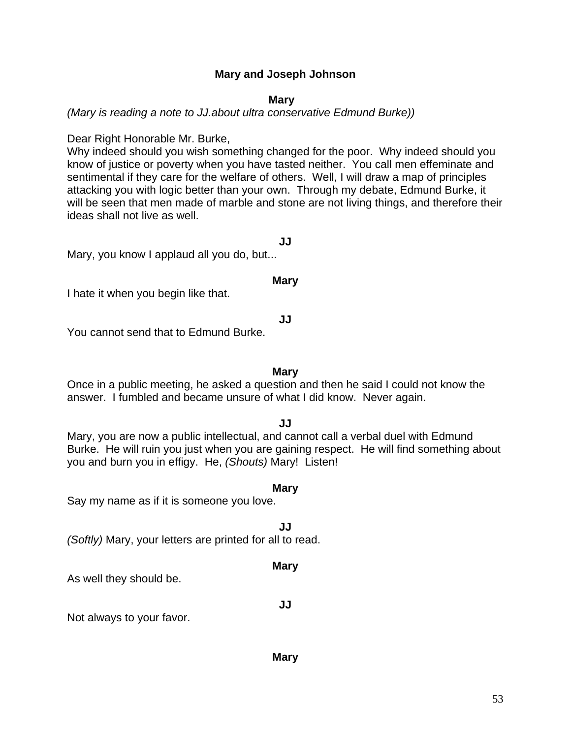**Mary and Joseph Johnson**

**Mary**

*(Mary is reading a note to JJ.about ultra conservative Edmund Burke))*

Dear Right Honorable Mr. Burke,
Why indeed should you wish something changed for the poor. Why indeed should you know of justice or poverty when you have tasted neither. You call men effeminate and sentimental if they care for the welfare of others. Well, I will draw a map of principles attacking you with logic better than your own. Through my debate, Edmund Burke, it will be seen that men made of marble and stone are not living things, and therefore their ideas shall not live as well.

**JJ**

Mary, you know I applaud all you do, but...

**Mary**

I hate it when you begin like that.

**JJ**

You cannot send that to Edmund Burke.

**Mary**

Once in a public meeting, he asked a question and then he said I could not know the answer. I fumbled and became unsure of what I did know. Never again.

**JJ**

Mary, you are now a public intellectual, and cannot call a verbal duel with Edmund Burke. He will ruin you just when you are gaining respect. He will find something about you and burn you in effigy. He, *(Shouts)* Mary! Listen!

**Mary**

Say my name as if it is someone you love.

**JJ**

*(Softly)* Mary, your letters are printed for all to read.

**Mary**

As well they should be.

**JJ**

Not always to your favor.

**Mary**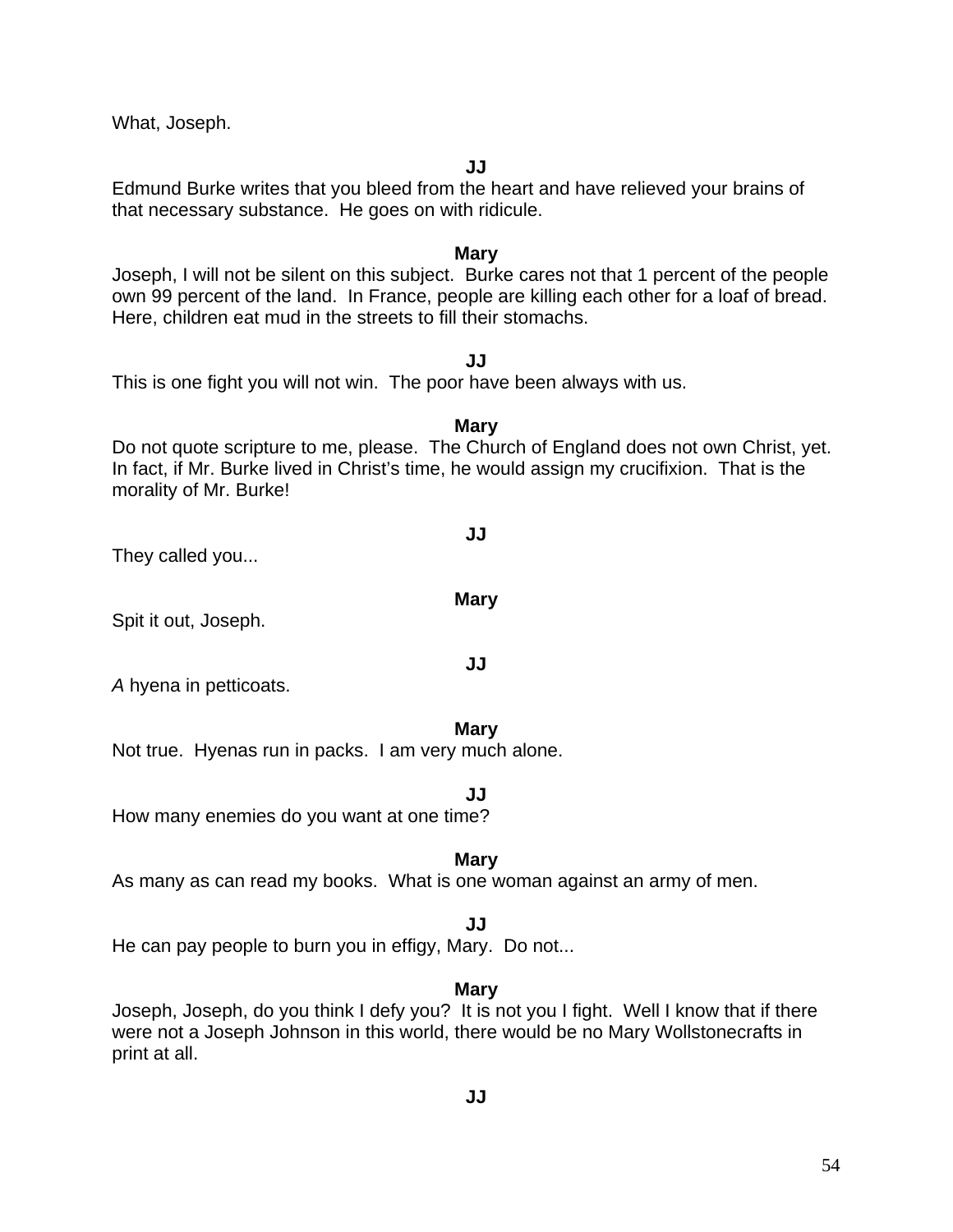What, Joseph.

**JJ**

Edmund Burke writes that you bleed from the heart and have relieved your brains of that necessary substance. He goes on with ridicule.

**Mary**

Joseph, I will not be silent on this subject. Burke cares not that 1 percent of the people own 99 percent of the land. In France, people are killing each other for a loaf of bread. Here, children eat mud in the streets to fill their stomachs.

**JJ**

This is one fight you will not win. The poor have been always with us.

**Mary**

Do not quote scripture to me, please. The Church of England does not own Christ, yet. In fact, if Mr. Burke lived in Christ's time, he would assign my crucifixion. That is the morality of Mr. Burke!

**JJ**

They called you...

**Mary**

Spit it out, Joseph.

**JJ**

*A* hyena in petticoats.

**Mary**

Not true. Hyenas run in packs. I am very much alone.

**JJ**

How many enemies do you want at one time?

**Mary**

As many as can read my books. What is one woman against an army of men.

**JJ**

He can pay people to burn you in effigy, Mary. Do not...

**Mary**

Joseph, Joseph, do you think I defy you? It is not you I fight. Well I know that if there were not a Joseph Johnson in this world, there would be no Mary Wollstonecrafts in print at all.

**JJ**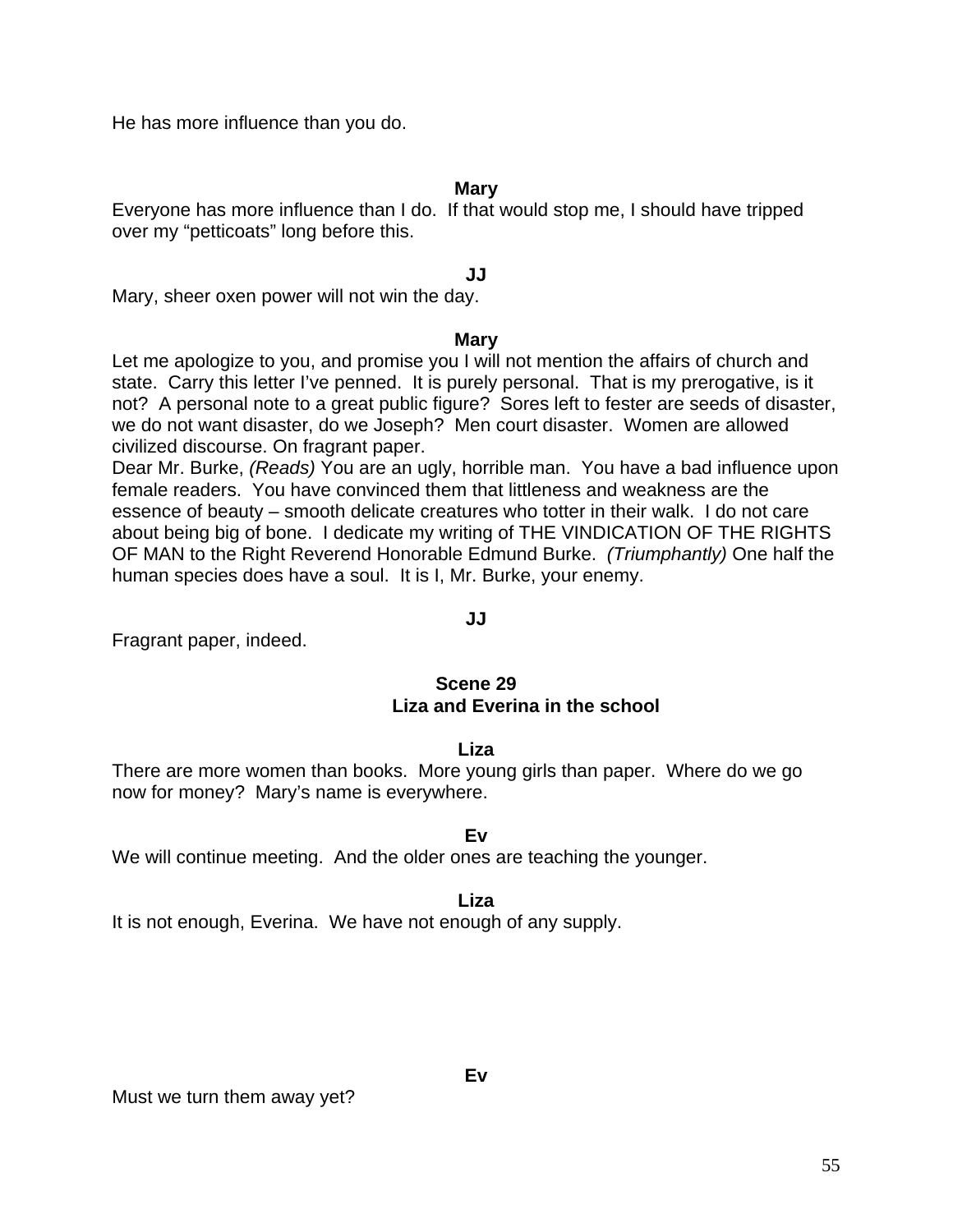He has more influence than you do.

**Mary**

Everyone has more influence than I do. If that would stop me, I should have tripped over my "petticoats" long before this.

**JJ**

Mary, sheer oxen power will not win the day.

**Mary**

Let me apologize to you, and promise you I will not mention the affairs of church and state. Carry this letter I've penned. It is purely personal. That is my prerogative, is it not? A personal note to a great public figure? Sores left to fester are seeds of disaster, we do not want disaster, do we Joseph? Men court disaster. Women are allowed civilized discourse. On fragrant paper.
Dear Mr. Burke, *(Reads)* You are an ugly, horrible man. You have a bad influence upon female readers. You have convinced them that littleness and weakness are the essence of beauty – smooth delicate creatures who totter in their walk. I do not care about being big of bone. I dedicate my writing of THE VINDICATION OF THE RIGHTS OF MAN to the Right Reverend Honorable Edmund Burke. *(Triumphantly)* One half the human species does have a soul. It is I, Mr. Burke, your enemy.

**JJ**

Fragrant paper, indeed.

### Scene 29
### Liza and Everina in the school

**Liza**

There are more women than books. More young girls than paper. Where do we go now for money? Mary's name is everywhere.

**Ev**

We will continue meeting. And the older ones are teaching the younger.

**Liza**

It is not enough, Everina. We have not enough of any supply.

**Ev**

Must we turn them away yet?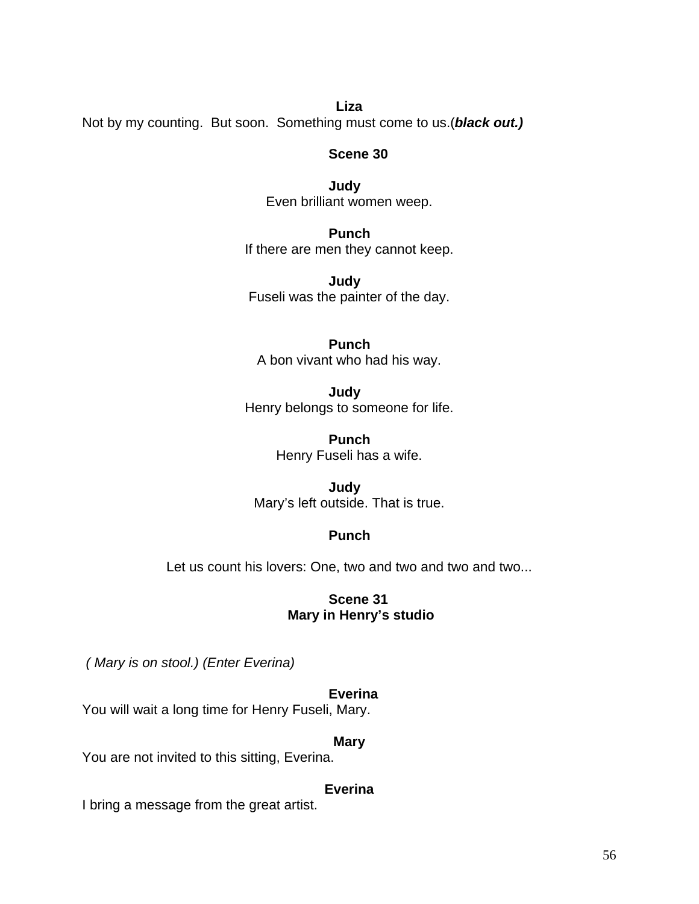**Liza**

Not by my counting. But soon. Something must come to us.(***black out.)***

**Scene 30**

**Judy**

Even brilliant women weep.

**Punch**

If there are men they cannot keep.

**Judy**

Fuseli was the painter of the day.

**Punch**

A bon vivant who had his way.

**Judy**

Henry belongs to someone for life.

**Punch**

Henry Fuseli has a wife.

**Judy**

Mary's left outside. That is true.

**Punch**

Let us count his lovers: One, two and two and two and two...

**Scene 31**
**Mary in Henry's studio**

*( Mary is on stool.) (Enter Everina)*

**Everina**

You will wait a long time for Henry Fuseli, Mary.

**Mary**

You are not invited to this sitting, Everina.

**Everina**

I bring a message from the great artist.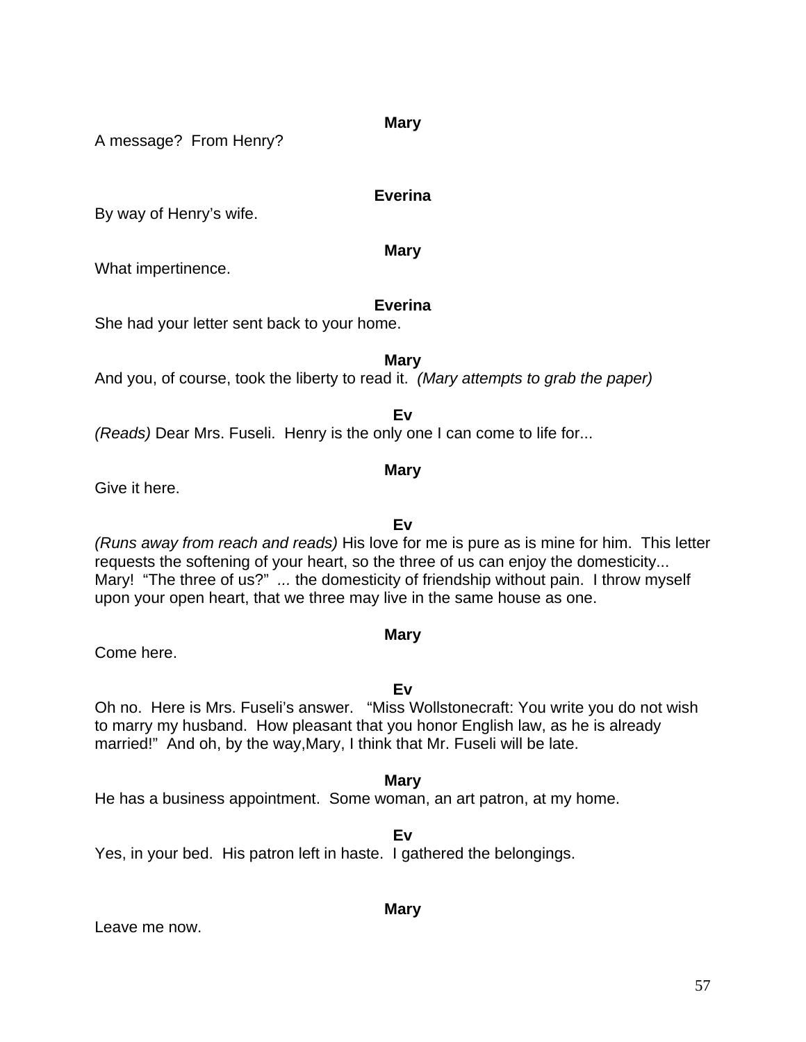**Mary**

A message?  From Henry?

**Everina**

By way of Henry's wife.

**Mary**

What impertinence.

**Everina**

She had your letter sent back to your home.

**Mary**

And you, of course, took the liberty to read it.  *(Mary attempts to grab the paper)*

**Ev**

*(Reads)* Dear Mrs. Fuseli.  Henry is the only one I can come to life for...

**Mary**

Give it here.

**Ev**

*(Runs away from reach and reads)* His love for me is pure as is mine for him.  This letter requests the softening of your heart, so the three of us can enjoy the domesticity... Mary!  "The three of us?"  *...* the domesticity of friendship without pain.  I throw myself upon your open heart, that we three may live in the same house as one.

**Mary**

Come here.

**Ev**

Oh no.  Here is Mrs. Fuseli's answer.   "Miss Wollstonecraft: You write you do not wish to marry my husband.  How pleasant that you honor English law, as he is already married!"  And oh, by the way,Mary, I think that Mr. Fuseli will be late.

**Mary**

He has a business appointment.  Some woman, an art patron, at my home.

**Ev**

Yes, in your bed.  His patron left in haste.  I gathered the belongings.

**Mary**

Leave me now.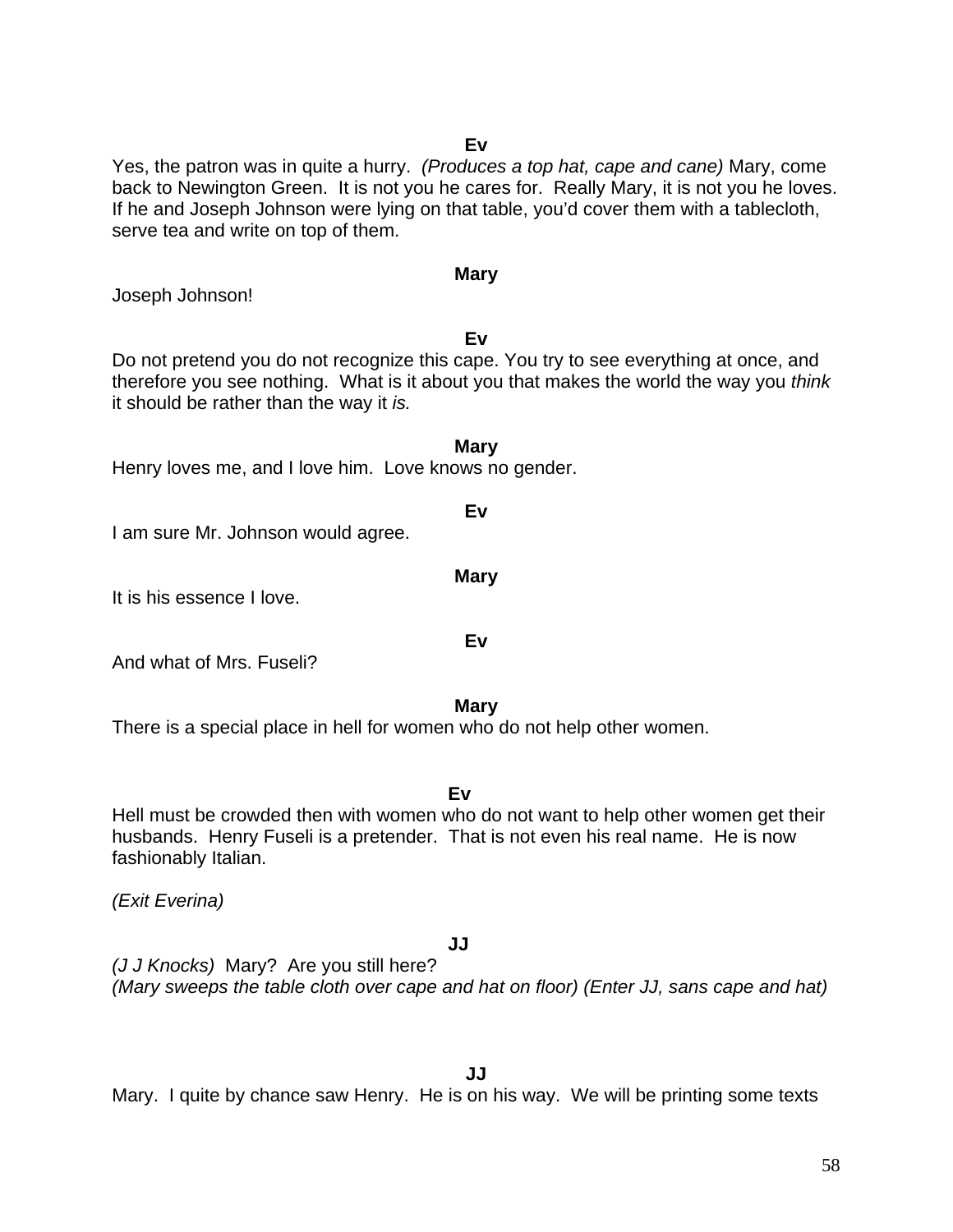**Ev**

Yes, the patron was in quite a hurry. *(Produces a top hat, cape and cane)* Mary, come back to Newington Green. It is not you he cares for. Really Mary, it is not you he loves. If he and Joseph Johnson were lying on that table, you'd cover them with a tablecloth, serve tea and write on top of them.

**Mary**

Joseph Johnson!

**Ev**

Do not pretend you do not recognize this cape. You try to see everything at once, and therefore you see nothing. What is it about you that makes the world the way you *think* it should be rather than the way it *is.*

**Mary**

Henry loves me, and I love him. Love knows no gender.

**Ev**

I am sure Mr. Johnson would agree.

**Mary**

It is his essence I love.

**Ev**

And what of Mrs. Fuseli?

**Mary**

There is a special place in hell for women who do not help other women.

**Ev**

Hell must be crowded then with women who do not want to help other women get their husbands. Henry Fuseli is a pretender. That is not even his real name. He is now fashionably Italian.

*(Exit Everina)*

**JJ**

*(J J Knocks)* Mary? Are you still here?
*(Mary sweeps the table cloth over cape and hat on floor) (Enter JJ, sans cape and hat)*

**JJ**

Mary. I quite by chance saw Henry. He is on his way. We will be printing some texts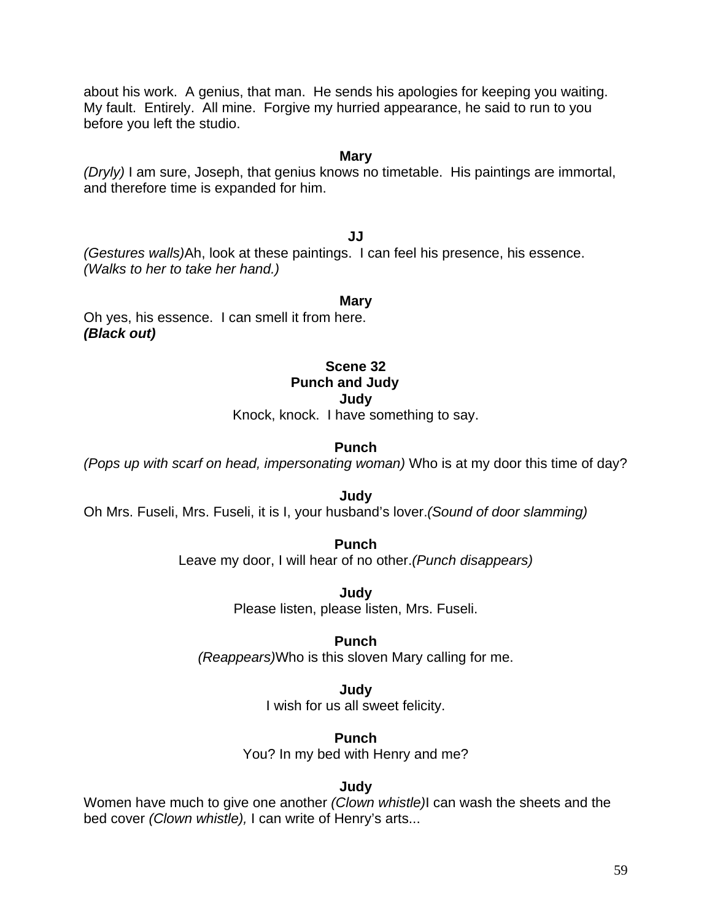about his work. A genius, that man. He sends his apologies for keeping you waiting. My fault. Entirely. All mine. Forgive my hurried appearance, he said to run to you before you left the studio.

**Mary**

*(Dryly)* I am sure, Joseph, that genius knows no timetable. His paintings are immortal, and therefore time is expanded for him.

**JJ**

*(Gestures walls)*Ah, look at these paintings. I can feel his presence, his essence. *(Walks to her to take her hand.)*

**Mary**

Oh yes, his essence. I can smell it from here.
***(Black out)***

**Scene 32**
**Punch and Judy**

**Judy**

Knock, knock. I have something to say.

**Punch**

*(Pops up with scarf on head, impersonating woman)* Who is at my door this time of day?

**Judy**

Oh Mrs. Fuseli, Mrs. Fuseli, it is I, your husband's lover.*(Sound of door slamming)*

**Punch**

Leave my door, I will hear of no other.*(Punch disappears)*

**Judy**

Please listen, please listen, Mrs. Fuseli.

**Punch**

*(Reappears)*Who is this sloven Mary calling for me.

**Judy**

I wish for us all sweet felicity.

**Punch**

You? In my bed with Henry and me?

**Judy**

Women have much to give one another *(Clown whistle)*I can wash the sheets and the bed cover *(Clown whistle),* I can write of Henry's arts...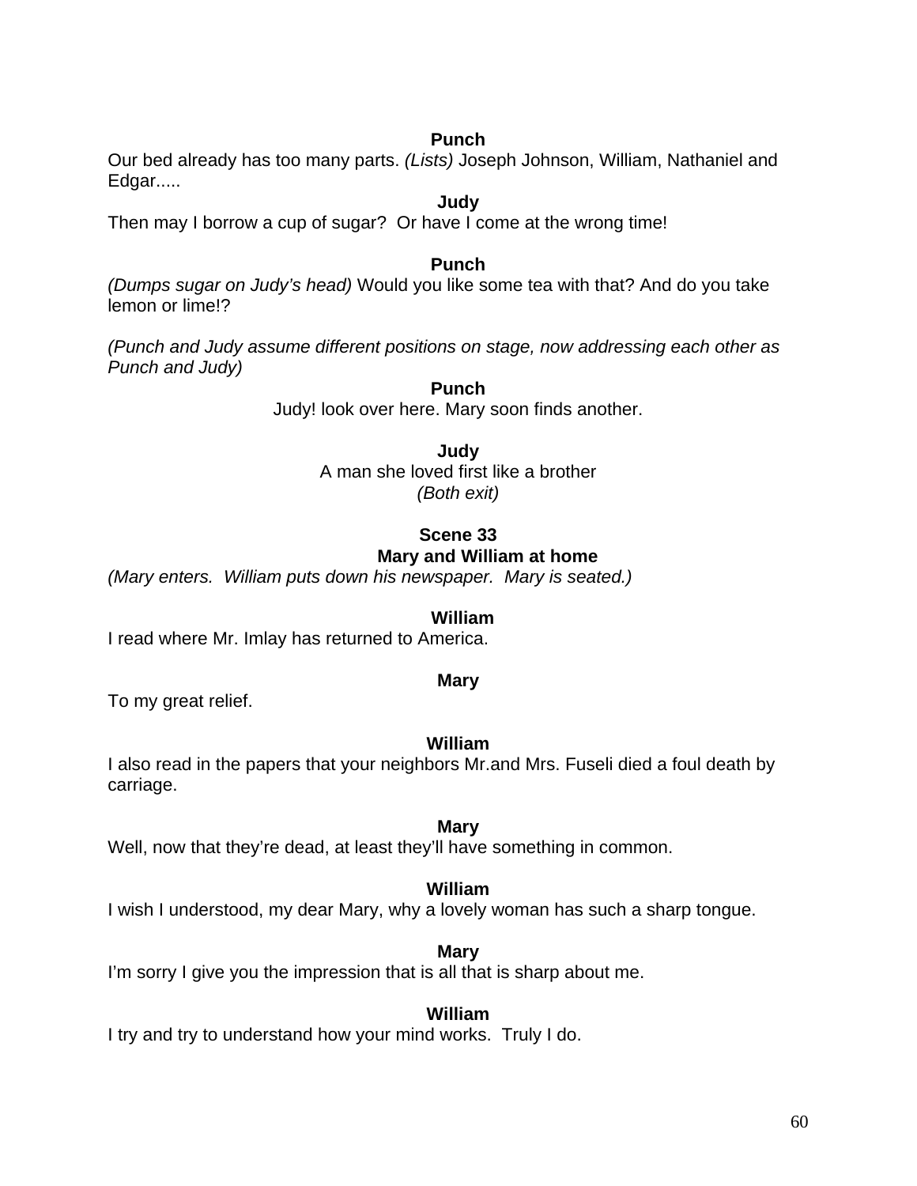**Punch**

Our bed already has too many parts. *(Lists)* Joseph Johnson, William, Nathaniel and Edgar.....

**Judy**

Then may I borrow a cup of sugar? Or have I come at the wrong time!

**Punch**

*(Dumps sugar on Judy's head)* Would you like some tea with that? And do you take lemon or lime!?

*(Punch and Judy assume different positions on stage, now addressing each other as Punch and Judy)*

**Punch**

Judy! look over here. Mary soon finds another.

**Judy**

A man she loved first like a brother

*(Both exit)*

**Scene 33**

**Mary and William at home**

*(Mary enters. William puts down his newspaper. Mary is seated.)*

**William**

I read where Mr. Imlay has returned to America.

**Mary**

To my great relief.

**William**

I also read in the papers that your neighbors Mr.and Mrs. Fuseli died a foul death by carriage.

**Mary**

Well, now that they're dead, at least they'll have something in common.

**William**

I wish I understood, my dear Mary, why a lovely woman has such a sharp tongue.

**Mary**

I'm sorry I give you the impression that is all that is sharp about me.

**William**

I try and try to understand how your mind works. Truly I do.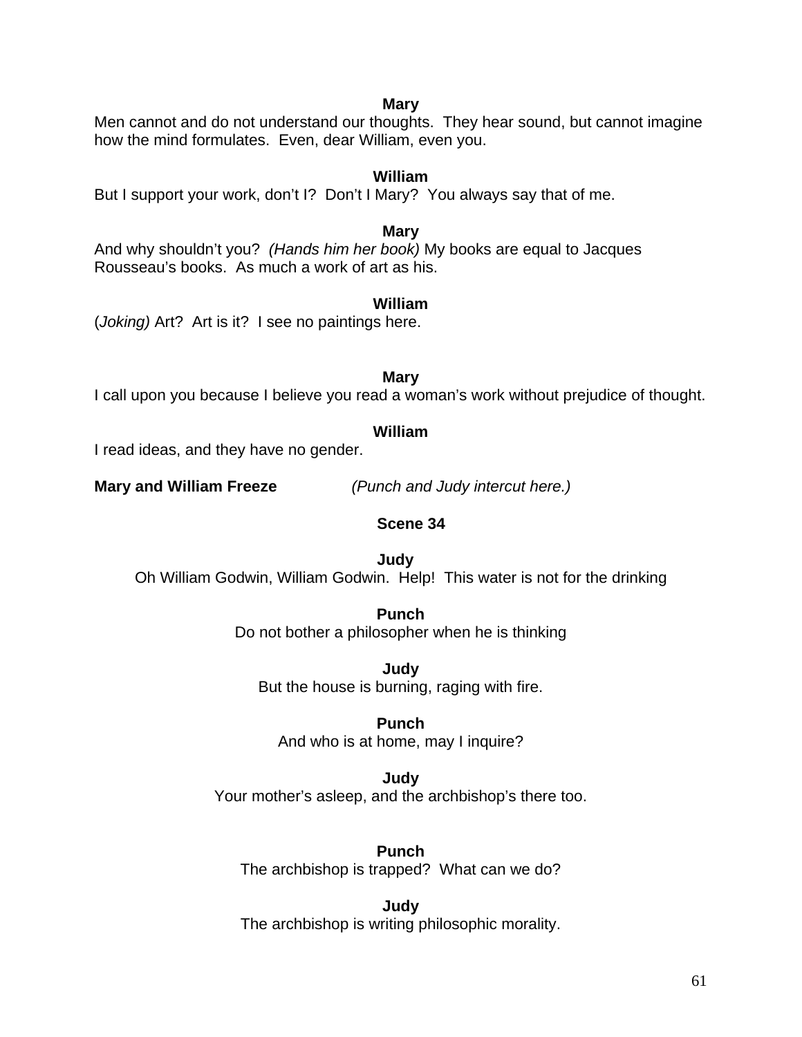**Mary**

Men cannot and do not understand our thoughts. They hear sound, but cannot imagine how the mind formulates. Even, dear William, even you.

**William**

But I support your work, don't I? Don't I Mary? You always say that of me.

**Mary**

And why shouldn't you? *(Hands him her book)* My books are equal to Jacques Rousseau's books. As much a work of art as his.

**William**

(*Joking)* Art? Art is it? I see no paintings here.

**Mary**

I call upon you because I believe you read a woman's work without prejudice of thought.

**William**

I read ideas, and they have no gender.

**Mary and William Freeze** *(Punch and Judy intercut here.)*

**Scene 34**

**Judy**

Oh William Godwin, William Godwin. Help! This water is not for the drinking

**Punch**

Do not bother a philosopher when he is thinking

**Judy**

But the house is burning, raging with fire.

**Punch**

And who is at home, may I inquire?

**Judy**

Your mother's asleep, and the archbishop's there too.

**Punch**

The archbishop is trapped? What can we do?

**Judy**

The archbishop is writing philosophic morality.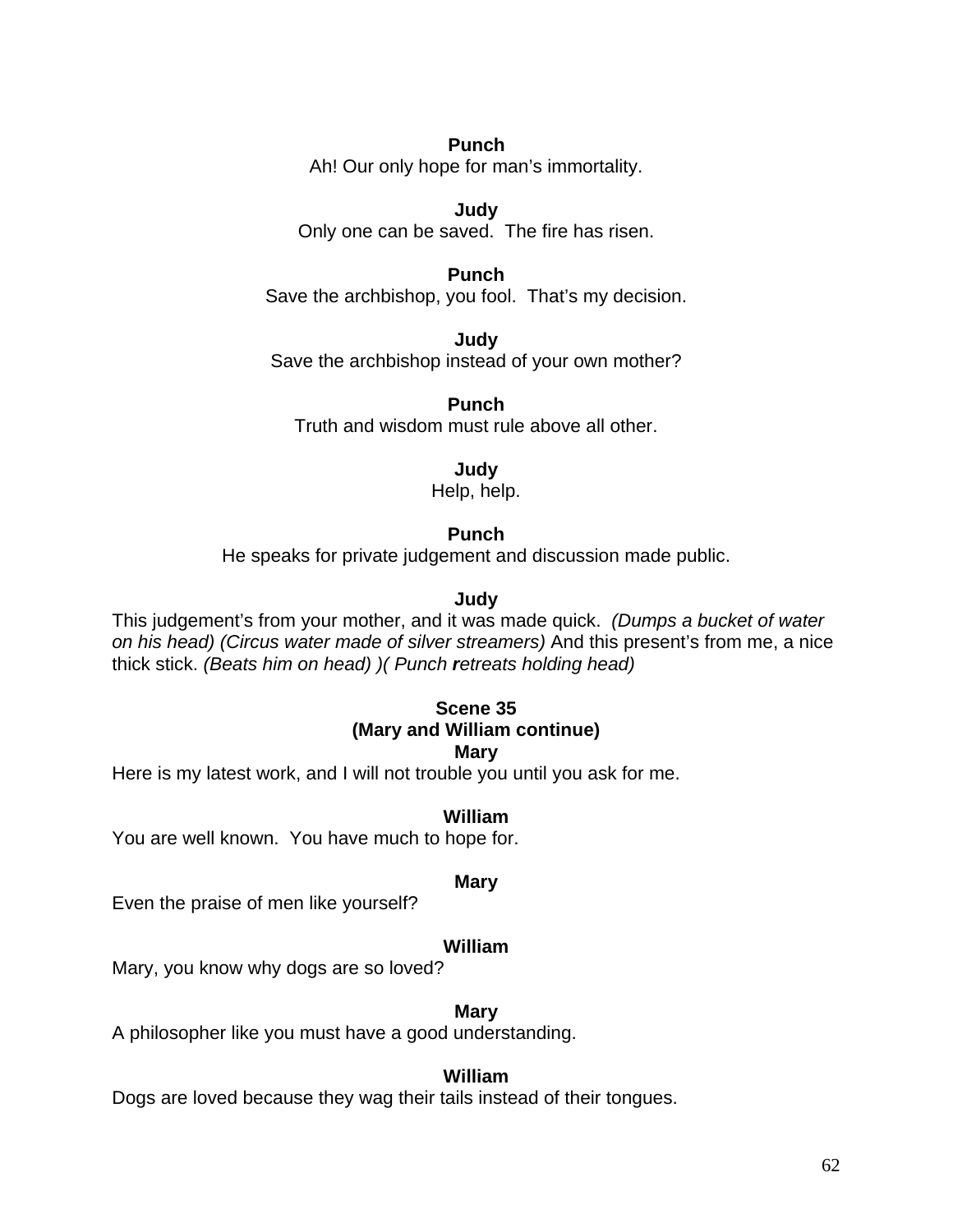**Punch**
Ah! Our only hope for man's immortality.

**Judy**
Only one can be saved. The fire has risen.

**Punch**
Save the archbishop, you fool. That's my decision.

**Judy**
Save the archbishop instead of your own mother?

**Punch**
Truth and wisdom must rule above all other.

**Judy**
Help, help.

**Punch**
He speaks for private judgement and discussion made public.

**Judy**
This judgement's from your mother, and it was made quick. *(Dumps a bucket of water on his head) (Circus water made of silver streamers)* And this present's from me, a nice thick stick. *(Beats him on head) )( Punch **r**etreats holding head)*

**Scene 35**
**(Mary and William continue)**

**Mary**
Here is my latest work, and I will not trouble you until you ask for me.

**William**
You are well known. You have much to hope for.

**Mary**
Even the praise of men like yourself?

**William**
Mary, you know why dogs are so loved?

**Mary**
A philosopher like you must have a good understanding.

**William**
Dogs are loved because they wag their tails instead of their tongues.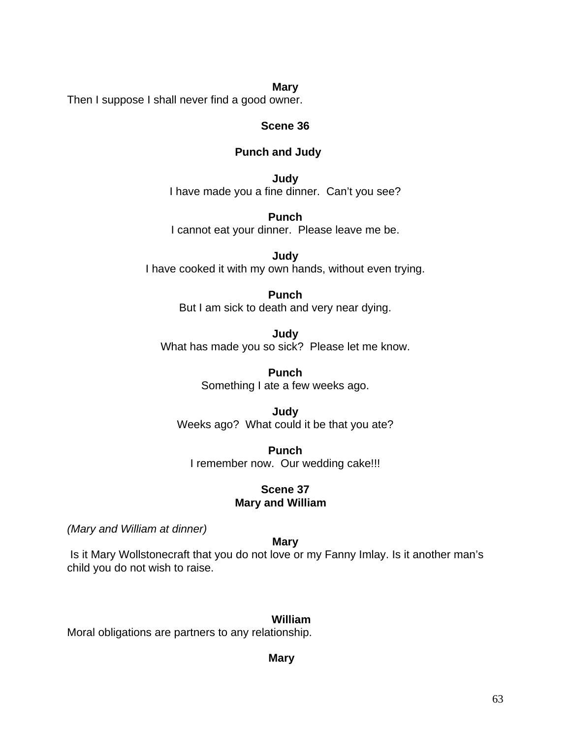**Mary**

Then I suppose I shall never find a good owner.

**Scene 36**

**Punch and Judy**

**Judy**

I have made you a fine dinner.  Can't you see?

**Punch**

I cannot eat your dinner.  Please leave me be.

**Judy**

I have cooked it with my own hands, without even trying.

**Punch**

But I am sick to death and very near dying.

**Judy**

What has made you so sick?  Please let me know.

**Punch**

Something I ate a few weeks ago.

**Judy**

Weeks ago?  What could it be that you ate?

**Punch**

I remember now.  Our wedding cake!!!

**Scene 37**
**Mary and William**

*(Mary and William at dinner)*

**Mary**

Is it Mary Wollstonecraft that you do not love or my Fanny Imlay. Is it another man's child you do not wish to raise.

**William**

Moral obligations are partners to any relationship.

**Mary**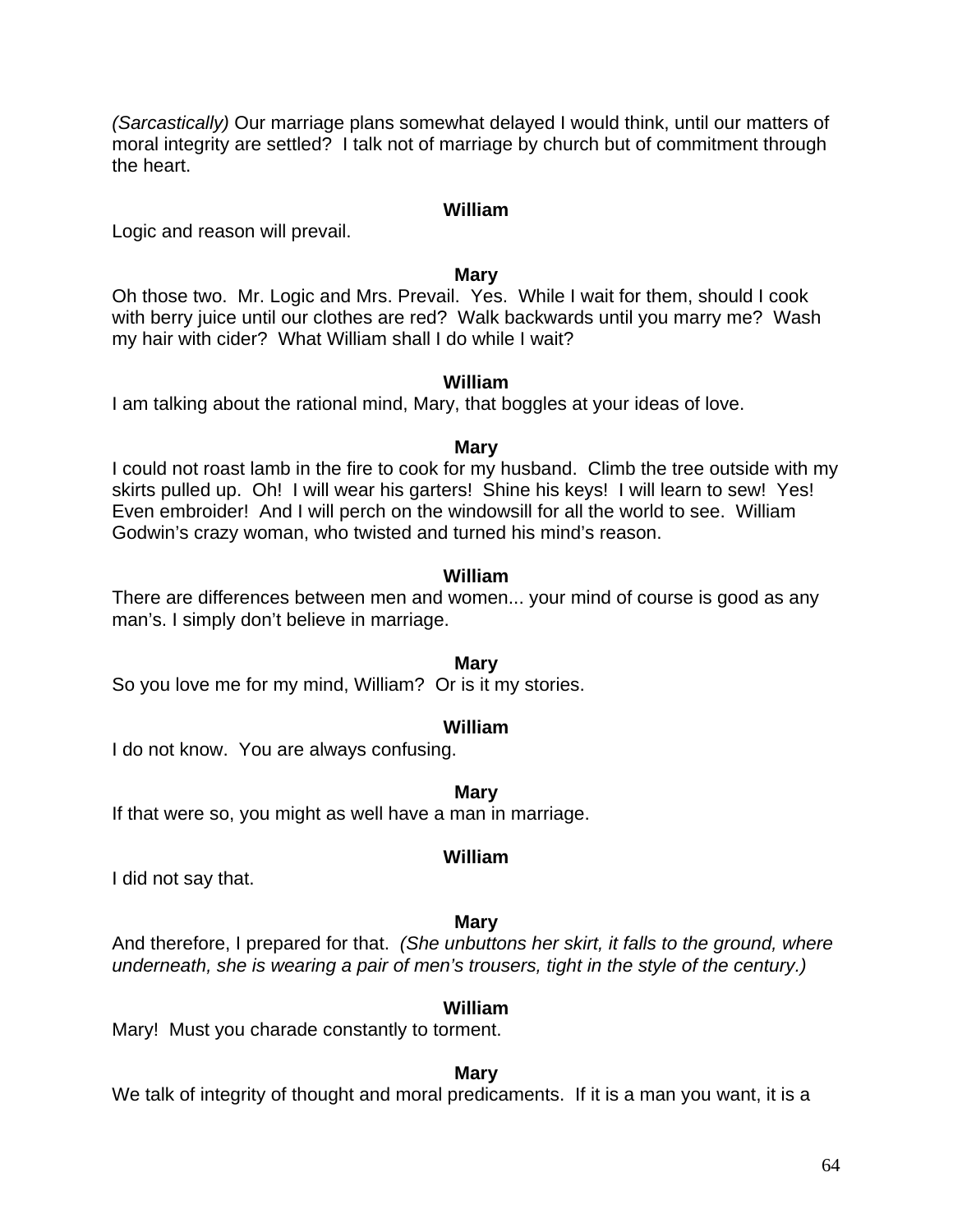*(Sarcastically)* Our marriage plans somewhat delayed I would think, until our matters of moral integrity are settled? I talk not of marriage by church but of commitment through the heart.

**William**

Logic and reason will prevail.

**Mary**

Oh those two. Mr. Logic and Mrs. Prevail. Yes. While I wait for them, should I cook with berry juice until our clothes are red? Walk backwards until you marry me? Wash my hair with cider? What William shall I do while I wait?

**William**

I am talking about the rational mind, Mary, that boggles at your ideas of love.

**Mary**

I could not roast lamb in the fire to cook for my husband. Climb the tree outside with my skirts pulled up. Oh! I will wear his garters! Shine his keys! I will learn to sew! Yes! Even embroider! And I will perch on the windowsill for all the world to see. William Godwin's crazy woman, who twisted and turned his mind's reason.

**William**

There are differences between men and women... your mind of course is good as any man's. I simply don't believe in marriage.

**Mary**

So you love me for my mind, William? Or is it my stories.

**William**

I do not know. You are always confusing.

**Mary**

If that were so, you might as well have a man in marriage.

**William**

I did not say that.

**Mary**

And therefore, I prepared for that. *(She unbuttons her skirt, it falls to the ground, where underneath, she is wearing a pair of men's trousers, tight in the style of the century.)*

**William**

Mary! Must you charade constantly to torment.

**Mary**

We talk of integrity of thought and moral predicaments. If it is a man you want, it is a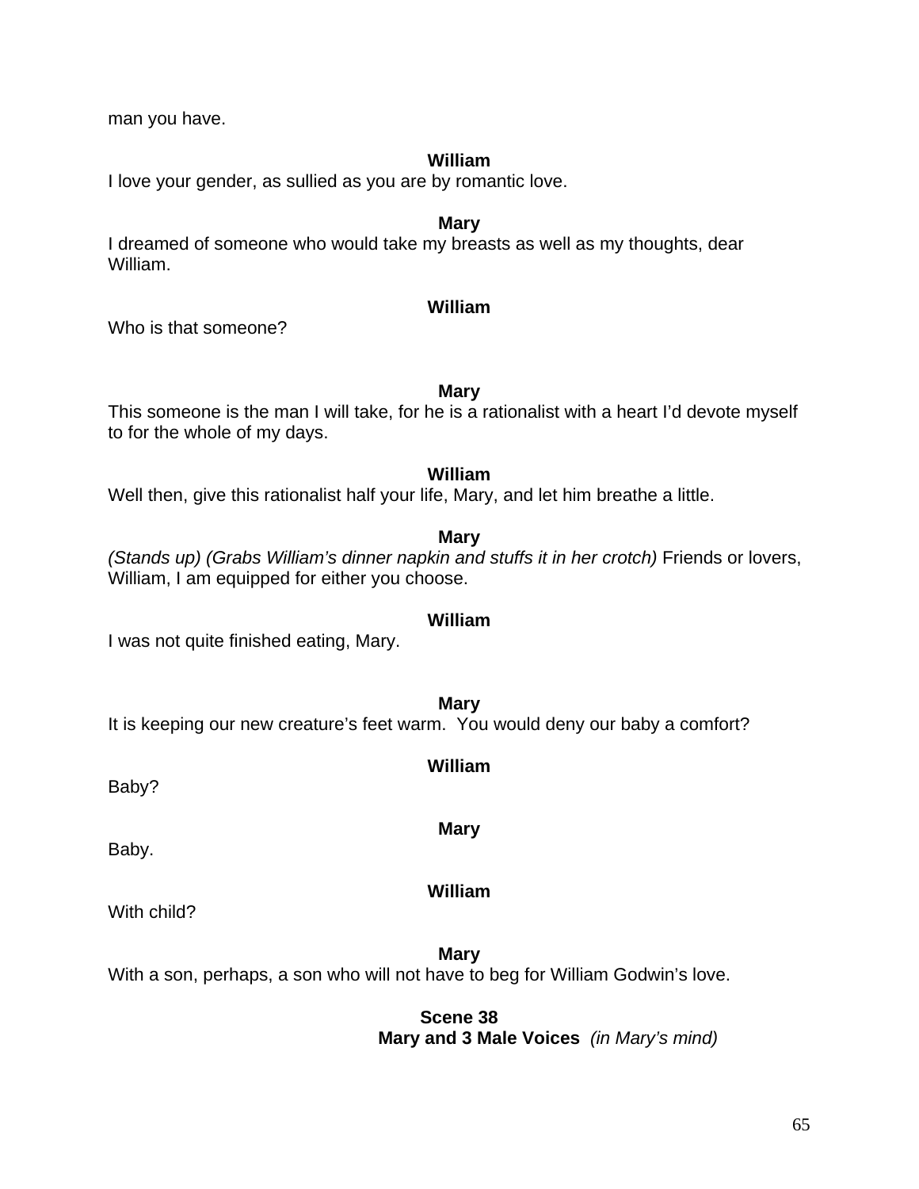man you have.

**William**

I love your gender, as sullied as you are by romantic love.

**Mary**

I dreamed of someone who would take my breasts as well as my thoughts, dear William.

**William**

Who is that someone?

**Mary**

This someone is the man I will take, for he is a rationalist with a heart I'd devote myself to for the whole of my days.

**William**

Well then, give this rationalist half your life, Mary, and let him breathe a little.

**Mary**

*(Stands up) (Grabs William's dinner napkin and stuffs it in her crotch)* Friends or lovers, William, I am equipped for either you choose.

**William**

I was not quite finished eating, Mary.

**Mary**

It is keeping our new creature's feet warm. You would deny our baby a comfort?

**William**

Baby?

**Mary**

Baby.

**William**

With child?

**Mary**

With a son, perhaps, a son who will not have to beg for William Godwin's love.

**Scene 38**

**Mary and 3 Male Voices** *(in Mary's mind)*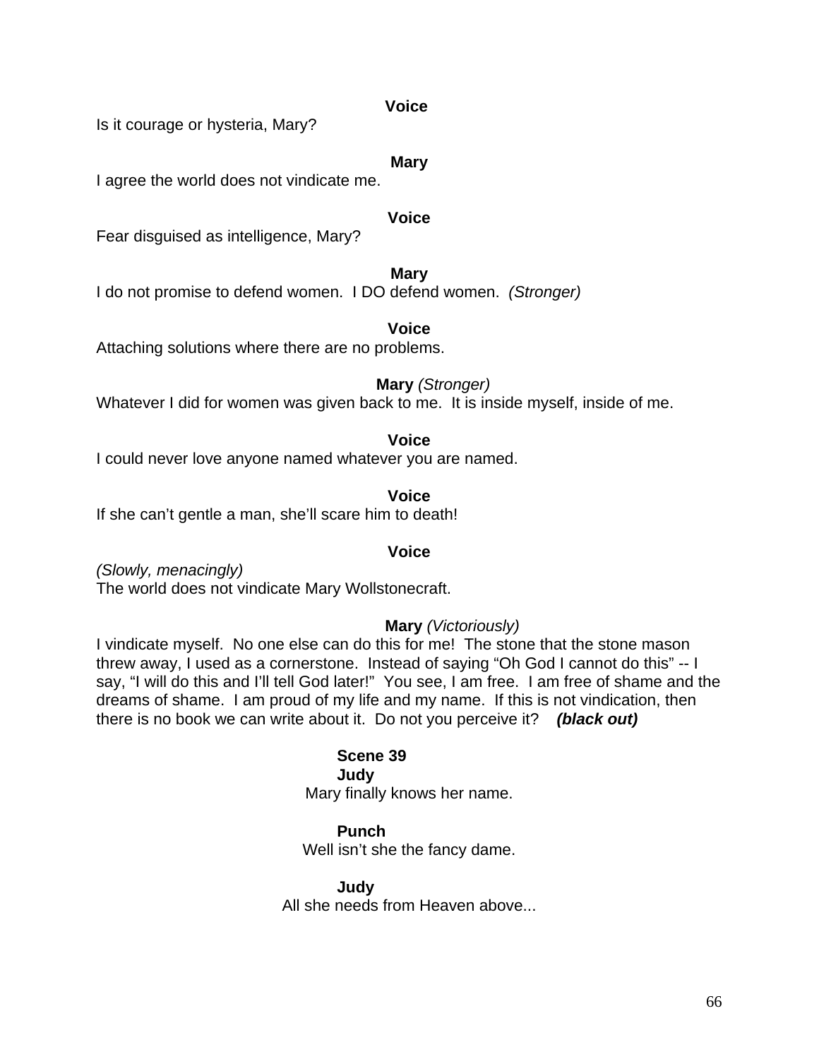**Voice**

Is it courage or hysteria, Mary?

**Mary**

I agree the world does not vindicate me.

**Voice**

Fear disguised as intelligence, Mary?

**Mary**

I do not promise to defend women. I DO defend women. *(Stronger)*

**Voice**

Attaching solutions where there are no problems.

**Mary** *(Stronger)*

Whatever I did for women was given back to me. It is inside myself, inside of me.

**Voice**

I could never love anyone named whatever you are named.

**Voice**

If she can't gentle a man, she'll scare him to death!

**Voice**

*(Slowly, menacingly)*
The world does not vindicate Mary Wollstonecraft.

**Mary** *(Victoriously)*

I vindicate myself. No one else can do this for me! The stone that the stone mason threw away, I used as a cornerstone. Instead of saying "Oh God I cannot do this" -- I say, "I will do this and I'll tell God later!" You see, I am free. I am free of shame and the dreams of shame. I am proud of my life and my name. If this is not vindication, then there is no book we can write about it. Do not you perceive it? ***(black out)***

**Scene 39**

**Judy**

Mary finally knows her name.

**Punch**

Well isn't she the fancy dame.

**Judy**

All she needs from Heaven above...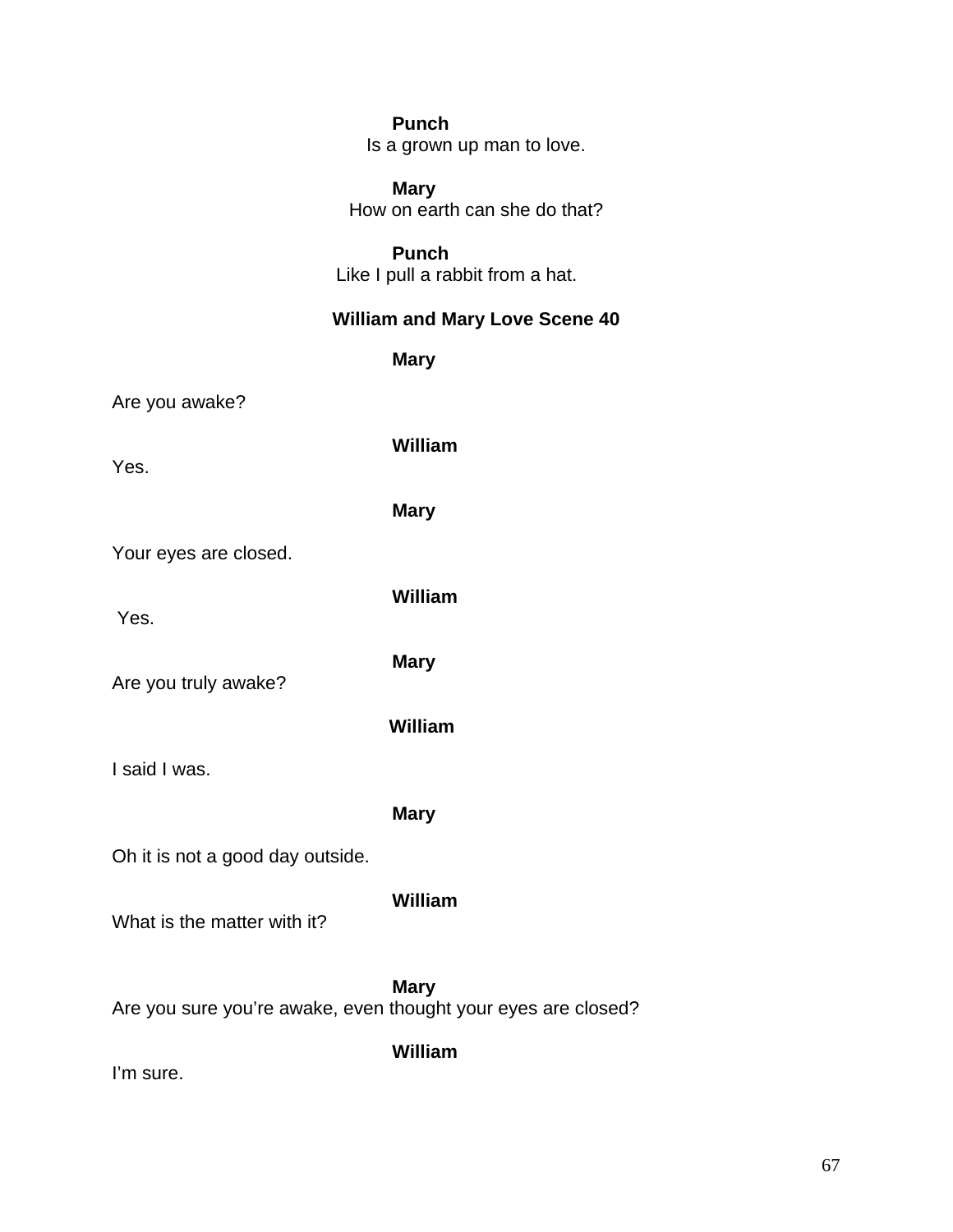**Punch**

Is a grown up man to love.

**Mary**

How on earth can she do that?

**Punch**

Like I pull a rabbit from a hat.

**William and Mary Love Scene 40**

**Mary**

Are you awake?

**William**

Yes.

**Mary**

Your eyes are closed.

**William**

Yes.

**Mary**

Are you truly awake?

**William**

I said I was.

**Mary**

Oh it is not a good day outside.

**William**

What is the matter with it?

**Mary**

Are you sure you're awake, even thought your eyes are closed?

**William**

I'm sure.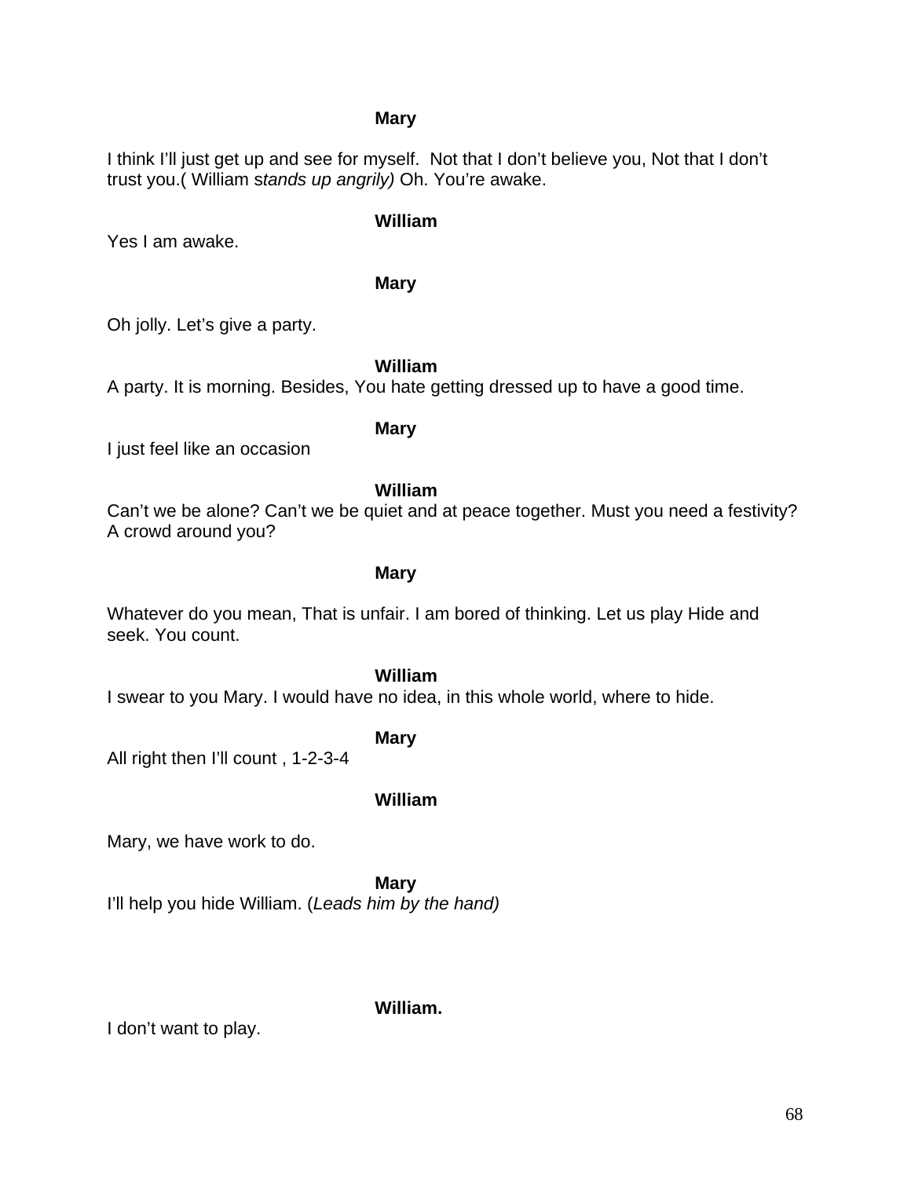**Mary**

I think I'll just get up and see for myself. Not that I don't believe you, Not that I don't trust you.( William s*tands up angrily)* Oh. You're awake.

**William**

Yes I am awake.

**Mary**

Oh jolly. Let's give a party.

**William**

A party. It is morning. Besides, You hate getting dressed up to have a good time.

**Mary**

I just feel like an occasion

**William**

Can't we be alone? Can't we be quiet and at peace together. Must you need a festivity? A crowd around you?

**Mary**

Whatever do you mean, That is unfair. I am bored of thinking. Let us play Hide and seek. You count.

**William**

I swear to you Mary. I would have no idea, in this whole world, where to hide.

**Mary**

All right then I'll count , 1-2-3-4

**William**

Mary, we have work to do.

**Mary**

I'll help you hide William. (*Leads him by the hand)*

**William.**

I don't want to play.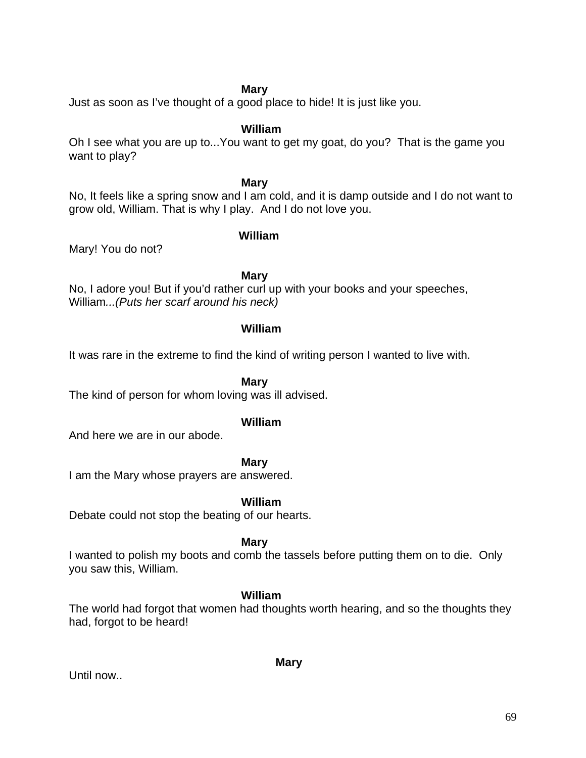**Mary**

Just as soon as I've thought of a good place to hide! It is just like you.

**William**

Oh I see what you are up to...You want to get my goat, do you? That is the game you want to play?

**Mary**

No, It feels like a spring snow and I am cold, and it is damp outside and I do not want to grow old, William. That is why I play. And I do not love you.

**William**

Mary! You do not?

**Mary**

No, I adore you! But if you'd rather curl up with your books and your speeches, William*...(Puts her scarf around his neck)*

**William**

It was rare in the extreme to find the kind of writing person I wanted to live with.

**Mary**

The kind of person for whom loving was ill advised.

**William**

And here we are in our abode.

**Mary**

I am the Mary whose prayers are answered.

**William**

Debate could not stop the beating of our hearts.

**Mary**

I wanted to polish my boots and comb the tassels before putting them on to die. Only you saw this, William.

**William**

The world had forgot that women had thoughts worth hearing, and so the thoughts they had, forgot to be heard!

**Mary**

Until now..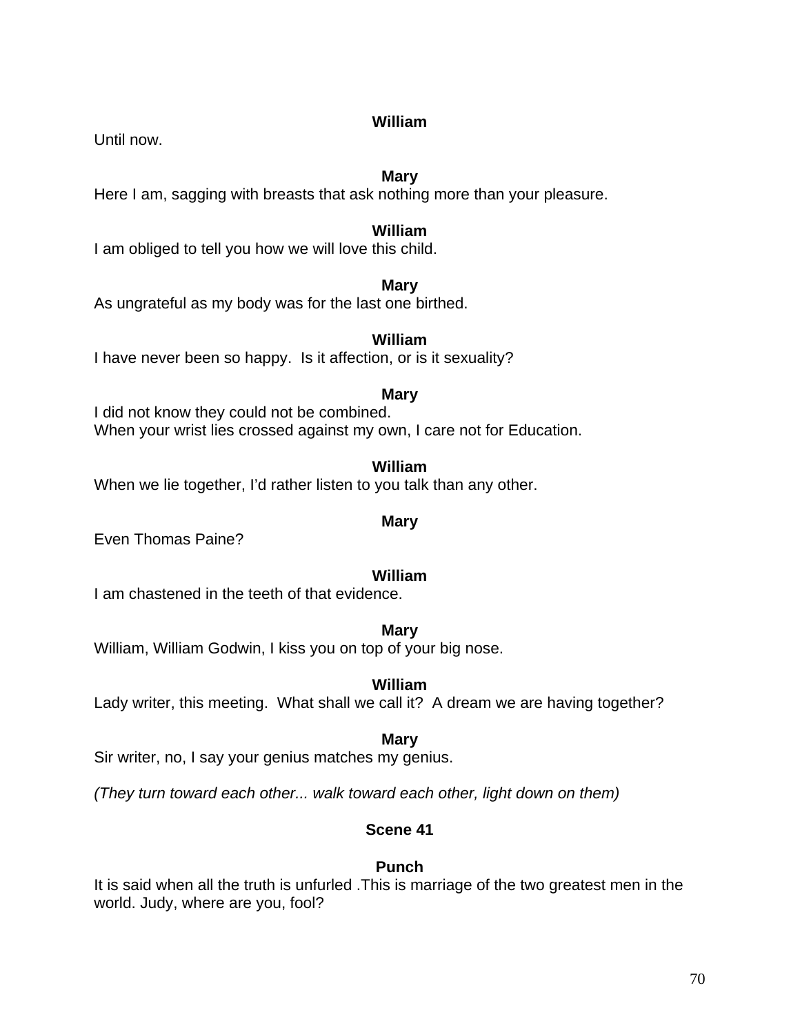**William**

Until now.

**Mary**

Here I am, sagging with breasts that ask nothing more than your pleasure.

**William**

I am obliged to tell you how we will love this child.

**Mary**

As ungrateful as my body was for the last one birthed.

**William**

I have never been so happy.  Is it affection, or is it sexuality?

**Mary**

I did not know they could not be combined.
When your wrist lies crossed against my own, I care not for Education.

**William**

When we lie together, I'd rather listen to you talk than any other.

**Mary**

Even Thomas Paine?

**William**

I am chastened in the teeth of that evidence.

**Mary**

William, William Godwin, I kiss you on top of your big nose.

**William**

Lady writer, this meeting.  What shall we call it?  A dream we are having together?

**Mary**

Sir writer, no, I say your genius matches my genius.

*(They turn toward each other... walk toward each other, light down on them)*

**Scene 41**

**Punch**

It is said when all the truth is unfurled .This is marriage of the two greatest men in the world. Judy, where are you, fool?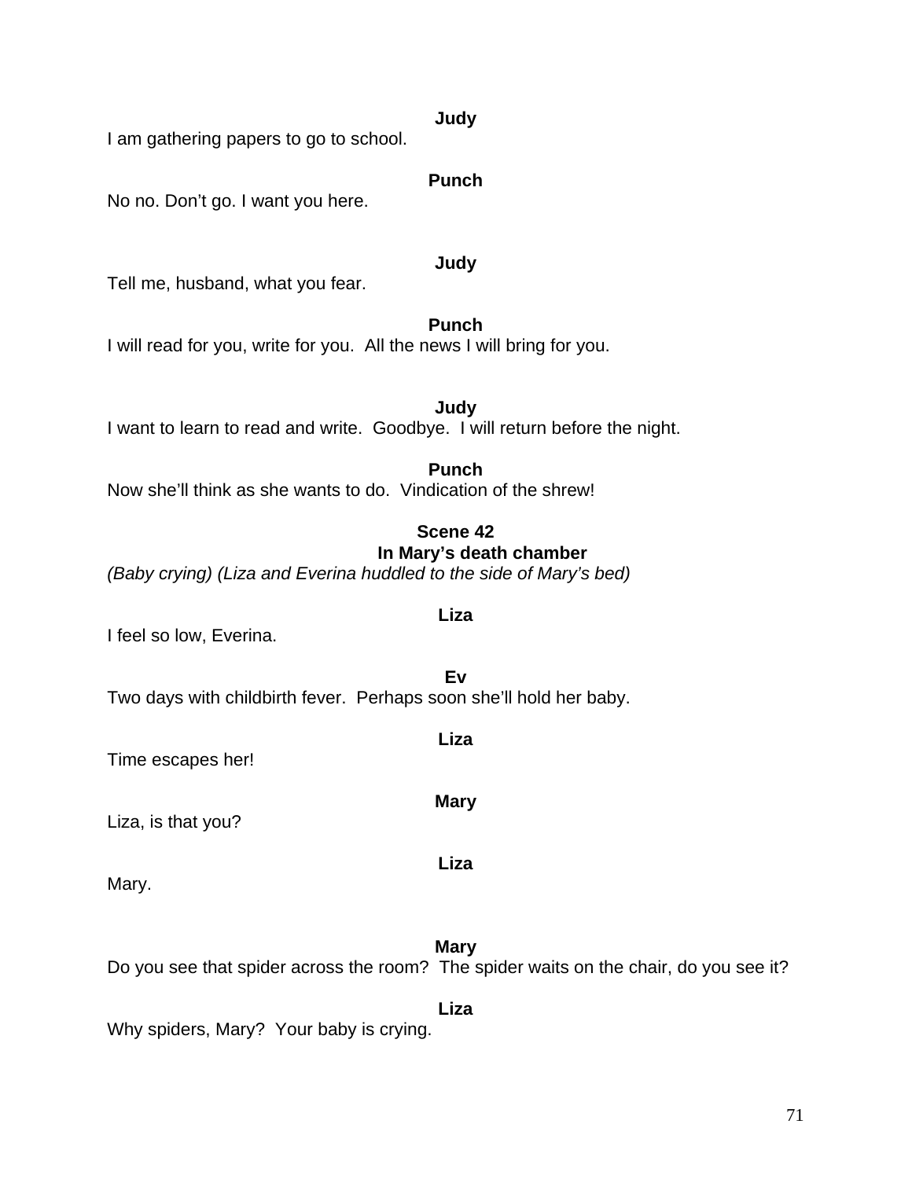**Judy**

I am gathering papers to go to school.

**Punch**

No no. Don't go. I want you here.

**Judy**

Tell me, husband, what you fear.

**Punch**

I will read for you, write for you. All the news I will bring for you.

**Judy**

I want to learn to read and write. Goodbye. I will return before the night.

**Punch**

Now she'll think as she wants to do. Vindication of the shrew!

## Scene 42
### In Mary's death chamber

*(Baby crying) (Liza and Everina huddled to the side of Mary's bed)*

**Liza**

I feel so low, Everina.

**Ev**

Two days with childbirth fever. Perhaps soon she'll hold her baby.

**Liza**

Time escapes her!

**Mary**

Liza, is that you?

**Liza**

Mary.

**Mary**

Do you see that spider across the room? The spider waits on the chair, do you see it?

**Liza**

Why spiders, Mary? Your baby is crying.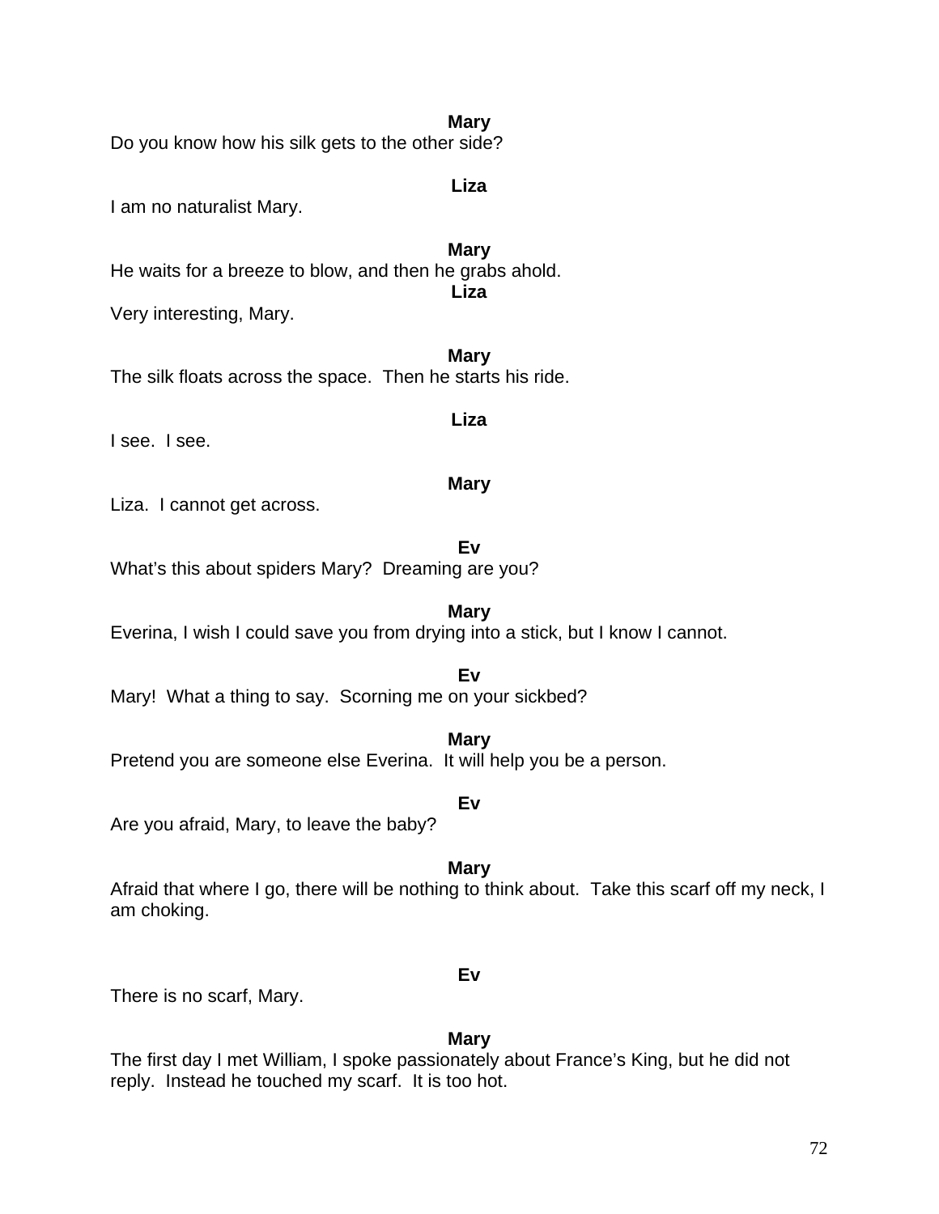**Mary**
Do you know how his silk gets to the other side?

**Liza**
I am no naturalist Mary.

**Mary**
He waits for a breeze to blow, and then he grabs ahold.

**Liza**
Very interesting, Mary.

**Mary**
The silk floats across the space. Then he starts his ride.

**Liza**
I see. I see.

**Mary**
Liza. I cannot get across.

**Ev**
What's this about spiders Mary? Dreaming are you?

**Mary**
Everina, I wish I could save you from drying into a stick, but I know I cannot.

**Ev**
Mary! What a thing to say. Scorning me on your sickbed?

**Mary**
Pretend you are someone else Everina. It will help you be a person.

**Ev**
Are you afraid, Mary, to leave the baby?

**Mary**
Afraid that where I go, there will be nothing to think about. Take this scarf off my neck, I am choking.

**Ev**
There is no scarf, Mary.

**Mary**
The first day I met William, I spoke passionately about France's King, but he did not reply. Instead he touched my scarf. It is too hot.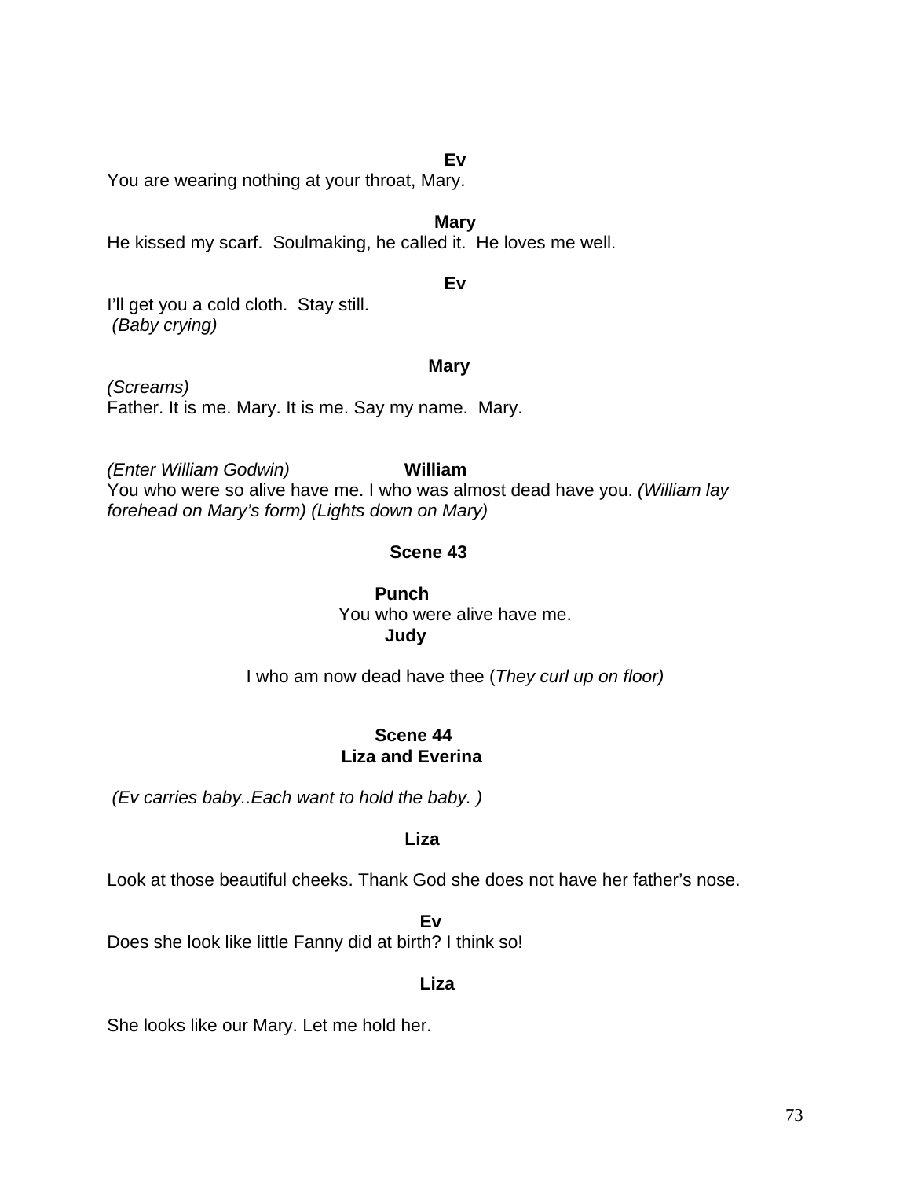**Ev**

You are wearing nothing at your throat, Mary.

**Mary**

He kissed my scarf. Soulmaking, he called it. He loves me well.

**Ev**

I'll get you a cold cloth. Stay still.
*(Baby crying)*

**Mary**

*(Screams)*
Father. It is me. Mary. It is me. Say my name. Mary.

*(Enter William Godwin)* **William**

You who were so alive have me. I who was almost dead have you. *(William lay forehead on Mary's form) (Lights down on Mary)*

**Scene 43**

**Punch**

You who were alive have me.

**Judy**

I who am now dead have thee (*They curl up on floor)*

**Scene 44**
**Liza and Everina**

*(Ev carries baby..Each want to hold the baby. )*

**Liza**

Look at those beautiful cheeks. Thank God she does not have her father's nose.

**Ev**

Does she look like little Fanny did at birth? I think so!

**Liza**

She looks like our Mary. Let me hold her.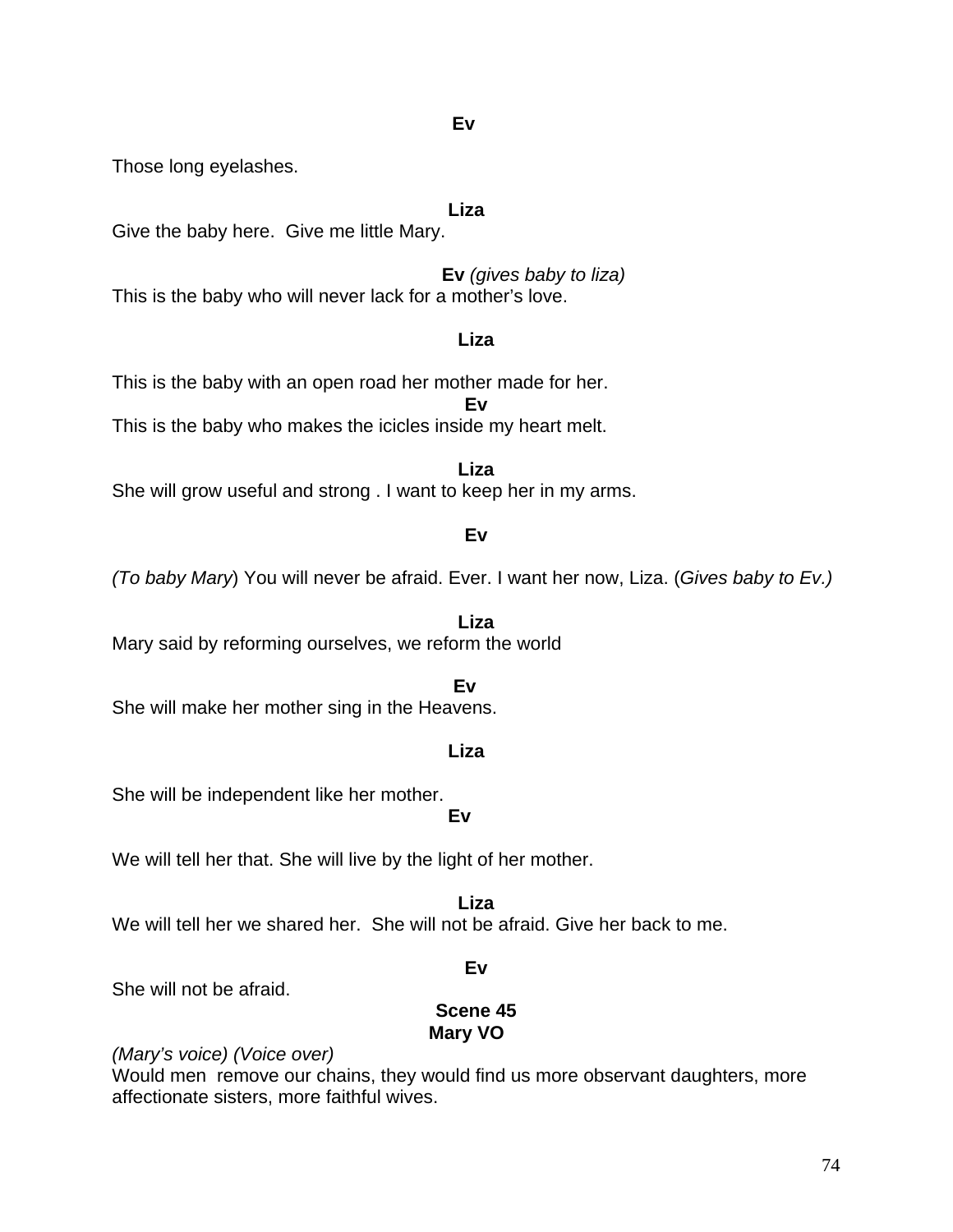**Ev**

Those long eyelashes.

**Liza**

Give the baby here. Give me little Mary.

**Ev** *(gives baby to liza)*

This is the baby who will never lack for a mother's love.

**Liza**

This is the baby with an open road her mother made for her.

**Ev**

This is the baby who makes the icicles inside my heart melt.

**Liza**

She will grow useful and strong . I want to keep her in my arms.

**Ev**

*(To baby Mary*) You will never be afraid. Ever. I want her now, Liza. (*Gives baby to Ev.)*

**Liza**

Mary said by reforming ourselves, we reform the world

**Ev**

She will make her mother sing in the Heavens.

**Liza**

She will be independent like her mother.

**Ev**

We will tell her that. She will live by the light of her mother.

**Liza**

We will tell her we shared her. She will not be afraid. Give her back to me.

**Ev**

She will not be afraid.

**Scene 45**

**Mary VO**

*(Mary's voice) (Voice over)*

Would men remove our chains, they would find us more observant daughters, more affectionate sisters, more faithful wives.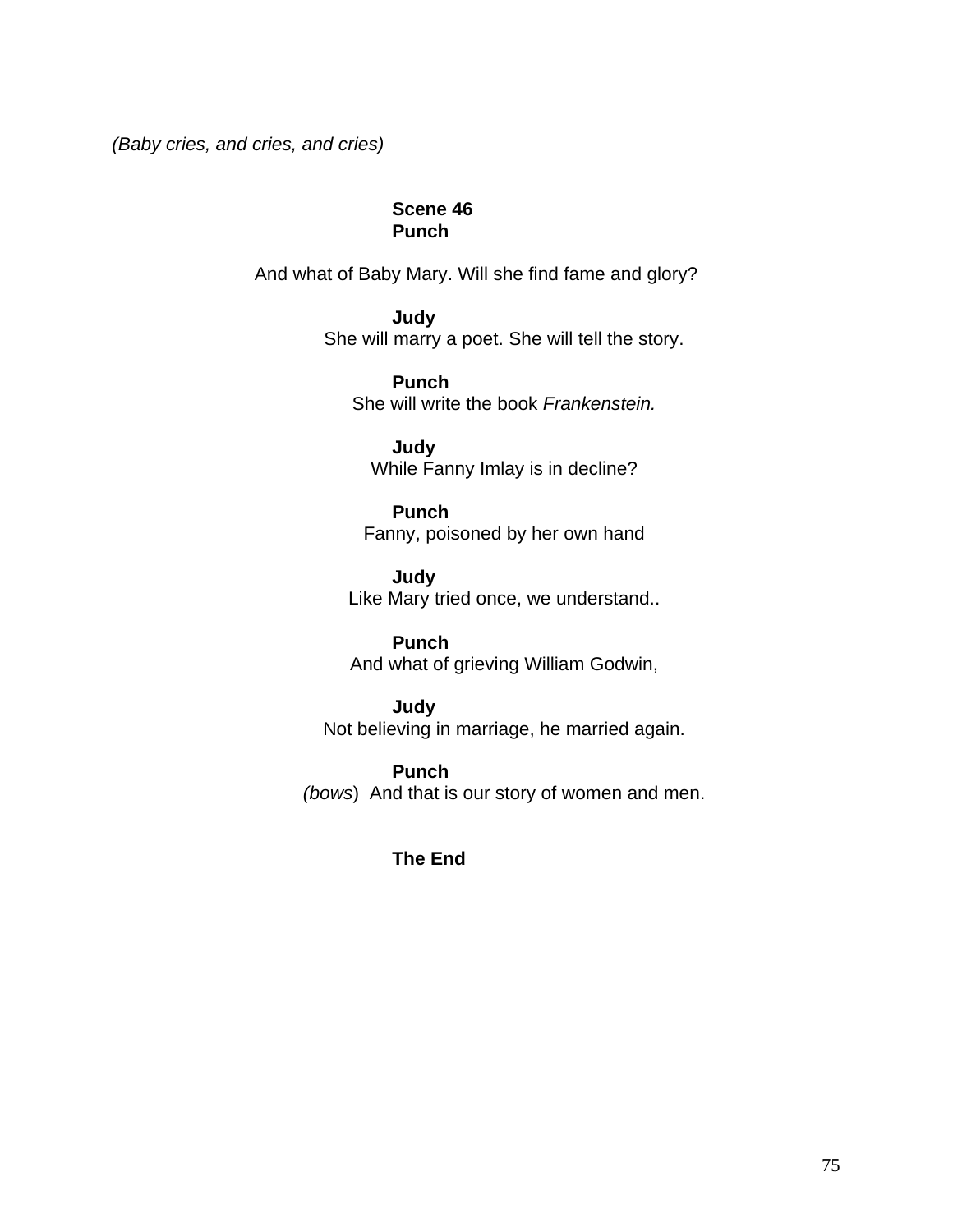*(Baby cries, and cries, and cries)*

**Scene 46**

**Punch**

And what of Baby Mary. Will she find fame and glory?

**Judy**

She will marry a poet. She will tell the story.

**Punch**

She will write the book *Frankenstein.*

**Judy**

While Fanny Imlay is in decline?

**Punch**

Fanny, poisoned by her own hand

**Judy**

Like Mary tried once, we understand..

**Punch**

And what of grieving William Godwin,

**Judy**

Not believing in marriage, he married again.

**Punch**

*(bows)* And that is our story of women and men.

**The End**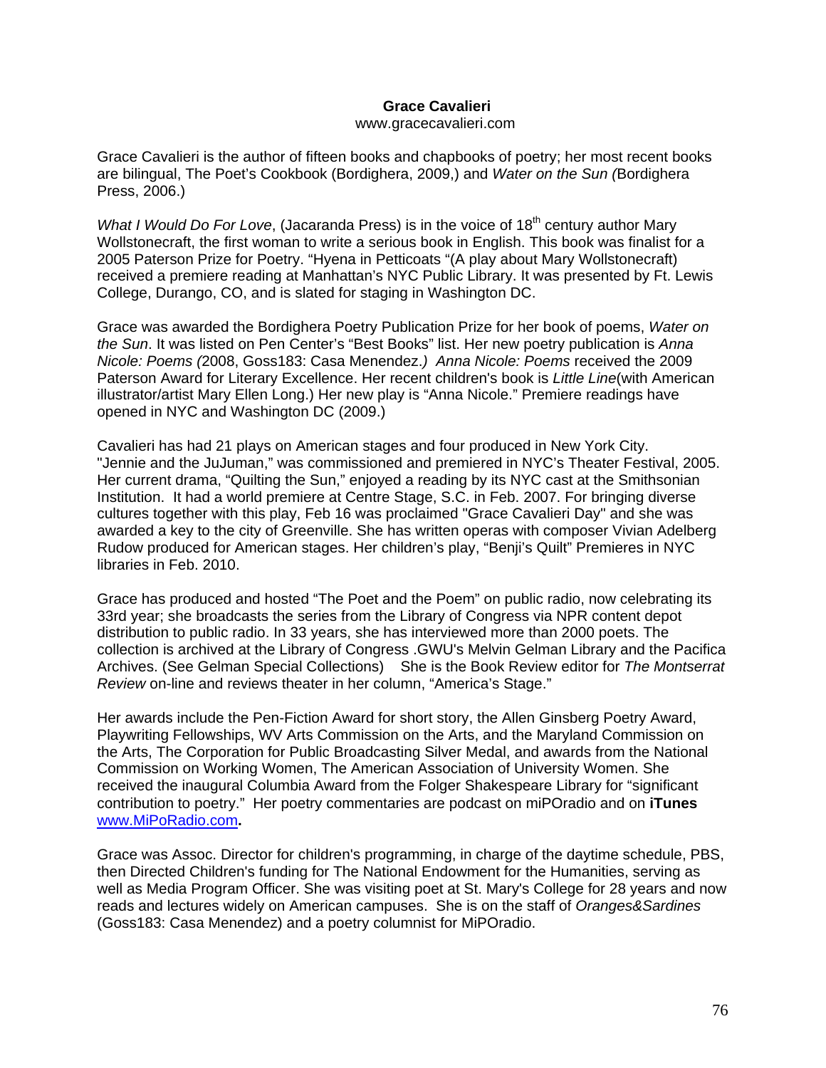**Grace Cavalieri**
www.gracecavalieri.com

Grace Cavalieri is the author of fifteen books and chapbooks of poetry; her most recent books are bilingual, The Poet's Cookbook (Bordighera, 2009,) and *Water on the Sun (*Bordighera Press, 2006.)

*What I Would Do For Love*, (Jacaranda Press) is in the voice of 18th century author Mary Wollstonecraft, the first woman to write a serious book in English. This book was finalist for a 2005 Paterson Prize for Poetry. "Hyena in Petticoats "(A play about Mary Wollstonecraft) received a premiere reading at Manhattan's NYC Public Library. It was presented by Ft. Lewis College, Durango, CO, and is slated for staging in Washington DC.

Grace was awarded the Bordighera Poetry Publication Prize for her book of poems, *Water on the Sun*. It was listed on Pen Center's "Best Books" list. Her new poetry publication is *Anna Nicole: Poems (*2008, Goss183: Casa Menendez.*) Anna Nicole: Poems* received the 2009 Paterson Award for Literary Excellence. Her recent children's book is *Little Line*(with American illustrator/artist Mary Ellen Long.) Her new play is "Anna Nicole." Premiere readings have opened in NYC and Washington DC (2009.)

Cavalieri has had 21 plays on American stages and four produced in New York City. "Jennie and the JuJuman," was commissioned and premiered in NYC's Theater Festival, 2005. Her current drama, "Quilting the Sun," enjoyed a reading by its NYC cast at the Smithsonian Institution. It had a world premiere at Centre Stage, S.C. in Feb. 2007. For bringing diverse cultures together with this play, Feb 16 was proclaimed "Grace Cavalieri Day" and she was awarded a key to the city of Greenville. She has written operas with composer Vivian Adelberg Rudow produced for American stages. Her children's play, "Benji's Quilt" Premieres in NYC libraries in Feb. 2010.

Grace has produced and hosted "The Poet and the Poem" on public radio, now celebrating its 33rd year; she broadcasts the series from the Library of Congress via NPR content depot distribution to public radio. In 33 years, she has interviewed more than 2000 poets. The collection is archived at the Library of Congress .GWU's Melvin Gelman Library and the Pacifica Archives. (See Gelman Special Collections) She is the Book Review editor for *The Montserrat Review* on-line and reviews theater in her column, "America's Stage."

Her awards include the Pen-Fiction Award for short story, the Allen Ginsberg Poetry Award, Playwriting Fellowships, WV Arts Commission on the Arts, and the Maryland Commission on the Arts, The Corporation for Public Broadcasting Silver Medal, and awards from the National Commission on Working Women, The American Association of University Women. She received the inaugural Columbia Award from the Folger Shakespeare Library for "significant contribution to poetry." Her poetry commentaries are podcast on miPOradio and on **iTunes** www.MiPoRadio.com**.**

Grace was Assoc. Director for children's programming, in charge of the daytime schedule, PBS, then Directed Children's funding for The National Endowment for the Humanities, serving as well as Media Program Officer. She was visiting poet at St. Mary's College for 28 years and now reads and lectures widely on American campuses. She is on the staff of *Oranges&Sardines* (Goss183: Casa Menendez) and a poetry columnist for MiPOradio.